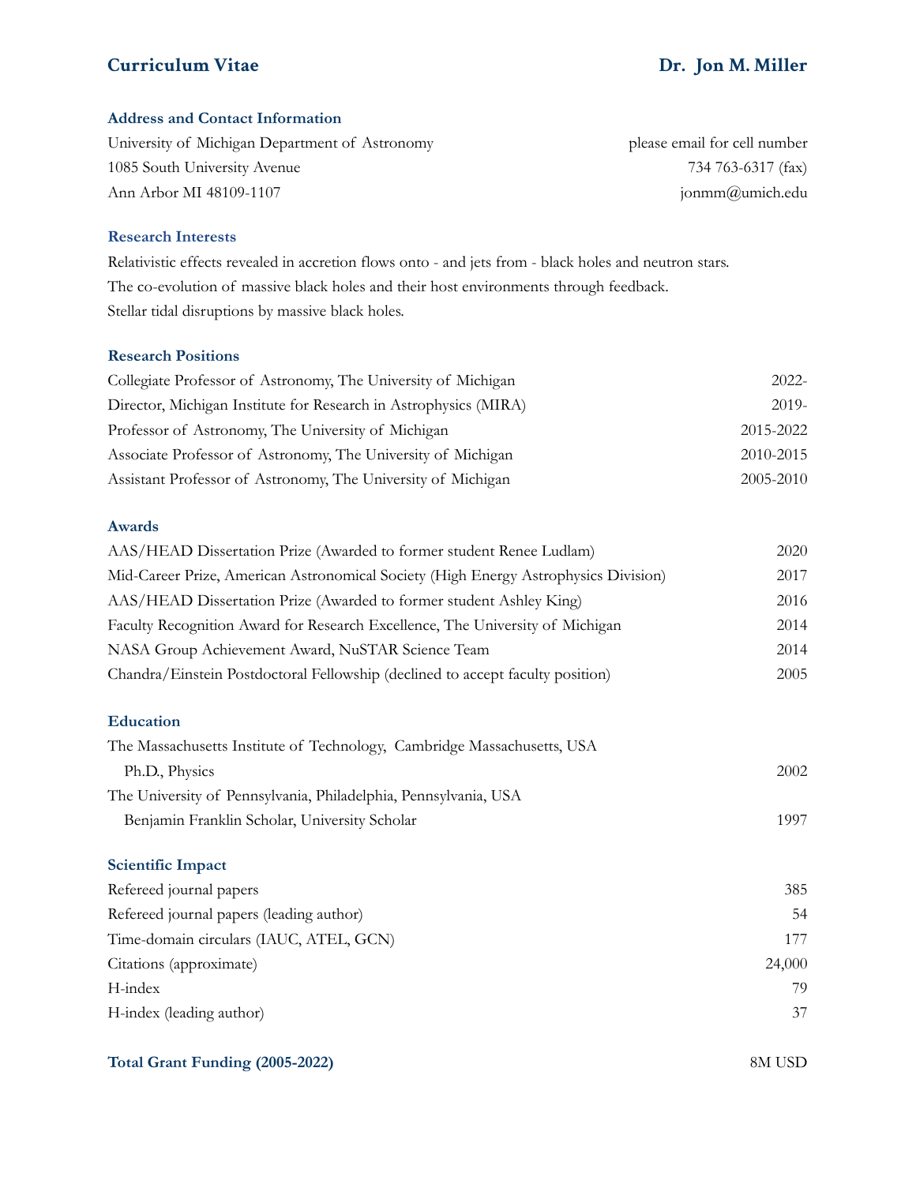# Curriculum Vitae — Dr. Jon M. Miller

## Address and Contact Information

| | |
|---|---|
| University of Michigan Department of Astronomy | please email for cell number |
| 1085 South University Avenue | 734 763-6317 (fax) |
| Ann Arbor MI 48109-1107 | jonmm@umich.edu |

## Research Interests

Relativistic effects revealed in accretion flows onto - and jets from - black holes and neutron stars.
The co-evolution of massive black holes and their host environments through feedback.
Stellar tidal disruptions by massive black holes.

## Research Positions

| | |
|---|---|
| Collegiate Professor of Astronomy, The University of Michigan | 2022- |
| Director, Michigan Institute for Research in Astrophysics (MIRA) | 2019- |
| Professor of Astronomy, The University of Michigan | 2015-2022 |
| Associate Professor of Astronomy, The University of Michigan | 2010-2015 |
| Assistant Professor of Astronomy, The University of Michigan | 2005-2010 |

## Awards

| | |
|---|---|
| AAS/HEAD Dissertation Prize (Awarded to former student Renee Ludlam) | 2020 |
| Mid-Career Prize, American Astronomical Society (High Energy Astrophysics Division) | 2017 |
| AAS/HEAD Dissertation Prize (Awarded to former student Ashley King) | 2016 |
| Faculty Recognition Award for Research Excellence, The University of Michigan | 2014 |
| NASA Group Achievement Award, NuSTAR Science Team | 2014 |
| Chandra/Einstein Postdoctoral Fellowship (declined to accept faculty position) | 2005 |

## Education

| | |
|---|---|
| The Massachusetts Institute of Technology, Cambridge Massachusetts, USA | |
| Ph.D., Physics | 2002 |
| The University of Pennsylvania, Philadelphia, Pennsylvania, USA | |
| Benjamin Franklin Scholar, University Scholar | 1997 |

## Scientific Impact

| | |
|---|---|
| Refereed journal papers | 385 |
| Refereed journal papers (leading author) | 54 |
| Time-domain circulars (IAUC, ATEL, GCN) | 177 |
| Citations (approximate) | 24,000 |
| H-index | 79 |
| H-index (leading author) | 37 |

## Total Grant Funding (2005-2022)

8M USD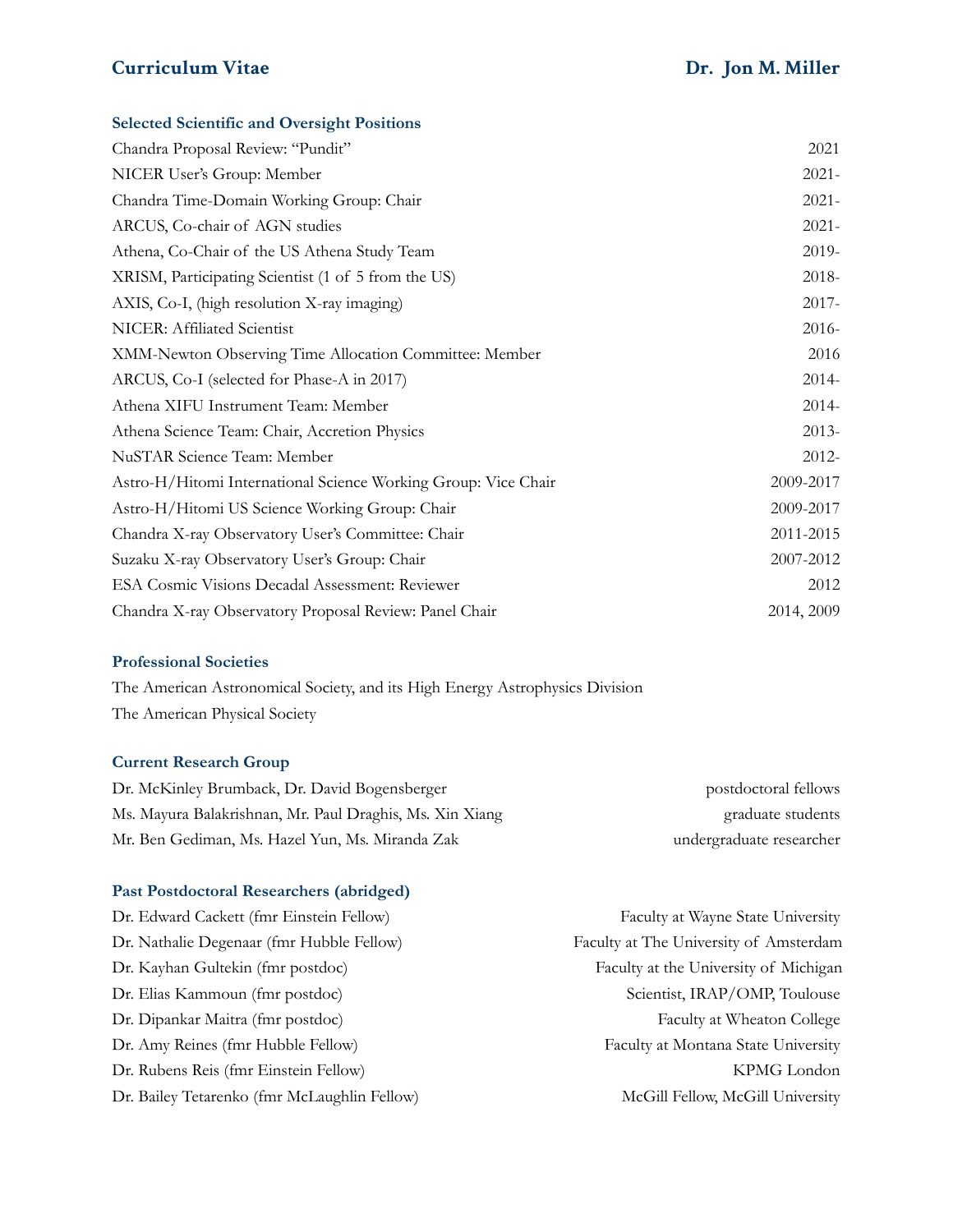## Selected Scientific and Oversight Positions

| | |
|---|---|
| Chandra Proposal Review: "Pundit" | 2021 |
| NICER User's Group: Member | 2021- |
| Chandra Time-Domain Working Group: Chair | 2021- |
| ARCUS, Co-chair of AGN studies | 2021- |
| Athena, Co-Chair of the US Athena Study Team | 2019- |
| XRISM, Participating Scientist (1 of 5 from the US) | 2018- |
| AXIS, Co-I, (high resolution X-ray imaging) | 2017- |
| NICER: Affiliated Scientist | 2016- |
| XMM-Newton Observing Time Allocation Committee: Member | 2016 |
| ARCUS, Co-I (selected for Phase-A in 2017) | 2014- |
| Athena XIFU Instrument Team: Member | 2014- |
| Athena Science Team: Chair, Accretion Physics | 2013- |
| NuSTAR Science Team: Member | 2012- |
| Astro-H/Hitomi International Science Working Group: Vice Chair | 2009-2017 |
| Astro-H/Hitomi US Science Working Group: Chair | 2009-2017 |
| Chandra X-ray Observatory User's Committee: Chair | 2011-2015 |
| Suzaku X-ray Observatory User's Group: Chair | 2007-2012 |
| ESA Cosmic Visions Decadal Assessment: Reviewer | 2012 |
| Chandra X-ray Observatory Proposal Review: Panel Chair | 2014, 2009 |

## Professional Societies

The American Astronomical Society, and its High Energy Astrophysics Division
The American Physical Society

## Current Research Group

| | |
|---|---|
| Dr. McKinley Brumback, Dr. David Bogensberger | postdoctoral fellows |
| Ms. Mayura Balakrishnan, Mr. Paul Draghis, Ms. Xin Xiang | graduate students |
| Mr. Ben Gediman, Ms. Hazel Yun, Ms. Miranda Zak | undergraduate researcher |

## Past Postdoctoral Researchers (abridged)

| | |
|---|---|
| Dr. Edward Cackett (fmr Einstein Fellow) | Faculty at Wayne State University |
| Dr. Nathalie Degenaar (fmr Hubble Fellow) | Faculty at The University of Amsterdam |
| Dr. Kayhan Gultekin (fmr postdoc) | Faculty at the University of Michigan |
| Dr. Elias Kammoun (fmr postdoc) | Scientist, IRAP/OMP, Toulouse |
| Dr. Dipankar Maitra (fmr postdoc) | Faculty at Wheaton College |
| Dr. Amy Reines (fmr Hubble Fellow) | Faculty at Montana State University |
| Dr. Rubens Reis (fmr Einstein Fellow) | KPMG London |
| Dr. Bailey Tetarenko (fmr McLaughlin Fellow) | McGill Fellow, McGill University |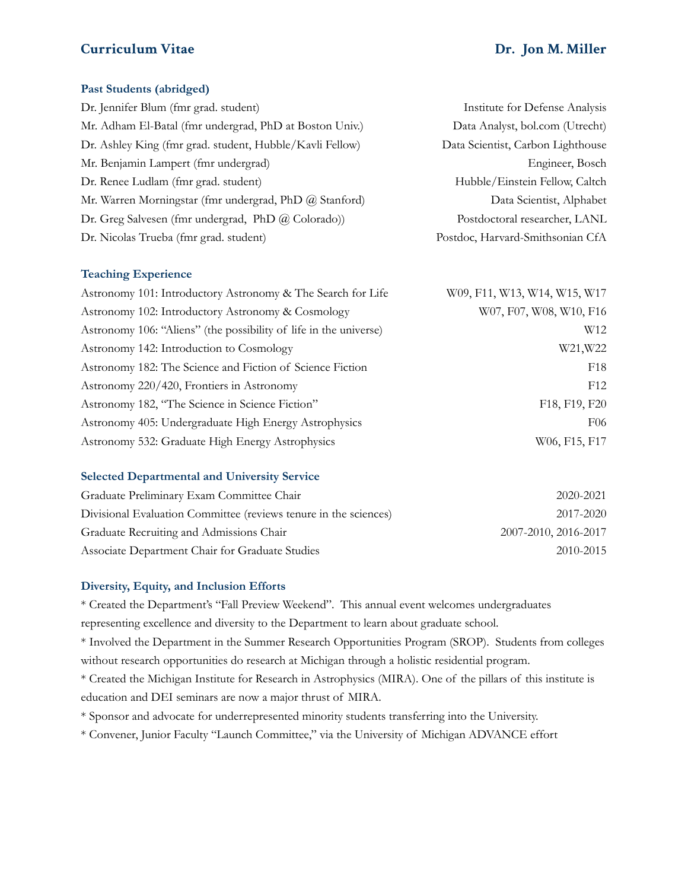**Curriculum Vitae** **Dr. Jon M. Miller**

### Past Students (abridged)

| | |
|---|---|
| Dr. Jennifer Blum (fmr grad. student) | Institute for Defense Analysis |
| Mr. Adham El-Batal (fmr undergrad, PhD at Boston Univ.) | Data Analyst, bol.com (Utrecht) |
| Dr. Ashley King (fmr grad. student, Hubble/Kavli Fellow) | Data Scientist, Carbon Lighthouse |
| Mr. Benjamin Lampert (fmr undergrad) | Engineer, Bosch |
| Dr. Renee Ludlam (fmr grad. student) | Hubble/Einstein Fellow, Caltch |
| Mr. Warren Morningstar (fmr undergrad, PhD @ Stanford) | Data Scientist, Alphabet |
| Dr. Greg Salvesen (fmr undergrad, PhD @ Colorado)) | Postdoctoral researcher, LANL |
| Dr. Nicolas Trueba (fmr grad. student) | Postdoc, Harvard-Smithsonian CfA |

### Teaching Experience

| | |
|---|---|
| Astronomy 101: Introductory Astronomy & The Search for Life | W09, F11, W13, W14, W15, W17 |
| Astronomy 102: Introductory Astronomy & Cosmology | W07, F07, W08, W10, F16 |
| Astronomy 106: "Aliens" (the possibility of life in the universe) | W12 |
| Astronomy 142: Introduction to Cosmology | W21,W22 |
| Astronomy 182: The Science and Fiction of Science Fiction | F18 |
| Astronomy 220/420, Frontiers in Astronomy | F12 |
| Astronomy 182, "The Science in Science Fiction" | F18, F19, F20 |
| Astronomy 405: Undergraduate High Energy Astrophysics | F06 |
| Astronomy 532: Graduate High Energy Astrophysics | W06, F15, F17 |

### Selected Departmental and University Service

| | |
|---|---|
| Graduate Preliminary Exam Committee Chair | 2020-2021 |
| Divisional Evaluation Committee (reviews tenure in the sciences) | 2017-2020 |
| Graduate Recruiting and Admissions Chair | 2007-2010, 2016-2017 |
| Associate Department Chair for Graduate Studies | 2010-2015 |

### Diversity, Equity, and Inclusion Efforts

* Created the Department's "Fall Preview Weekend". This annual event welcomes undergraduates representing excellence and diversity to the Department to learn about graduate school.
* Involved the Department in the Summer Research Opportunities Program (SROP). Students from colleges without research opportunities do research at Michigan through a holistic residential program.
* Created the Michigan Institute for Research in Astrophysics (MIRA). One of the pillars of this institute is education and DEI seminars are now a major thrust of MIRA.
* Sponsor and advocate for underrepresented minority students transferring into the University.
* Convener, Junior Faculty "Launch Committee," via the University of Michigan ADVANCE effort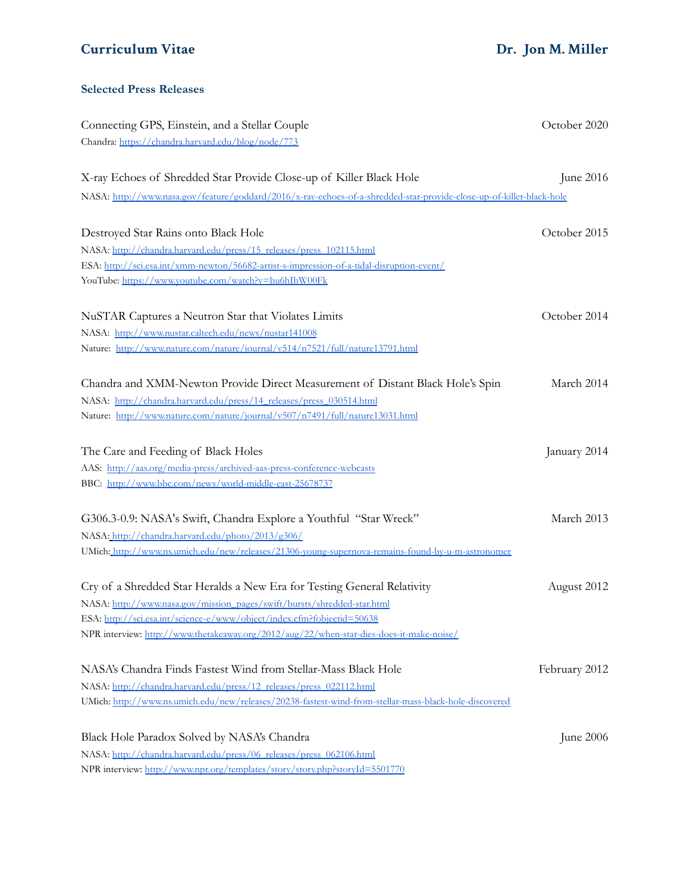### Selected Press Releases

Connecting GPS, Einstein, and a Stellar Couple — October 2020
Chandra: https://chandra.harvard.edu/blog/node/773

X-ray Echoes of Shredded Star Provide Close-up of Killer Black Hole — June 2016
NASA: http://www.nasa.gov/feature/goddard/2016/x-ray-echoes-of-a-shredded-star-provide-close-up-of-killer-black-hole

Destroyed Star Rains onto Black Hole — October 2015
NASA: http://chandra.harvard.edu/press/15_releases/press_102115.html
ESA: http://sci.esa.int/xmm-newton/56682-artist-s-impression-of-a-tidal-disruption-event/
YouTube: https://www.youtube.com/watch?v=hu6hIhW00Fk

NuSTAR Captures a Neutron Star that Violates Limits — October 2014
NASA: http://www.nustar.caltech.edu/news/nustar141008
Nature: http://www.nature.com/nature/journal/v514/n7521/full/nature13791.html

Chandra and XMM-Newton Provide Direct Measurement of Distant Black Hole's Spin — March 2014
NASA: http://chandra.harvard.edu/press/14_releases/press_030514.html
Nature: http://www.nature.com/nature/journal/v507/n7491/full/nature13031.html

The Care and Feeding of Black Holes — January 2014
AAS: http://aas.org/media-press/archived-aas-press-conference-webcasts
BBC: http://www.bbc.com/news/world-middle-east-25678737

G306.3-0.9: NASA's Swift, Chandra Explore a Youthful "Star Wreck" — March 2013
NASA: http://chandra.harvard.edu/photo/2013/g306/
UMich: http://www.ns.umich.edu/new/releases/21306-young-supernova-remains-found-by-u-m-astronomer

Cry of a Shredded Star Heralds a New Era for Testing General Relativity — August 2012
NASA: http://www.nasa.gov/mission_pages/swift/bursts/shredded-star.html
ESA: http://sci.esa.int/science-e/www/object/index.cfm?fobjectid=50638
NPR interview: http://www.thetakeaway.org/2012/aug/22/when-star-dies-does-it-make-noise/

NASA's Chandra Finds Fastest Wind from Stellar-Mass Black Hole — February 2012
NASA: http://chandra.harvard.edu/press/12_releases/press_022112.html
UMich: http://www.ns.umich.edu/new/releases/20238-fastest-wind-from-stellar-mass-black-hole-discovered

Black Hole Paradox Solved by NASA's Chandra — June 2006
NASA: http://chandra.harvard.edu/press/06_releases/press_062106.html
NPR interview: http://www.npr.org/templates/story/story.php?storyId=5501770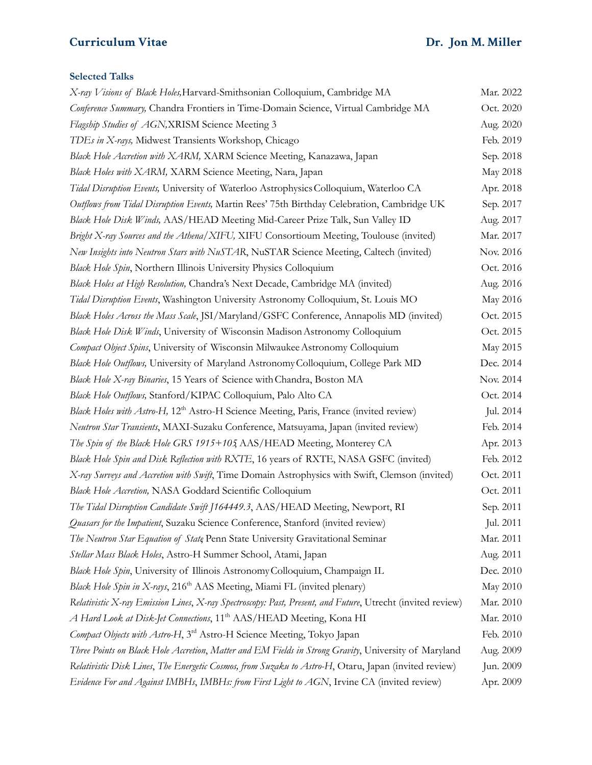### Selected Talks

| | |
|---|---|
| *X-ray Visions of Black Holes,* Harvard-Smithsonian Colloquium, Cambridge MA | Mar. 2022 |
| *Conference Summary,* Chandra Frontiers in Time-Domain Science, Virtual Cambridge MA | Oct. 2020 |
| *Flagship Studies of AGN,* XRISM Science Meeting 3 | Aug. 2020 |
| *TDEs in X-rays,* Midwest Transients Workshop, Chicago | Feb. 2019 |
| *Black Hole Accretion with XARM,* XARM Science Meeting, Kanazawa, Japan | Sep. 2018 |
| *Black Holes with XARM,* XARM Science Meeting, Nara, Japan | May 2018 |
| *Tidal Disruption Events,* University of Waterloo Astrophysics Colloquium, Waterloo CA | Apr. 2018 |
| *Outflows from Tidal Disruption Events,* Martin Rees' 75th Birthday Celebration, Cambridge UK | Sep. 2017 |
| *Black Hole Disk Winds,* AAS/HEAD Meeting Mid-Career Prize Talk, Sun Valley ID | Aug. 2017 |
| *Bright X-ray Sources and the Athena/XIFU,* XIFU Consortioum Meeting, Toulouse (invited) | Mar. 2017 |
| *New Insights into Neutron Stars with NuSTAR*, NuSTAR Science Meeting, Caltech (invited) | Nov. 2016 |
| *Black Hole Spin*, Northern Illinois University Physics Colloquium | Oct. 2016 |
| *Black Holes at High Resolution,* Chandra's Next Decade, Cambridge MA (invited) | Aug. 2016 |
| *Tidal Disruption Events*, Washington University Astronomy Colloquium, St. Louis MO | May 2016 |
| *Black Holes Across the Mass Scale*, JSI/Maryland/GSFC Conference, Annapolis MD (invited) | Oct. 2015 |
| *Black Hole Disk Winds*, University of Wisconsin Madison Astronomy Colloquium | Oct. 2015 |
| *Compact Object Spins*, University of Wisconsin Milwaukee Astronomy Colloquium | May 2015 |
| *Black Hole Outflows,* University of Maryland Astronomy Colloquium, College Park MD | Dec. 2014 |
| *Black Hole X-ray Binaries*, 15 Years of Science with Chandra, Boston MA | Nov. 2014 |
| *Black Hole Outflows,* Stanford/KIPAC Colloquium, Palo Alto CA | Oct. 2014 |
| *Black Holes with Astro-H,* 12th Astro-H Science Meeting, Paris, France (invited review) | Jul. 2014 |
| *Neutron Star Transients*, MAXI-Suzaku Conference, Matsuyama, Japan (invited review) | Feb. 2014 |
| *The Spin of the Black Hole GRS 1915+105,* AAS/HEAD Meeting, Monterey CA | Apr. 2013 |
| *Black Hole Spin and Disk Reflection with RXTE*, 16 years of RXTE, NASA GSFC (invited) | Feb. 2012 |
| *X-ray Surveys and Accretion with Swift*, Time Domain Astrophysics with Swift, Clemson (invited) | Oct. 2011 |
| *Black Hole Accretion,* NASA Goddard Scientific Colloquium | Oct. 2011 |
| *The Tidal Disruption Candidate Swift J164449.3*, AAS/HEAD Meeting, Newport, RI | Sep. 2011 |
| *Quasars for the Impatient*, Suzaku Science Conference, Stanford (invited review) | Jul. 2011 |
| *The Neutron Star Equation of State,* Penn State University Gravitational Seminar | Mar. 2011 |
| *Stellar Mass Black Holes*, Astro-H Summer School, Atami, Japan | Aug. 2011 |
| *Black Hole Spin*, University of Illinois Astronomy Colloquium, Champaign IL | Dec. 2010 |
| *Black Hole Spin in X-rays*, 216th AAS Meeting, Miami FL (invited plenary) | May 2010 |
| *Relativistic X-ray Emission Lines*, *X-ray Spectroscopy: Past, Present, and Future*, Utrecht (invited review) | Mar. 2010 |
| *A Hard Look at Disk-Jet Connections*, 11th AAS/HEAD Meeting, Kona HI | Mar. 2010 |
| *Compact Objects with Astro-H*, 3rd Astro-H Science Meeting, Tokyo Japan | Feb. 2010 |
| *Three Points on Black Hole Accretion*, *Matter and EM Fields in Strong Gravity*, University of Maryland | Aug. 2009 |
| *Relativistic Disk Lines*, *The Energetic Cosmos, from Suzaku to Astro-H*, Otaru, Japan (invited review) | Jun. 2009 |
| *Evidence For and Against IMBHs*, *IMBHs: from First Light to AGN*, Irvine CA (invited review) | Apr. 2009 |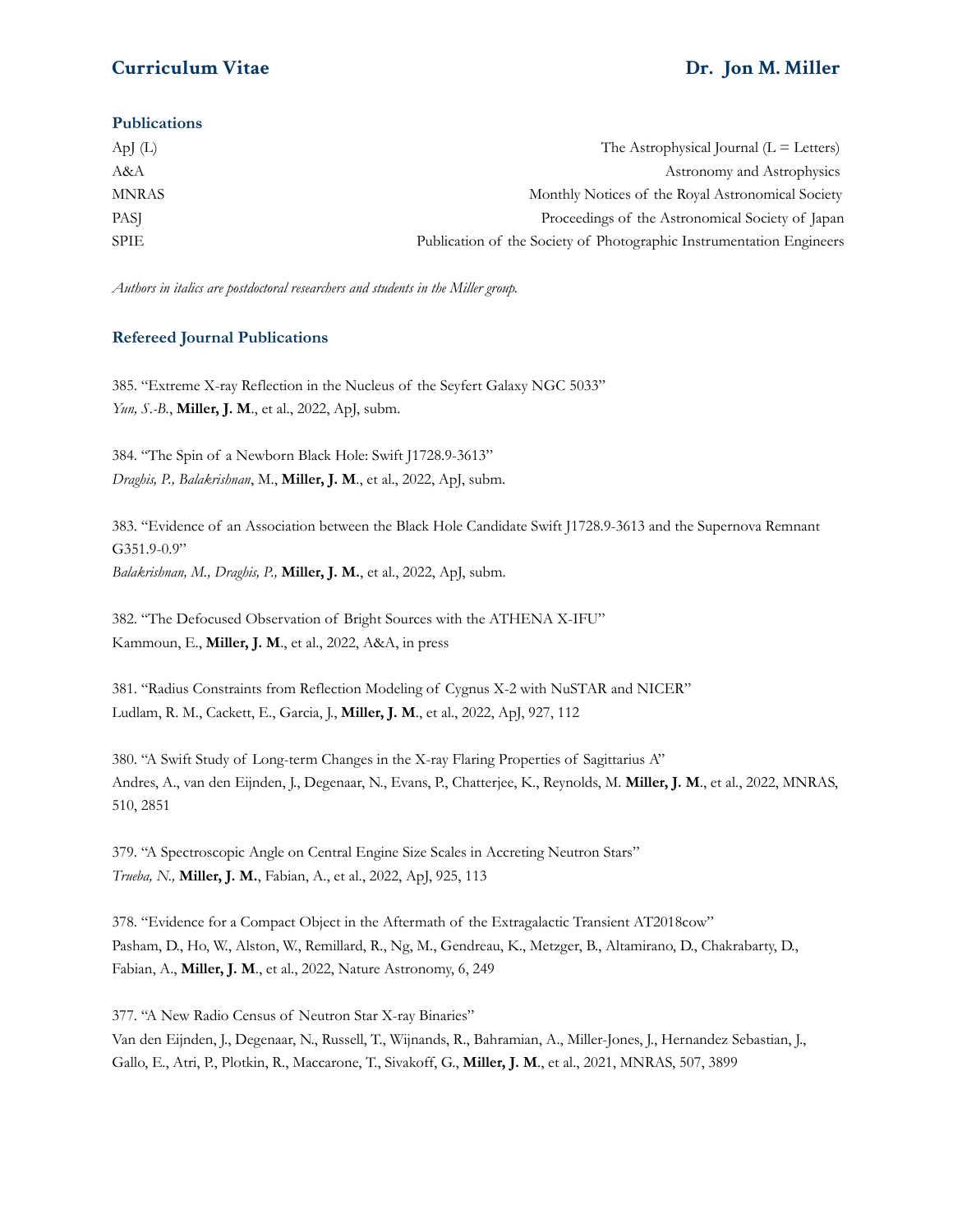## Publications

| | |
|---|---|
| ApJ (L) | The Astrophysical Journal (L = Letters) |
| A&A | Astronomy and Astrophysics |
| MNRAS | Monthly Notices of the Royal Astronomical Society |
| PASJ | Proceedings of the Astronomical Society of Japan |
| SPIE | Publication of the Society of Photographic Instrumentation Engineers |

*Authors in italics are postdoctoral researchers and students in the Miller group.*

## Refereed Journal Publications

385. "Extreme X-ray Reflection in the Nucleus of the Seyfert Galaxy NGC 5033"
*Yun, S.-B.*, **Miller, J. M**., et al., 2022, ApJ, subm.

384. "The Spin of a Newborn Black Hole: Swift J1728.9-3613"
*Draghis, P., Balakrishnan*, M., **Miller, J. M**., et al., 2022, ApJ, subm.

383. "Evidence of an Association between the Black Hole Candidate Swift J1728.9-3613 and the Supernova Remnant G351.9-0.9"
*Balakrishnan, M., Draghis, P.,* **Miller, J. M.**, et al., 2022, ApJ, subm.

382. "The Defocused Observation of Bright Sources with the ATHENA X-IFU"
Kammoun, E., **Miller, J. M**., et al., 2022, A&A, in press

381. "Radius Constraints from Reflection Modeling of Cygnus X-2 with NuSTAR and NICER"
Ludlam, R. M., Cackett, E., Garcia, J., **Miller, J. M**., et al., 2022, ApJ, 927, 112

380. "A Swift Study of Long-term Changes in the X-ray Flaring Properties of Sagittarius A"
Andres, A., van den Eijnden, J., Degenaar, N., Evans, P., Chatterjee, K., Reynolds, M. **Miller, J. M**., et al., 2022, MNRAS, 510, 2851

379. "A Spectroscopic Angle on Central Engine Size Scales in Accreting Neutron Stars"
*Trueba, N.,* **Miller, J. M.**, Fabian, A., et al., 2022, ApJ, 925, 113

378. "Evidence for a Compact Object in the Aftermath of the Extragalactic Transient AT2018cow"
Pasham, D., Ho, W., Alston, W., Remillard, R., Ng, M., Gendreau, K., Metzger, B., Altamirano, D., Chakrabarty, D., Fabian, A., **Miller, J. M**., et al., 2022, Nature Astronomy, 6, 249

377. "A New Radio Census of Neutron Star X-ray Binaries"
Van den Eijnden, J., Degenaar, N., Russell, T., Wijnands, R., Bahramian, A., Miller-Jones, J., Hernandez Sebastian, J., Gallo, E., Atri, P., Plotkin, R., Maccarone, T., Sivakoff, G., **Miller, J. M**., et al., 2021, MNRAS, 507, 3899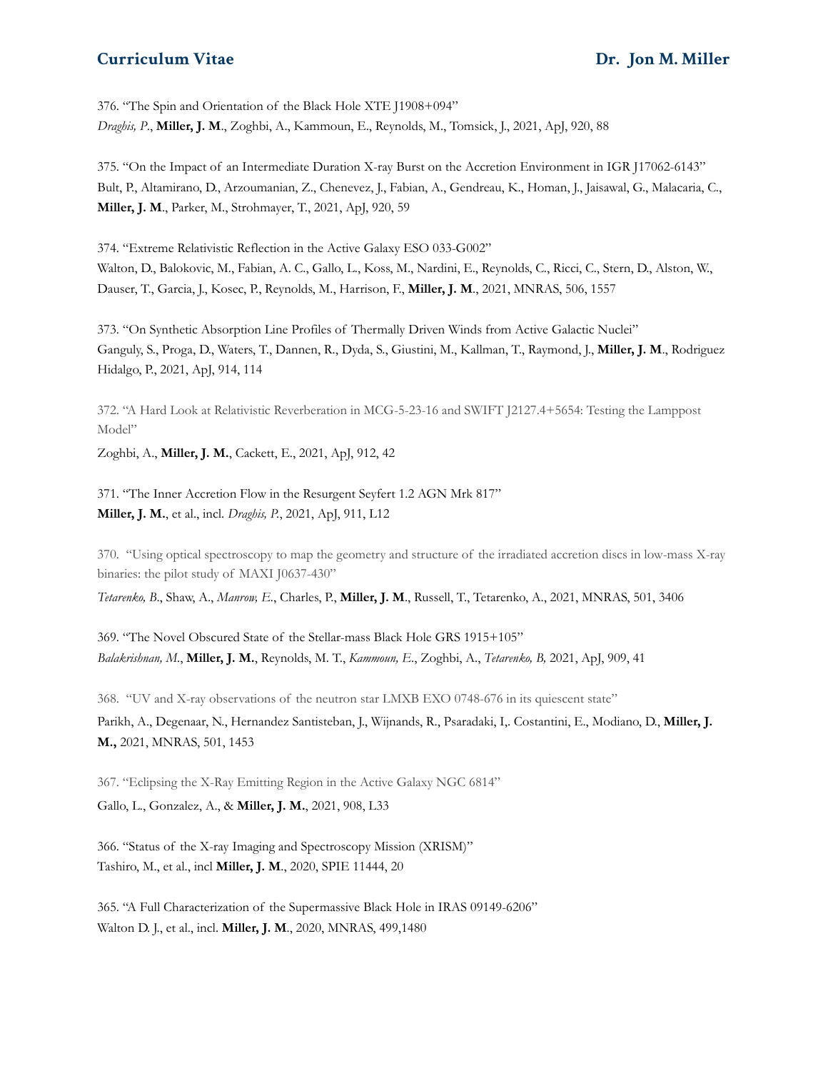376. "The Spin and Orientation of the Black Hole XTE J1908+094"
*Draghis, P.*, **Miller, J. M**., Zoghbi, A., Kammoun, E., Reynolds, M., Tomsick, J., 2021, ApJ, 920, 88

375. "On the Impact of an Intermediate Duration X-ray Burst on the Accretion Environment in IGR J17062-6143"
Bult, P., Altamirano, D., Arzoumanian, Z., Chenevez, J., Fabian, A., Gendreau, K., Homan, J., Jaisawal, G., Malacaria, C., **Miller, J. M**., Parker, M., Strohmayer, T., 2021, ApJ, 920, 59

374. "Extreme Relativistic Reflection in the Active Galaxy ESO 033-G002"
Walton, D., Balokovic, M., Fabian, A. C., Gallo, L., Koss, M., Nardini, E., Reynolds, C., Ricci, C., Stern, D., Alston, W., Dauser, T., Garcia, J., Kosec, P., Reynolds, M., Harrison, F., **Miller, J. M**., 2021, MNRAS, 506, 1557

373. "On Synthetic Absorption Line Profiles of Thermally Driven Winds from Active Galactic Nuclei"
Ganguly, S., Proga, D., Waters, T., Dannen, R., Dyda, S., Giustini, M., Kallman, T., Raymond, J., **Miller, J. M**., Rodriguez Hidalgo, P., 2021, ApJ, 914, 114

372. "A Hard Look at Relativistic Reverberation in MCG-5-23-16 and SWIFT J2127.4+5654: Testing the Lamppost Model"
Zoghbi, A., **Miller, J. M.**, Cackett, E., 2021, ApJ, 912, 42

371. "The Inner Accretion Flow in the Resurgent Seyfert 1.2 AGN Mrk 817"
**Miller, J. M.**, et al., incl. *Draghis, P.*, 2021, ApJ, 911, L12

370. "Using optical spectroscopy to map the geometry and structure of the irradiated accretion discs in low-mass X-ray binaries: the pilot study of MAXI J0637-430"
*Tetarenko, B*., Shaw, A., *Manrow, E*., Charles, P., **Miller, J. M**., Russell, T., Tetarenko, A., 2021, MNRAS, 501, 3406

369. "The Novel Obscured State of the Stellar-mass Black Hole GRS 1915+105"
*Balakrishnan, M*., **Miller, J. M.**, Reynolds, M. T., *Kammoun, E*., Zoghbi, A., *Tetarenko, B,* 2021, ApJ, 909, 41

368. "UV and X-ray observations of the neutron star LMXB EXO 0748-676 in its quiescent state"
Parikh, A., Degenaar, N., Hernandez Santisteban, J., Wijnands, R., Psaradaki, I,. Costantini, E., Modiano, D., **Miller, J. M.,** 2021, MNRAS, 501, 1453

367. "Eclipsing the X-Ray Emitting Region in the Active Galaxy NGC 6814"
Gallo, L., Gonzalez, A., & **Miller, J. M.**, 2021, 908, L33

366. "Status of the X-ray Imaging and Spectroscopy Mission (XRISM)"
Tashiro, M., et al., incl **Miller, J. M**., 2020, SPIE 11444, 20

365. "A Full Characterization of the Supermassive Black Hole in IRAS 09149-6206"
Walton D. J., et al., incl. **Miller, J. M**., 2020, MNRAS, 499,1480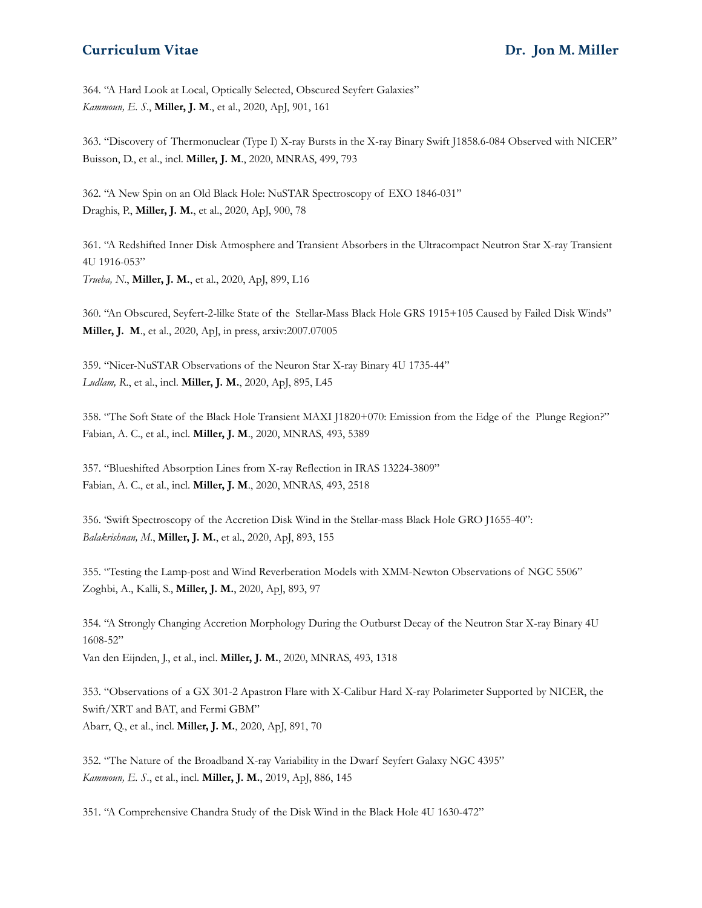364. "A Hard Look at Local, Optically Selected, Obscured Seyfert Galaxies"
*Kammoun, E. S.*, **Miller, J. M**., et al., 2020, ApJ, 901, 161

363. "Discovery of Thermonuclear (Type I) X-ray Bursts in the X-ray Binary Swift J1858.6-084 Observed with NICER"
Buisson, D., et al., incl. **Miller, J. M**., 2020, MNRAS, 499, 793

362. "A New Spin on an Old Black Hole: NuSTAR Spectroscopy of EXO 1846-031"
Draghis, P., **Miller, J. M.**, et al., 2020, ApJ, 900, 78

361. "A Redshifted Inner Disk Atmosphere and Transient Absorbers in the Ultracompact Neutron Star X-ray Transient 4U 1916-053"
*Trueba, N.*, **Miller, J. M.**, et al., 2020, ApJ, 899, L16

360. "An Obscured, Seyfert-2-lilke State of the Stellar-Mass Black Hole GRS 1915+105 Caused by Failed Disk Winds"
**Miller, J. M**., et al., 2020, ApJ, in press, arxiv:2007.07005

359. "Nicer-NuSTAR Observations of the Neuron Star X-ray Binary 4U 1735-44"
*Ludlam, R.*, et al., incl. **Miller, J. M.**, 2020, ApJ, 895, L45

358. "The Soft State of the Black Hole Transient MAXI J1820+070: Emission from the Edge of the Plunge Region?"
Fabian, A. C., et al., incl. **Miller, J. M**., 2020, MNRAS, 493, 5389

357. "Blueshifted Absorption Lines from X-ray Reflection in IRAS 13224-3809"
Fabian, A. C., et al., incl. **Miller, J. M**., 2020, MNRAS, 493, 2518

356. 'Swift Spectroscopy of the Accretion Disk Wind in the Stellar-mass Black Hole GRO J1655-40":
*Balakrishnan, M.*, **Miller, J. M.**, et al., 2020, ApJ, 893, 155

355. "Testing the Lamp-post and Wind Reverberation Models with XMM-Newton Observations of NGC 5506"
Zoghbi, A., Kalli, S., **Miller, J. M.**, 2020, ApJ, 893, 97

354. "A Strongly Changing Accretion Morphology During the Outburst Decay of the Neutron Star X-ray Binary 4U 1608-52"
Van den Eijnden, J., et al., incl. **Miller, J. M.**, 2020, MNRAS, 493, 1318

353. "Observations of a GX 301-2 Apastron Flare with X-Calibur Hard X-ray Polarimeter Supported by NICER, the Swift/XRT and BAT, and Fermi GBM"
Abarr, Q., et al., incl. **Miller, J. M.**, 2020, ApJ, 891, 70

352. "The Nature of the Broadband X-ray Variability in the Dwarf Seyfert Galaxy NGC 4395"
*Kammoun, E. S.*, et al., incl. **Miller, J. M.**, 2019, ApJ, 886, 145

351. "A Comprehensive Chandra Study of the Disk Wind in the Black Hole 4U 1630-472"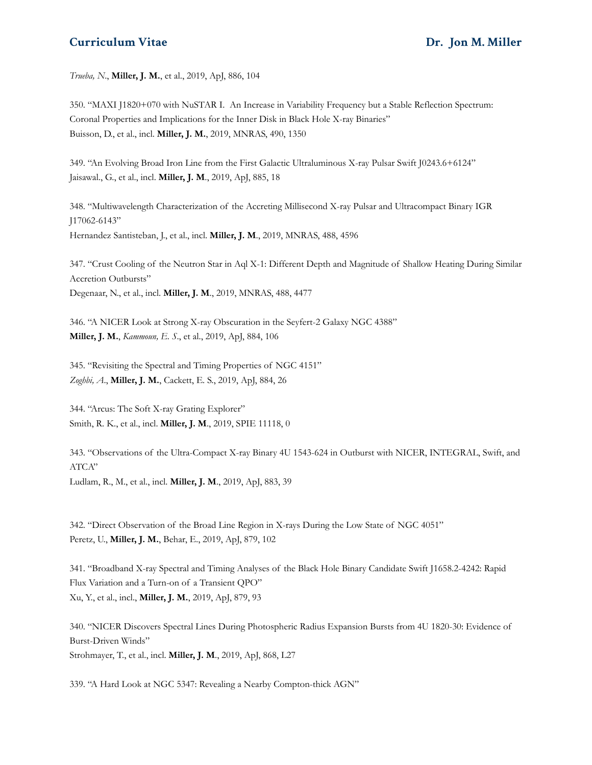*Trueba, N.*, **Miller, J. M.**, et al., 2019, ApJ, 886, 104

350. "MAXI J1820+070 with NuSTAR I. An Increase in Variability Frequency but a Stable Reflection Spectrum: Coronal Properties and Implications for the Inner Disk in Black Hole X-ray Binaries"
Buisson, D., et al., incl. **Miller, J. M.**, 2019, MNRAS, 490, 1350

349. "An Evolving Broad Iron Line from the First Galactic Ultraluminous X-ray Pulsar Swift J0243.6+6124"
Jaisawal., G., et al., incl. **Miller, J. M**., 2019, ApJ, 885, 18

348. "Multiwavelength Characterization of the Accreting Millisecond X-ray Pulsar and Ultracompact Binary IGR J17062-6143"
Hernandez Santisteban, J., et al., incl. **Miller, J. M**., 2019, MNRAS, 488, 4596

347. "Crust Cooling of the Neutron Star in Aql X-1: Different Depth and Magnitude of Shallow Heating During Similar Accretion Outbursts"
Degenaar, N., et al., incl. **Miller, J. M**., 2019, MNRAS, 488, 4477

346. "A NICER Look at Strong X-ray Obscuration in the Seyfert-2 Galaxy NGC 4388"
**Miller, J. M.**, *Kammoun, E. S.*, et al., 2019, ApJ, 884, 106

345. "Revisiting the Spectral and Timing Properties of NGC 4151"
*Zoghbi, A.*, **Miller, J. M.**, Cackett, E. S., 2019, ApJ, 884, 26

344. "Arcus: The Soft X-ray Grating Explorer"
Smith, R. K., et al., incl. **Miller, J. M**., 2019, SPIE 11118, 0

343. "Observations of the Ultra-Compact X-ray Binary 4U 1543-624 in Outburst with NICER, INTEGRAL, Swift, and ATCA"
Ludlam, R., M., et al., incl. **Miller, J. M**., 2019, ApJ, 883, 39

342. "Direct Observation of the Broad Line Region in X-rays During the Low State of NGC 4051"
Peretz, U., **Miller, J. M.**, Behar, E., 2019, ApJ, 879, 102

341. "Broadband X-ray Spectral and Timing Analyses of the Black Hole Binary Candidate Swift J1658.2-4242: Rapid Flux Variation and a Turn-on of a Transient QPO"
Xu, Y., et al., incl., **Miller, J. M.**, 2019, ApJ, 879, 93

340. "NICER Discovers Spectral Lines During Photospheric Radius Expansion Bursts from 4U 1820-30: Evidence of Burst-Driven Winds"
Strohmayer, T., et al., incl. **Miller, J. M**., 2019, ApJ, 868, L27

339. "A Hard Look at NGC 5347: Revealing a Nearby Compton-thick AGN"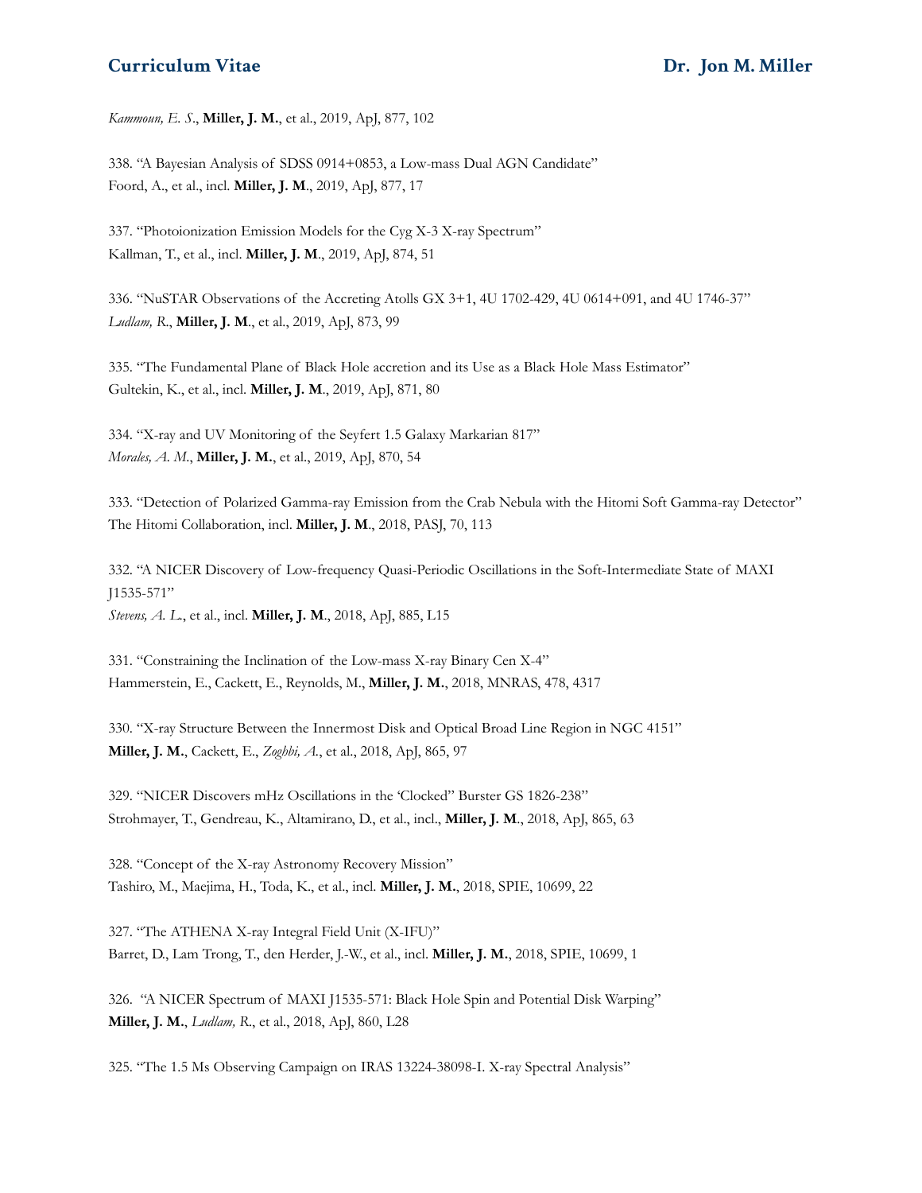*Kammoun, E. S*., **Miller, J. M.**, et al., 2019, ApJ, 877, 102

338. "A Bayesian Analysis of SDSS 0914+0853, a Low-mass Dual AGN Candidate"
Foord, A., et al., incl. **Miller, J. M**., 2019, ApJ, 877, 17

337. "Photoionization Emission Models for the Cyg X-3 X-ray Spectrum"
Kallman, T., et al., incl. **Miller, J. M**., 2019, ApJ, 874, 51

336. "NuSTAR Observations of the Accreting Atolls GX 3+1, 4U 1702-429, 4U 0614+091, and 4U 1746-37"
*Ludlam, R*., **Miller, J. M**., et al., 2019, ApJ, 873, 99

335. "The Fundamental Plane of Black Hole accretion and its Use as a Black Hole Mass Estimator"
Gultekin, K., et al., incl. **Miller, J. M**., 2019, ApJ, 871, 80

334. "X-ray and UV Monitoring of the Seyfert 1.5 Galaxy Markarian 817"
*Morales, A. M*., **Miller, J. M.**, et al., 2019, ApJ, 870, 54

333. "Detection of Polarized Gamma-ray Emission from the Crab Nebula with the Hitomi Soft Gamma-ray Detector"
The Hitomi Collaboration, incl. **Miller, J. M**., 2018, PASJ, 70, 113

332. "A NICER Discovery of Low-frequency Quasi-Periodic Oscillations in the Soft-Intermediate State of MAXI J1535-571"
*Stevens, A. L*., et al., incl. **Miller, J. M**., 2018, ApJ, 885, L15

331. "Constraining the Inclination of the Low-mass X-ray Binary Cen X-4"
Hammerstein, E., Cackett, E., Reynolds, M., **Miller, J. M.**, 2018, MNRAS, 478, 4317

330. "X-ray Structure Between the Innermost Disk and Optical Broad Line Region in NGC 4151"
**Miller, J. M.**, Cackett, E., *Zoghbi, A*., et al., 2018, ApJ, 865, 97

329. "NICER Discovers mHz Oscillations in the 'Clocked" Burster GS 1826-238"
Strohmayer, T., Gendreau, K., Altamirano, D., et al., incl., **Miller, J. M**., 2018, ApJ, 865, 63

328. "Concept of the X-ray Astronomy Recovery Mission"
Tashiro, M., Maejima, H., Toda, K., et al., incl. **Miller, J. M.**, 2018, SPIE, 10699, 22

327. "The ATHENA X-ray Integral Field Unit (X-IFU)"
Barret, D., Lam Trong, T., den Herder, J.-W., et al., incl. **Miller, J. M.**, 2018, SPIE, 10699, 1

326. "A NICER Spectrum of MAXI J1535-571: Black Hole Spin and Potential Disk Warping"
**Miller, J. M.**, *Ludlam, R*., et al., 2018, ApJ, 860, L28

325. "The 1.5 Ms Observing Campaign on IRAS 13224-38098-I. X-ray Spectral Analysis"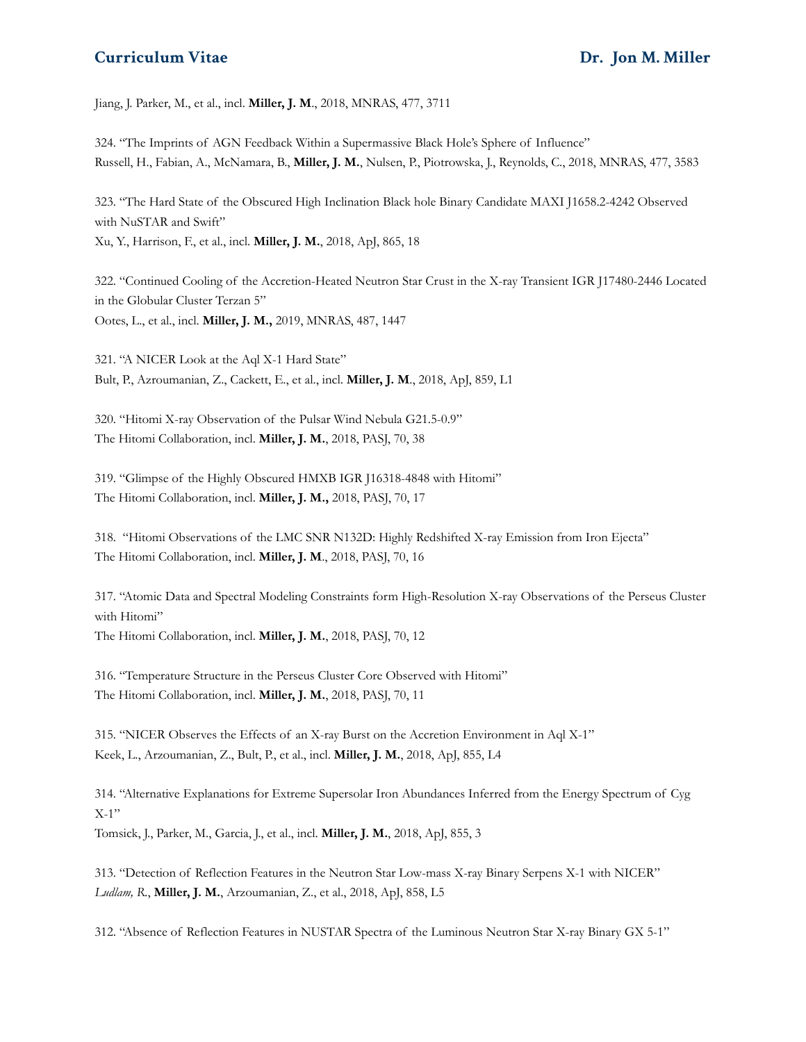Jiang, J. Parker, M., et al., incl. **Miller, J. M**., 2018, MNRAS, 477, 3711

324. "The Imprints of AGN Feedback Within a Supermassive Black Hole's Sphere of Influence"
Russell, H., Fabian, A., McNamara, B., **Miller, J. M.**, Nulsen, P., Piotrowska, J., Reynolds, C., 2018, MNRAS, 477, 3583

323. "The Hard State of the Obscured High Inclination Black hole Binary Candidate MAXI J1658.2-4242 Observed with NuSTAR and Swift"
Xu, Y., Harrison, F., et al., incl. **Miller, J. M.**, 2018, ApJ, 865, 18

322. "Continued Cooling of the Accretion-Heated Neutron Star Crust in the X-ray Transient IGR J17480-2446 Located in the Globular Cluster Terzan 5"
Ootes, L., et al., incl. **Miller, J. M.,** 2019, MNRAS, 487, 1447

321. "A NICER Look at the Aql X-1 Hard State"
Bult, P., Azroumanian, Z., Cackett, E., et al., incl. **Miller, J. M**., 2018, ApJ, 859, L1

320. "Hitomi X-ray Observation of the Pulsar Wind Nebula G21.5-0.9"
The Hitomi Collaboration, incl. **Miller, J. M.**, 2018, PASJ, 70, 38

319. "Glimpse of the Highly Obscured HMXB IGR J16318-4848 with Hitomi"
The Hitomi Collaboration, incl. **Miller, J. M.,** 2018, PASJ, 70, 17

318. "Hitomi Observations of the LMC SNR N132D: Highly Redshifted X-ray Emission from Iron Ejecta"
The Hitomi Collaboration, incl. **Miller, J. M**., 2018, PASJ, 70, 16

317. "Atomic Data and Spectral Modeling Constraints form High-Resolution X-ray Observations of the Perseus Cluster with Hitomi"
The Hitomi Collaboration, incl. **Miller, J. M.**, 2018, PASJ, 70, 12

316. "Temperature Structure in the Perseus Cluster Core Observed with Hitomi"
The Hitomi Collaboration, incl. **Miller, J. M.**, 2018, PASJ, 70, 11

315. "NICER Observes the Effects of an X-ray Burst on the Accretion Environment in Aql X-1"
Keek, L., Arzoumanian, Z., Bult, P., et al., incl. **Miller, J. M.**, 2018, ApJ, 855, L4

314. "Alternative Explanations for Extreme Supersolar Iron Abundances Inferred from the Energy Spectrum of Cyg X-1"
Tomsick, J., Parker, M., Garcia, J., et al., incl. **Miller, J. M.**, 2018, ApJ, 855, 3

313. "Detection of Reflection Features in the Neutron Star Low-mass X-ray Binary Serpens X-1 with NICER"
*Ludlam, R.*, **Miller, J. M.**, Arzoumanian, Z., et al., 2018, ApJ, 858, L5

312. "Absence of Reflection Features in NUSTAR Spectra of the Luminous Neutron Star X-ray Binary GX 5-1"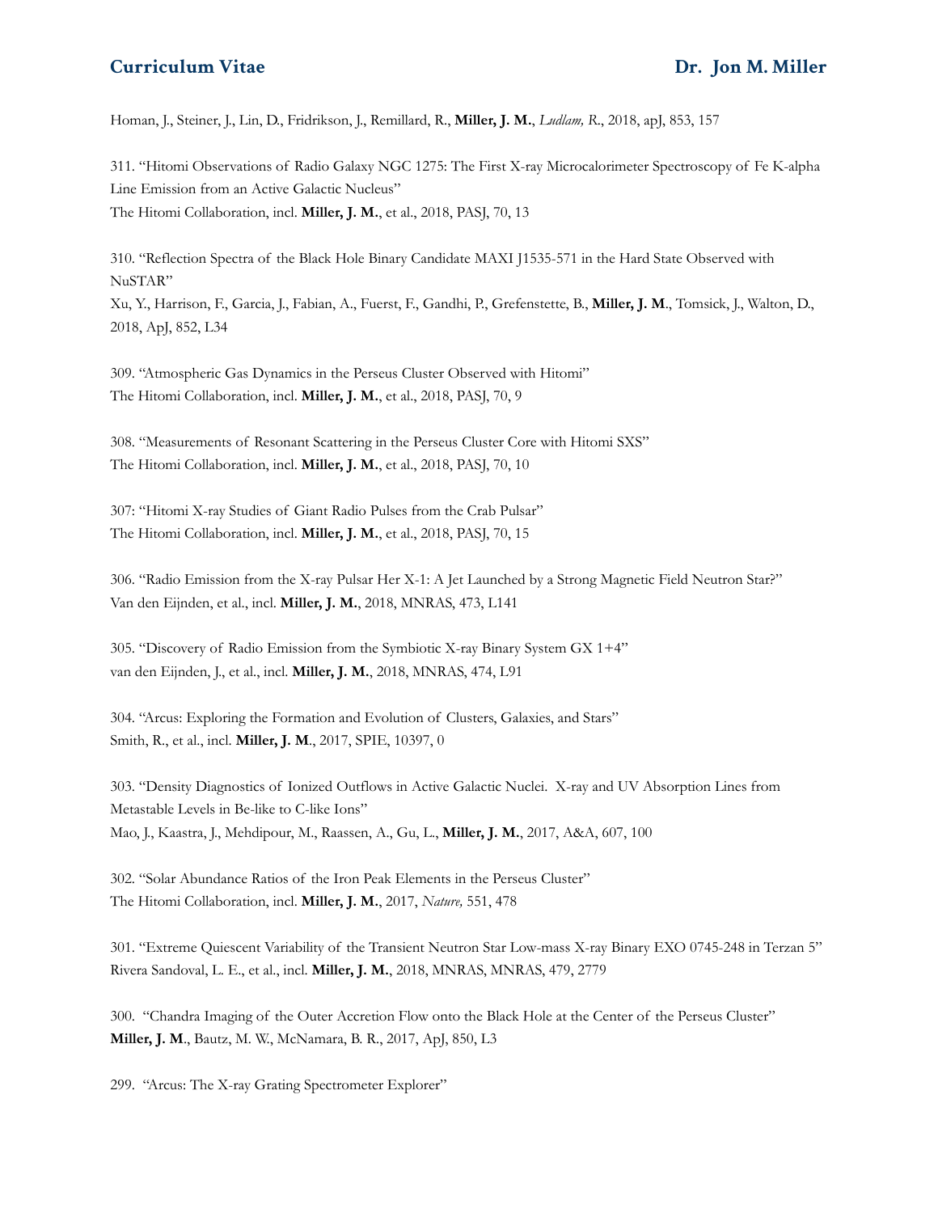Homan, J., Steiner, J., Lin, D., Fridrikson, J., Remillard, R., **Miller, J. M.**, *Ludlam, R.*, 2018, apJ, 853, 157

311. "Hitomi Observations of Radio Galaxy NGC 1275: The First X-ray Microcalorimeter Spectroscopy of Fe K-alpha Line Emission from an Active Galactic Nucleus"
The Hitomi Collaboration, incl. **Miller, J. M.**, et al., 2018, PASJ, 70, 13

310. "Reflection Spectra of the Black Hole Binary Candidate MAXI J1535-571 in the Hard State Observed with NuSTAR"
Xu, Y., Harrison, F., Garcia, J., Fabian, A., Fuerst, F., Gandhi, P., Grefenstette, B., **Miller, J. M**., Tomsick, J., Walton, D., 2018, ApJ, 852, L34

309. "Atmospheric Gas Dynamics in the Perseus Cluster Observed with Hitomi"
The Hitomi Collaboration, incl. **Miller, J. M.**, et al., 2018, PASJ, 70, 9

308. "Measurements of Resonant Scattering in the Perseus Cluster Core with Hitomi SXS"
The Hitomi Collaboration, incl. **Miller, J. M.**, et al., 2018, PASJ, 70, 10

307: "Hitomi X-ray Studies of Giant Radio Pulses from the Crab Pulsar"
The Hitomi Collaboration, incl. **Miller, J. M.**, et al., 2018, PASJ, 70, 15

306. "Radio Emission from the X-ray Pulsar Her X-1: A Jet Launched by a Strong Magnetic Field Neutron Star?"
Van den Eijnden, et al., incl. **Miller, J. M.**, 2018, MNRAS, 473, L141

305. "Discovery of Radio Emission from the Symbiotic X-ray Binary System GX 1+4"
van den Eijnden, J., et al., incl. **Miller, J. M.**, 2018, MNRAS, 474, L91

304. "Arcus: Exploring the Formation and Evolution of Clusters, Galaxies, and Stars"
Smith, R., et al., incl. **Miller, J. M**., 2017, SPIE, 10397, 0

303. "Density Diagnostics of Ionized Outflows in Active Galactic Nuclei. X-ray and UV Absorption Lines from Metastable Levels in Be-like to C-like Ions"
Mao, J., Kaastra, J., Mehdipour, M., Raassen, A., Gu, L., **Miller, J. M.**, 2017, A&A, 607, 100

302. "Solar Abundance Ratios of the Iron Peak Elements in the Perseus Cluster"
The Hitomi Collaboration, incl. **Miller, J. M.**, 2017, *Nature,* 551, 478

301. "Extreme Quiescent Variability of the Transient Neutron Star Low-mass X-ray Binary EXO 0745-248 in Terzan 5"
Rivera Sandoval, L. E., et al., incl. **Miller, J. M.**, 2018, MNRAS, MNRAS, 479, 2779

300. "Chandra Imaging of the Outer Accretion Flow onto the Black Hole at the Center of the Perseus Cluster"
**Miller, J. M**., Bautz, M. W., McNamara, B. R., 2017, ApJ, 850, L3

299. "Arcus: The X-ray Grating Spectrometer Explorer"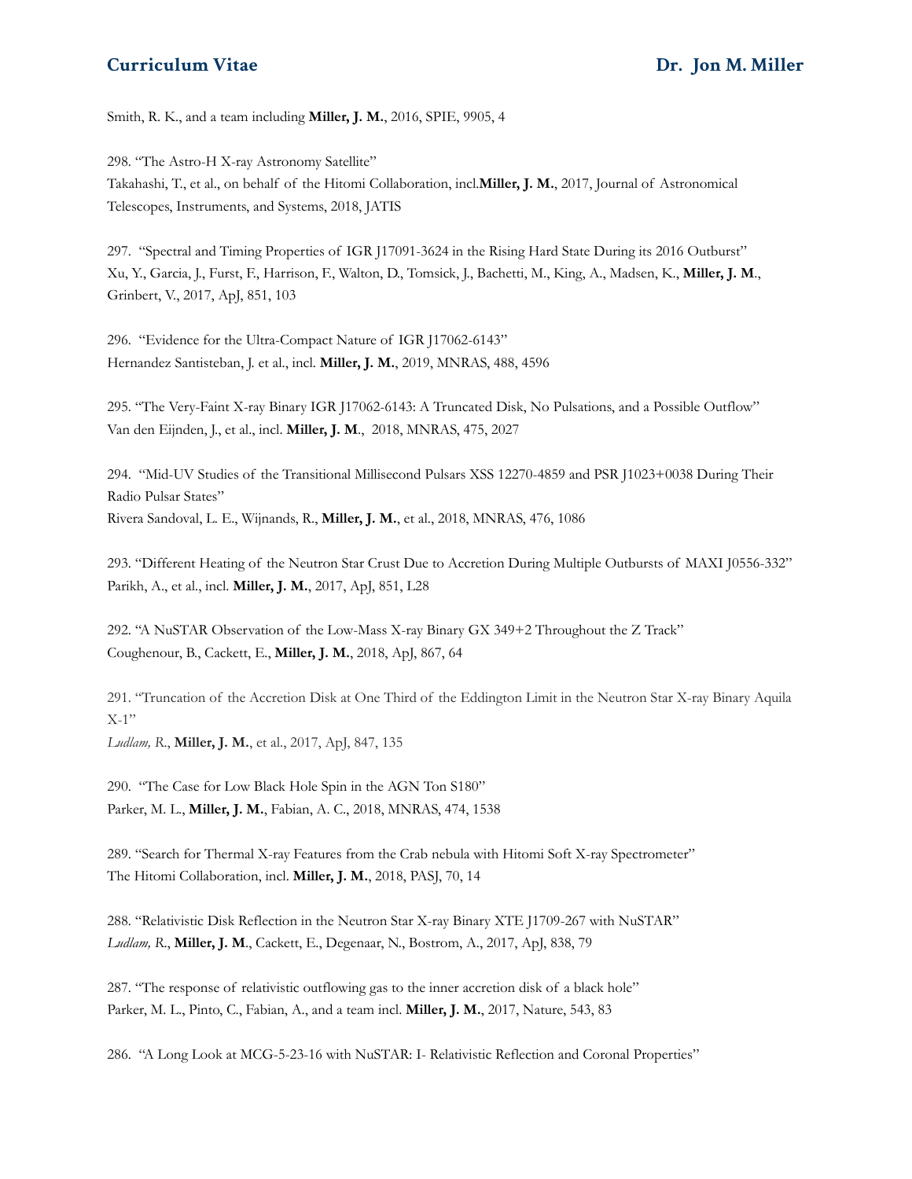Smith, R. K., and a team including **Miller, J. M.**, 2016, SPIE, 9905, 4

298. "The Astro-H X-ray Astronomy Satellite"
Takahashi, T., et al., on behalf of the Hitomi Collaboration, incl.**Miller, J. M.**, 2017, Journal of Astronomical Telescopes, Instruments, and Systems, 2018, JATIS

297. "Spectral and Timing Properties of IGR J17091-3624 in the Rising Hard State During its 2016 Outburst"
Xu, Y., Garcia, J., Furst, F., Harrison, F., Walton, D., Tomsick, J., Bachetti, M., King, A., Madsen, K., **Miller, J. M.**, Grinbert, V., 2017, ApJ, 851, 103

296. "Evidence for the Ultra-Compact Nature of IGR J17062-6143"
Hernandez Santisteban, J. et al., incl. **Miller, J. M.**, 2019, MNRAS, 488, 4596

295. "The Very-Faint X-ray Binary IGR J17062-6143: A Truncated Disk, No Pulsations, and a Possible Outflow"
Van den Eijnden, J., et al., incl. **Miller, J. M.**, 2018, MNRAS, 475, 2027

294. "Mid-UV Studies of the Transitional Millisecond Pulsars XSS 12270-4859 and PSR J1023+0038 During Their Radio Pulsar States"
Rivera Sandoval, L. E., Wijnands, R., **Miller, J. M.**, et al., 2018, MNRAS, 476, 1086

293. "Different Heating of the Neutron Star Crust Due to Accretion During Multiple Outbursts of MAXI J0556-332"
Parikh, A., et al., incl. **Miller, J. M.**, 2017, ApJ, 851, L28

292. "A NuSTAR Observation of the Low-Mass X-ray Binary GX 349+2 Throughout the Z Track"
Coughenour, B., Cackett, E., **Miller, J. M.**, 2018, ApJ, 867, 64

291. "Truncation of the Accretion Disk at One Third of the Eddington Limit in the Neutron Star X-ray Binary Aquila X-1"
*Ludlam, R.*, **Miller, J. M.**, et al., 2017, ApJ, 847, 135

290. "The Case for Low Black Hole Spin in the AGN Ton S180"
Parker, M. L., **Miller, J. M.**, Fabian, A. C., 2018, MNRAS, 474, 1538

289. "Search for Thermal X-ray Features from the Crab nebula with Hitomi Soft X-ray Spectrometer"
The Hitomi Collaboration, incl. **Miller, J. M.**, 2018, PASJ, 70, 14

288. "Relativistic Disk Reflection in the Neutron Star X-ray Binary XTE J1709-267 with NuSTAR"
*Ludlam, R.*, **Miller, J. M.**, Cackett, E., Degenaar, N., Bostrom, A., 2017, ApJ, 838, 79

287. "The response of relativistic outflowing gas to the inner accretion disk of a black hole"
Parker, M. L., Pinto, C., Fabian, A., and a team incl. **Miller, J. M.**, 2017, Nature, 543, 83

286. "A Long Look at MCG-5-23-16 with NuSTAR: I- Relativistic Reflection and Coronal Properties"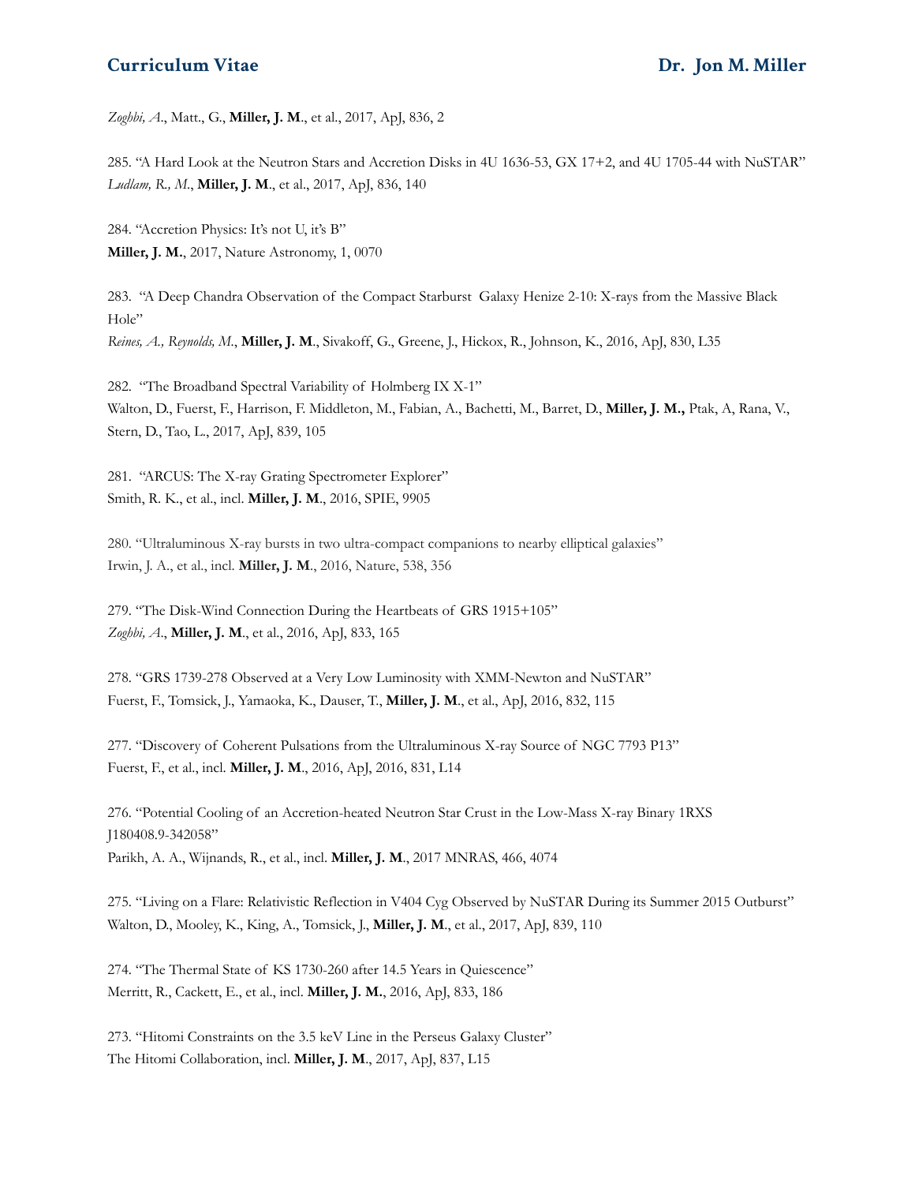*Zoghbi, A*., Matt., G., **Miller, J. M**., et al., 2017, ApJ, 836, 2

285. "A Hard Look at the Neutron Stars and Accretion Disks in 4U 1636-53, GX 17+2, and 4U 1705-44 with NuSTAR"
*Ludlam, R., M*., **Miller, J. M**., et al., 2017, ApJ, 836, 140

284. "Accretion Physics: It's not U, it's B"
**Miller, J. M.**, 2017, Nature Astronomy, 1, 0070

283. "A Deep Chandra Observation of the Compact Starburst Galaxy Henize 2-10: X-rays from the Massive Black Hole"
*Reines, A., Reynolds, M*., **Miller, J. M**., Sivakoff, G., Greene, J., Hickox, R., Johnson, K., 2016, ApJ, 830, L35

282. "The Broadband Spectral Variability of Holmberg IX X-1"
Walton, D., Fuerst, F., Harrison, F. Middleton, M., Fabian, A., Bachetti, M., Barret, D., **Miller, J. M.,** Ptak, A, Rana, V., Stern, D., Tao, L., 2017, ApJ, 839, 105

281. "ARCUS: The X-ray Grating Spectrometer Explorer"
Smith, R. K., et al., incl. **Miller, J. M**., 2016, SPIE, 9905

280. "Ultraluminous X-ray bursts in two ultra-compact companions to nearby elliptical galaxies"
Irwin, J. A., et al., incl. **Miller, J. M**., 2016, Nature, 538, 356

279. "The Disk-Wind Connection During the Heartbeats of GRS 1915+105"
*Zoghbi, A*., **Miller, J. M**., et al., 2016, ApJ, 833, 165

278. "GRS 1739-278 Observed at a Very Low Luminosity with XMM-Newton and NuSTAR"
Fuerst, F., Tomsick, J., Yamaoka, K., Dauser, T., **Miller, J. M**., et al., ApJ, 2016, 832, 115

277. "Discovery of Coherent Pulsations from the Ultraluminous X-ray Source of NGC 7793 P13"
Fuerst, F., et al., incl. **Miller, J. M**., 2016, ApJ, 2016, 831, L14

276. "Potential Cooling of an Accretion-heated Neutron Star Crust in the Low-Mass X-ray Binary 1RXS J180408.9-342058"
Parikh, A. A., Wijnands, R., et al., incl. **Miller, J. M**., 2017 MNRAS, 466, 4074

275. "Living on a Flare: Relativistic Reflection in V404 Cyg Observed by NuSTAR During its Summer 2015 Outburst"
Walton, D., Mooley, K., King, A., Tomsick, J., **Miller, J. M**., et al., 2017, ApJ, 839, 110

274. "The Thermal State of KS 1730-260 after 14.5 Years in Quiescence"
Merritt, R., Cackett, E., et al., incl. **Miller, J. M.**, 2016, ApJ, 833, 186

273. "Hitomi Constraints on the 3.5 keV Line in the Perseus Galaxy Cluster"
The Hitomi Collaboration, incl. **Miller, J. M**., 2017, ApJ, 837, L15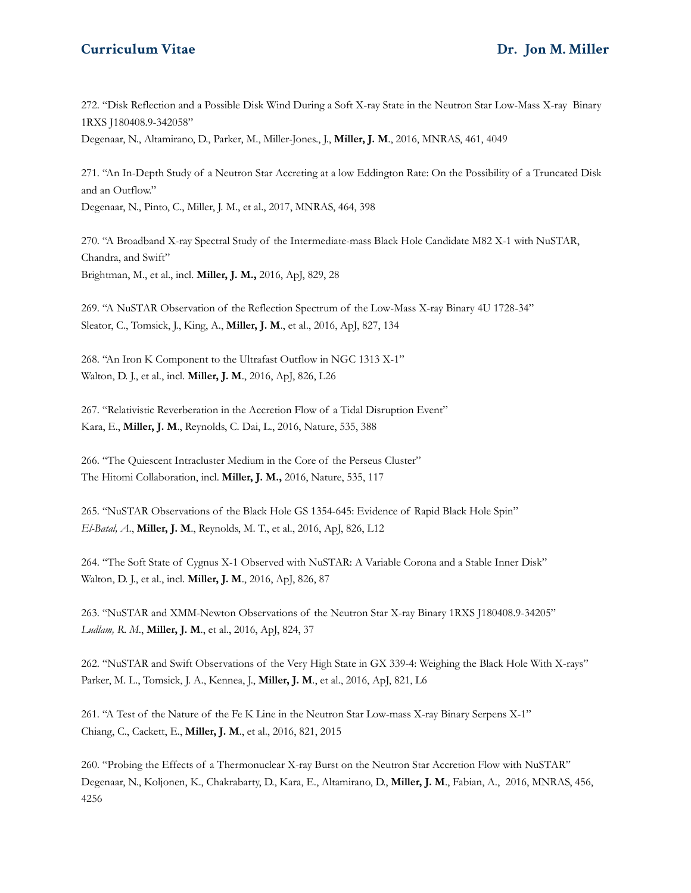272. "Disk Reflection and a Possible Disk Wind During a Soft X-ray State in the Neutron Star Low-Mass X-ray Binary 1RXS J180408.9-342058"
Degenaar, N., Altamirano, D., Parker, M., Miller-Jones., J., **Miller, J. M**., 2016, MNRAS, 461, 4049

271. "An In-Depth Study of a Neutron Star Accreting at a low Eddington Rate: On the Possibility of a Truncated Disk and an Outflow."
Degenaar, N., Pinto, C., Miller, J. M., et al., 2017, MNRAS, 464, 398

270. "A Broadband X-ray Spectral Study of the Intermediate-mass Black Hole Candidate M82 X-1 with NuSTAR, Chandra, and Swift"
Brightman, M., et al., incl. **Miller, J. M.,** 2016, ApJ, 829, 28

269. "A NuSTAR Observation of the Reflection Spectrum of the Low-Mass X-ray Binary 4U 1728-34"
Sleator, C., Tomsick, J., King, A., **Miller, J. M**., et al., 2016, ApJ, 827, 134

268. "An Iron K Component to the Ultrafast Outflow in NGC 1313 X-1"
Walton, D. J., et al., incl. **Miller, J. M**., 2016, ApJ, 826, L26

267. "Relativistic Reverberation in the Accretion Flow of a Tidal Disruption Event"
Kara, E., **Miller, J. M**., Reynolds, C. Dai, L., 2016, Nature, 535, 388

266. "The Quiescent Intracluster Medium in the Core of the Perseus Cluster"
The Hitomi Collaboration, incl. **Miller, J. M.,** 2016, Nature, 535, 117

265. "NuSTAR Observations of the Black Hole GS 1354-645: Evidence of Rapid Black Hole Spin"
*El-Batal, A*., **Miller, J. M**., Reynolds, M. T., et al., 2016, ApJ, 826, L12

264. "The Soft State of Cygnus X-1 Observed with NuSTAR: A Variable Corona and a Stable Inner Disk"
Walton, D. J., et al., incl. **Miller, J. M**., 2016, ApJ, 826, 87

263. "NuSTAR and XMM-Newton Observations of the Neutron Star X-ray Binary 1RXS J180408.9-34205"
*Ludlam, R. M*., **Miller, J. M**., et al., 2016, ApJ, 824, 37

262. "NuSTAR and Swift Observations of the Very High State in GX 339-4: Weighing the Black Hole With X-rays"
Parker, M. L., Tomsick, J. A., Kennea, J., **Miller, J. M**., et al., 2016, ApJ, 821, L6

261. "A Test of the Nature of the Fe K Line in the Neutron Star Low-mass X-ray Binary Serpens X-1"
Chiang, C., Cackett, E., **Miller, J. M**., et al., 2016, 821, 2015

260. "Probing the Effects of a Thermonuclear X-ray Burst on the Neutron Star Accretion Flow with NuSTAR"
Degenaar, N., Koljonen, K., Chakrabarty, D., Kara, E., Altamirano, D., **Miller, J. M**., Fabian, A., 2016, MNRAS, 456, 4256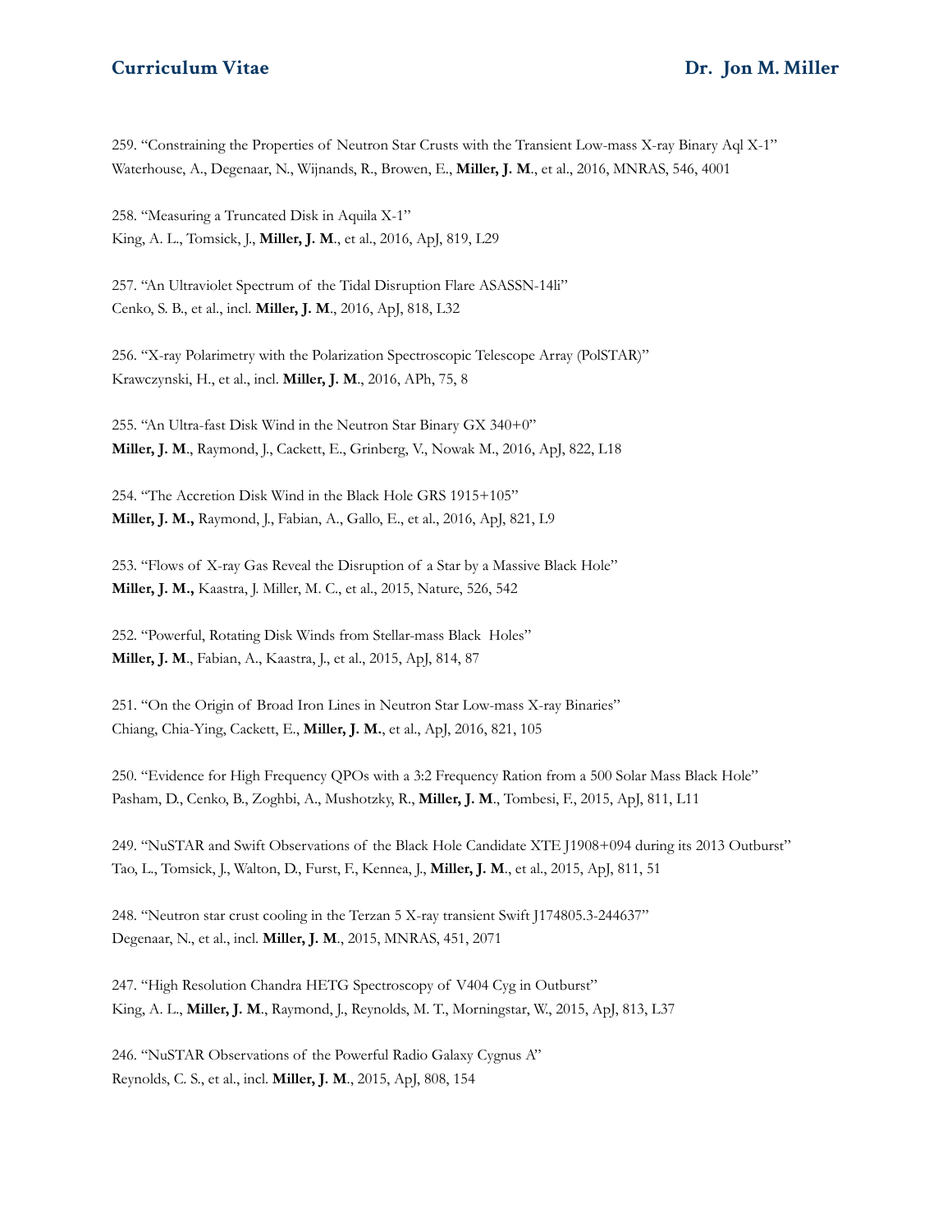259. "Constraining the Properties of Neutron Star Crusts with the Transient Low-mass X-ray Binary Aql X-1"
Waterhouse, A., Degenaar, N., Wijnands, R., Browen, E., **Miller, J. M**., et al., 2016, MNRAS, 546, 4001

258. "Measuring a Truncated Disk in Aquila X-1"
King, A. L., Tomsick, J., **Miller, J. M**., et al., 2016, ApJ, 819, L29

257. "An Ultraviolet Spectrum of the Tidal Disruption Flare ASASSN-14li"
Cenko, S. B., et al., incl. **Miller, J. M**., 2016, ApJ, 818, L32

256. "X-ray Polarimetry with the Polarization Spectroscopic Telescope Array (PolSTAR)"
Krawczynski, H., et al., incl. **Miller, J. M**., 2016, APh, 75, 8

255. "An Ultra-fast Disk Wind in the Neutron Star Binary GX 340+0"
**Miller, J. M**., Raymond, J., Cackett, E., Grinberg, V., Nowak M., 2016, ApJ, 822, L18

254. "The Accretion Disk Wind in the Black Hole GRS 1915+105"
**Miller, J. M.,** Raymond, J., Fabian, A., Gallo, E., et al., 2016, ApJ, 821, L9

253. "Flows of X-ray Gas Reveal the Disruption of a Star by a Massive Black Hole"
**Miller, J. M.,** Kaastra, J. Miller, M. C., et al., 2015, Nature, 526, 542

252. "Powerful, Rotating Disk Winds from Stellar-mass Black Holes"
**Miller, J. M**., Fabian, A., Kaastra, J., et al., 2015, ApJ, 814, 87

251. "On the Origin of Broad Iron Lines in Neutron Star Low-mass X-ray Binaries"
Chiang, Chia-Ying, Cackett, E., **Miller, J. M.**, et al., ApJ, 2016, 821, 105

250. "Evidence for High Frequency QPOs with a 3:2 Frequency Ration from a 500 Solar Mass Black Hole"
Pasham, D., Cenko, B., Zoghbi, A., Mushotzky, R., **Miller, J. M**., Tombesi, F., 2015, ApJ, 811, L11

249. "NuSTAR and Swift Observations of the Black Hole Candidate XTE J1908+094 during its 2013 Outburst"
Tao, L., Tomsick, J., Walton, D., Furst, F., Kennea, J., **Miller, J. M**., et al., 2015, ApJ, 811, 51

248. "Neutron star crust cooling in the Terzan 5 X-ray transient Swift J174805.3-244637"
Degenaar, N., et al., incl. **Miller, J. M**., 2015, MNRAS, 451, 2071

247. "High Resolution Chandra HETG Spectroscopy of V404 Cyg in Outburst"
King, A. L., **Miller, J. M**., Raymond, J., Reynolds, M. T., Morningstar, W., 2015, ApJ, 813, L37

246. "NuSTAR Observations of the Powerful Radio Galaxy Cygnus A"
Reynolds, C. S., et al., incl. **Miller, J. M**., 2015, ApJ, 808, 154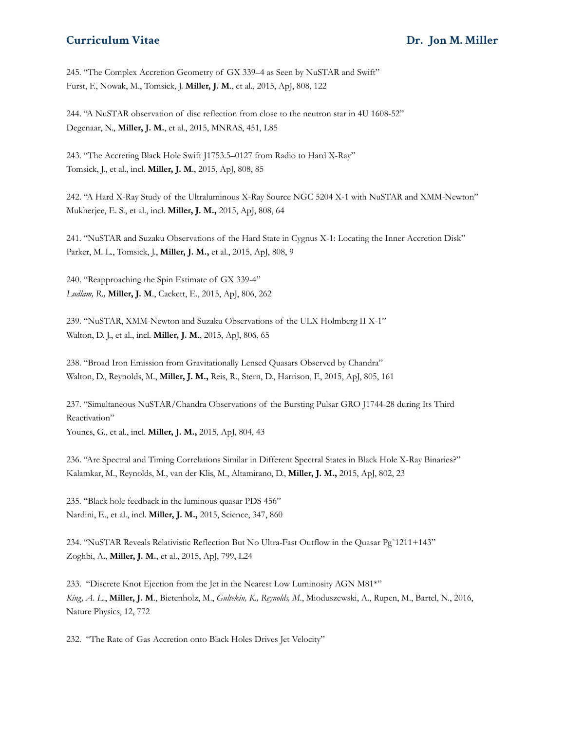245. "The Complex Accretion Geometry of GX 339–4 as Seen by NuSTAR and Swift"
Furst, F., Nowak, M., Tomsick, J. **Miller, J. M**., et al., 2015, ApJ, 808, 122

244. "A NuSTAR observation of disc reflection from close to the neutron star in 4U 1608-52"
Degenaar, N., **Miller, J. M.**, et al., 2015, MNRAS, 451, L85

243. "The Accreting Black Hole Swift J1753.5–0127 from Radio to Hard X-Ray"
Tomsick, J., et al., incl. **Miller, J. M**., 2015, ApJ, 808, 85

242. "A Hard X-Ray Study of the Ultraluminous X-Ray Source NGC 5204 X-1 with NuSTAR and XMM-Newton"
Mukherjee, E. S., et al., incl. **Miller, J. M.,** 2015, ApJ, 808, 64

241. "NuSTAR and Suzaku Observations of the Hard State in Cygnus X-1: Locating the Inner Accretion Disk"
Parker, M. L., Tomsick, J., **Miller, J. M.,** et al., 2015, ApJ, 808, 9

240. "Reapproaching the Spin Estimate of GX 339-4"
*Ludlam, R.,* **Miller, J. M**., Cackett, E., 2015, ApJ, 806, 262

239. "NuSTAR, XMM-Newton and Suzaku Observations of the ULX Holmberg II X-1"
Walton, D. J., et al., incl. **Miller, J. M**., 2015, ApJ, 806, 65

238. "Broad Iron Emission from Gravitationally Lensed Quasars Observed by Chandra"
Walton, D., Reynolds, M., **Miller, J. M.,** Reis, R., Stern, D., Harrison, F., 2015, ApJ, 805, 161

237. "Simultaneous NuSTAR/Chandra Observations of the Bursting Pulsar GRO J1744-28 during Its Third Reactivation"
Younes, G., et al., incl. **Miller, J. M.,** 2015, ApJ, 804, 43

236. "Are Spectral and Timing Correlations Similar in Different Spectral States in Black Hole X-Ray Binaries?"
Kalamkar, M., Reynolds, M., van der Klis, M., Altamirano, D., **Miller, J. M.,** 2015, ApJ, 802, 23

235. "Black hole feedback in the luminous quasar PDS 456"
Nardini, E., et al., incl. **Miller, J. M.,** 2015, Science, 347, 860

234. "NuSTAR Reveals Relativistic Reflection But No Ultra-Fast Outflow in the Quasar Pg~1211+143"
Zoghbi, A., **Miller, J. M.**, et al., 2015, ApJ, 799, L24

233. "Discrete Knot Ejection from the Jet in the Nearest Low Luminosity AGN M81*"
*King, A. L.*, **Miller, J. M**., Bietenholz, M., *Gultekin, K., Reynolds, M.*, Mioduszewski, A., Rupen, M., Bartel, N., 2016, Nature Physics, 12, 772

232. "The Rate of Gas Accretion onto Black Holes Drives Jet Velocity"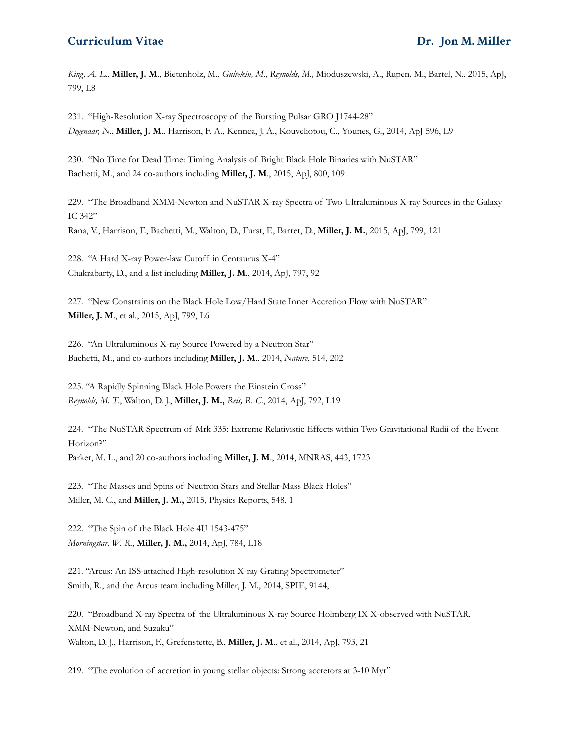*King, A. L.*, **Miller, J. M**., Bietenholz, M., *Gultekin, M.*, *Reynolds, M.,* Mioduszewski, A., Rupen, M., Bartel, N., 2015, ApJ, 799, L8

231. "High-Resolution X-ray Spectroscopy of the Bursting Pulsar GRO J1744-28"
*Degenaar, N.*, **Miller, J. M**., Harrison, F. A., Kennea, J. A., Kouveliotou, C., Younes, G., 2014, ApJ 596, L9

230. "No Time for Dead Time: Timing Analysis of Bright Black Hole Binaries with NuSTAR"
Bachetti, M., and 24 co-authors including **Miller, J. M**., 2015, ApJ, 800, 109

229. "The Broadband XMM-Newton and NuSTAR X-ray Spectra of Two Ultraluminous X-ray Sources in the Galaxy IC 342"
Rana, V., Harrison, F., Bachetti, M., Walton, D., Furst, F., Barret, D., **Miller, J. M.**, 2015, ApJ, 799, 121

228. "A Hard X-ray Power-law Cutoff in Centaurus X-4"
Chakrabarty, D., and a list including **Miller, J. M**., 2014, ApJ, 797, 92

227. "New Constraints on the Black Hole Low/Hard State Inner Accretion Flow with NuSTAR"
**Miller, J. M**., et al., 2015, ApJ, 799, L6

226. "An Ultraluminous X-ray Source Powered by a Neutron Star"
Bachetti, M., and co-authors including **Miller, J. M**., 2014, *Nature*, 514, 202

225. "A Rapidly Spinning Black Hole Powers the Einstein Cross"
*Reynolds, M. T.*, Walton, D. J., **Miller, J. M.,** *Reis, R. C.*, 2014, ApJ, 792, L19

224. "The NuSTAR Spectrum of Mrk 335: Extreme Relativistic Effects within Two Gravitational Radii of the Event Horizon?"
Parker, M. L., and 20 co-authors including **Miller, J. M**., 2014, MNRAS, 443, 1723

223. "The Masses and Spins of Neutron Stars and Stellar-Mass Black Holes"
Miller, M. C., and **Miller, J. M.,** 2015, Physics Reports, 548, 1

222. "The Spin of the Black Hole 4U 1543-475"
*Morningstar, W. R.*, **Miller, J. M.,** 2014, ApJ, 784, L18

221. "Arcus: An ISS-attached High-resolution X-ray Grating Spectrometer"
Smith, R., and the Arcus team including Miller, J. M., 2014, SPIE, 9144,

220. "Broadband X-ray Spectra of the Ultraluminous X-ray Source Holmberg IX X-observed with NuSTAR, XMM-Newton, and Suzaku"
Walton, D. J., Harrison, F., Grefenstette, B., **Miller, J. M**., et al., 2014, ApJ, 793, 21

219. "The evolution of accretion in young stellar objects: Strong accretors at 3-10 Myr"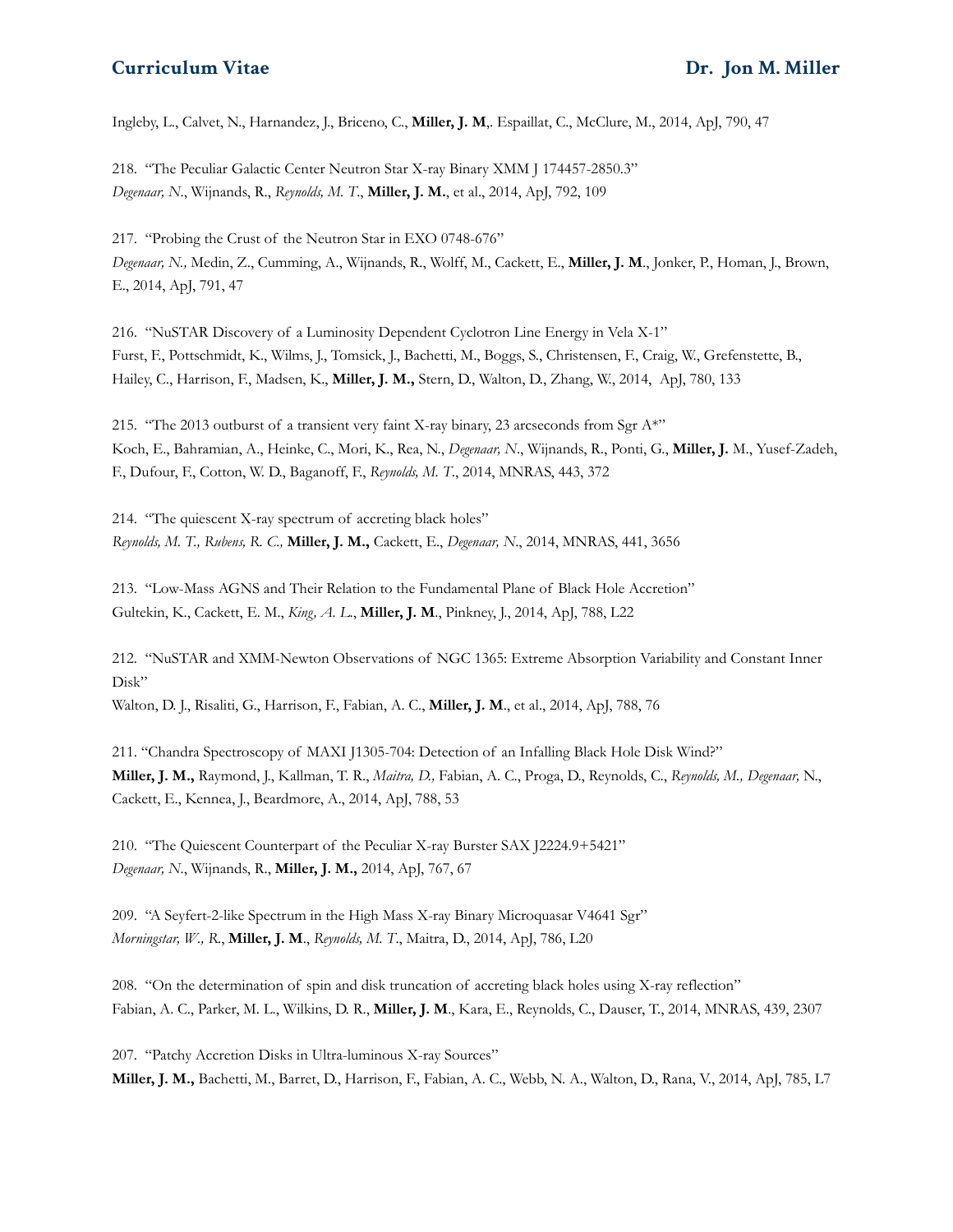Ingleby, L., Calvet, N., Harnandez, J., Briceno, C., **Miller, J. M**,. Espaillat, C., McClure, M., 2014, ApJ, 790, 47

218. "The Peculiar Galactic Center Neutron Star X-ray Binary XMM J 174457-2850.3"
*Degenaar, N*., Wijnands, R., *Reynolds, M. T*., **Miller, J. M.**, et al., 2014, ApJ, 792, 109

217. "Probing the Crust of the Neutron Star in EXO 0748-676"
*Degenaar, N.,* Medin, Z., Cumming, A., Wijnands, R., Wolff, M., Cackett, E., **Miller, J. M**., Jonker, P., Homan, J., Brown, E., 2014, ApJ, 791, 47

216. "NuSTAR Discovery of a Luminosity Dependent Cyclotron Line Energy in Vela X-1"
Furst, F., Pottschmidt, K., Wilms, J., Tomsick, J., Bachetti, M., Boggs, S., Christensen, F., Craig, W., Grefenstette, B., Hailey, C., Harrison, F., Madsen, K., **Miller, J. M.,** Stern, D., Walton, D., Zhang, W., 2014, ApJ, 780, 133

215. "The 2013 outburst of a transient very faint X-ray binary, 23 arcseconds from Sgr A*"
Koch, E., Bahramian, A., Heinke, C., Mori, K., Rea, N., *Degenaar, N*., Wijnands, R., Ponti, G., **Miller, J.** M., Yusef-Zadeh, F., Dufour, F., Cotton, W. D., Baganoff, F., *Reynolds, M. T*., 2014, MNRAS, 443, 372

214. "The quiescent X-ray spectrum of accreting black holes"
*Reynolds, M. T., Rubens, R. C.,* **Miller, J. M.,** Cackett, E., *Degenaar, N*., 2014, MNRAS, 441, 3656

213. "Low-Mass AGNS and Their Relation to the Fundamental Plane of Black Hole Accretion"
Gultekin, K., Cackett, E. M., *King, A. L*., **Miller, J. M**., Pinkney, J., 2014, ApJ, 788, L22

212. "NuSTAR and XMM-Newton Observations of NGC 1365: Extreme Absorption Variability and Constant Inner Disk"
Walton, D. J., Risaliti, G., Harrison, F., Fabian, A. C., **Miller, J. M**., et al., 2014, ApJ, 788, 76

211. "Chandra Spectroscopy of MAXI J1305-704: Detection of an Infalling Black Hole Disk Wind?"
**Miller, J. M.,** Raymond, J., Kallman, T. R., *Maitra, D.,* Fabian, A. C., Proga, D., Reynolds, C., *Reynolds, M., Degenaar,* N., Cackett, E., Kennea, J., Beardmore, A., 2014, ApJ, 788, 53

210. "The Quiescent Counterpart of the Peculiar X-ray Burster SAX J2224.9+5421"
*Degenaar, N*., Wijnands, R., **Miller, J. M.,** 2014, ApJ, 767, 67

209. "A Seyfert-2-like Spectrum in the High Mass X-ray Binary Microquasar V4641 Sgr"
*Morningstar, W., R*., **Miller, J. M**., *Reynolds, M. T*., Maitra, D., 2014, ApJ, 786, L20

208. "On the determination of spin and disk truncation of accreting black holes using X-ray reflection"
Fabian, A. C., Parker, M. L., Wilkins, D. R., **Miller, J. M**., Kara, E., Reynolds, C., Dauser, T., 2014, MNRAS, 439, 2307

207. "Patchy Accretion Disks in Ultra-luminous X-ray Sources"
**Miller, J. M.,** Bachetti, M., Barret, D., Harrison, F., Fabian, A. C., Webb, N. A., Walton, D., Rana, V., 2014, ApJ, 785, L7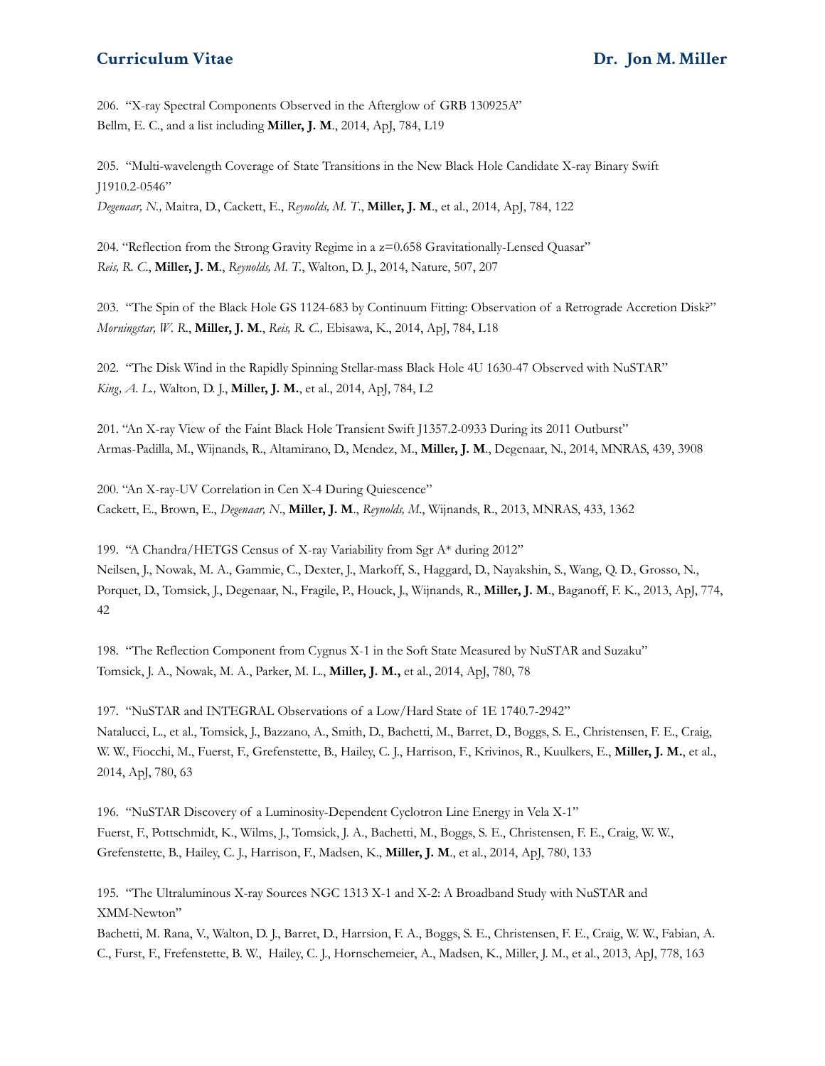206. "X-ray Spectral Components Observed in the Afterglow of GRB 130925A"
Bellm, E. C., and a list including **Miller, J. M**., 2014, ApJ, 784, L19

205. "Multi-wavelength Coverage of State Transitions in the New Black Hole Candidate X-ray Binary Swift J1910.2-0546"
*Degenaar, N.,* Maitra, D., Cackett, E., *Reynolds, M. T.*, **Miller, J. M**., et al., 2014, ApJ, 784, 122

204. "Reflection from the Strong Gravity Regime in a z=0.658 Gravitationally-Lensed Quasar"
*Reis, R. C.*, **Miller, J. M**., *Reynolds, M. T.*, Walton, D. J., 2014, Nature, 507, 207

203. "The Spin of the Black Hole GS 1124-683 by Continuum Fitting: Observation of a Retrograde Accretion Disk?"
*Morningstar, W. R.*, **Miller, J. M**., *Reis, R. C.,* Ebisawa, K., 2014, ApJ, 784, L18

202. "The Disk Wind in the Rapidly Spinning Stellar-mass Black Hole 4U 1630-47 Observed with NuSTAR"
*King, A. L.,* Walton, D. J., **Miller, J. M.**, et al., 2014, ApJ, 784, L2

201. "An X-ray View of the Faint Black Hole Transient Swift J1357.2-0933 During its 2011 Outburst"
Armas-Padilla, M., Wijnands, R., Altamirano, D., Mendez, M., **Miller, J. M**., Degenaar, N., 2014, MNRAS, 439, 3908

200. "An X-ray-UV Correlation in Cen X-4 During Quiescence"
Cackett, E., Brown, E., *Degenaar, N*., **Miller, J. M**., *Reynolds, M*., Wijnands, R., 2013, MNRAS, 433, 1362

199. "A Chandra/HETGS Census of X-ray Variability from Sgr A* during 2012"
Neilsen, J., Nowak, M. A., Gammie, C., Dexter, J., Markoff, S., Haggard, D., Nayakshin, S., Wang, Q. D., Grosso, N., Porquet, D., Tomsick, J., Degenaar, N., Fragile, P., Houck, J., Wijnands, R., **Miller, J. M**., Baganoff, F. K., 2013, ApJ, 774, 42

198. "The Reflection Component from Cygnus X-1 in the Soft State Measured by NuSTAR and Suzaku"
Tomsick, J. A., Nowak, M. A., Parker, M. L., **Miller, J. M.,** et al., 2014, ApJ, 780, 78

197. "NuSTAR and INTEGRAL Observations of a Low/Hard State of 1E 1740.7-2942"
Natalucci, L., et al., Tomsick, J., Bazzano, A., Smith, D., Bachetti, M., Barret, D., Boggs, S. E., Christensen, F. E., Craig, W. W., Fiocchi, M., Fuerst, F., Grefenstette, B., Hailey, C. J., Harrison, F., Krivinos, R., Kuulkers, E., **Miller, J. M.**, et al., 2014, ApJ, 780, 63

196. "NuSTAR Discovery of a Luminosity-Dependent Cyclotron Line Energy in Vela X-1"
Fuerst, F., Pottschmidt, K., Wilms, J., Tomsick, J. A., Bachetti, M., Boggs, S. E., Christensen, F. E., Craig, W. W., Grefenstette, B., Hailey, C. J., Harrison, F., Madsen, K., **Miller, J. M**., et al., 2014, ApJ, 780, 133

195. "The Ultraluminous X-ray Sources NGC 1313 X-1 and X-2: A Broadband Study with NuSTAR and XMM-Newton"
Bachetti, M. Rana, V., Walton, D. J., Barret, D., Harrsion, F. A., Boggs, S. E., Christensen, F. E., Craig, W. W., Fabian, A. C., Furst, F., Frefenstette, B. W., Hailey, C. J., Hornschemeier, A., Madsen, K., Miller, J. M., et al., 2013, ApJ, 778, 163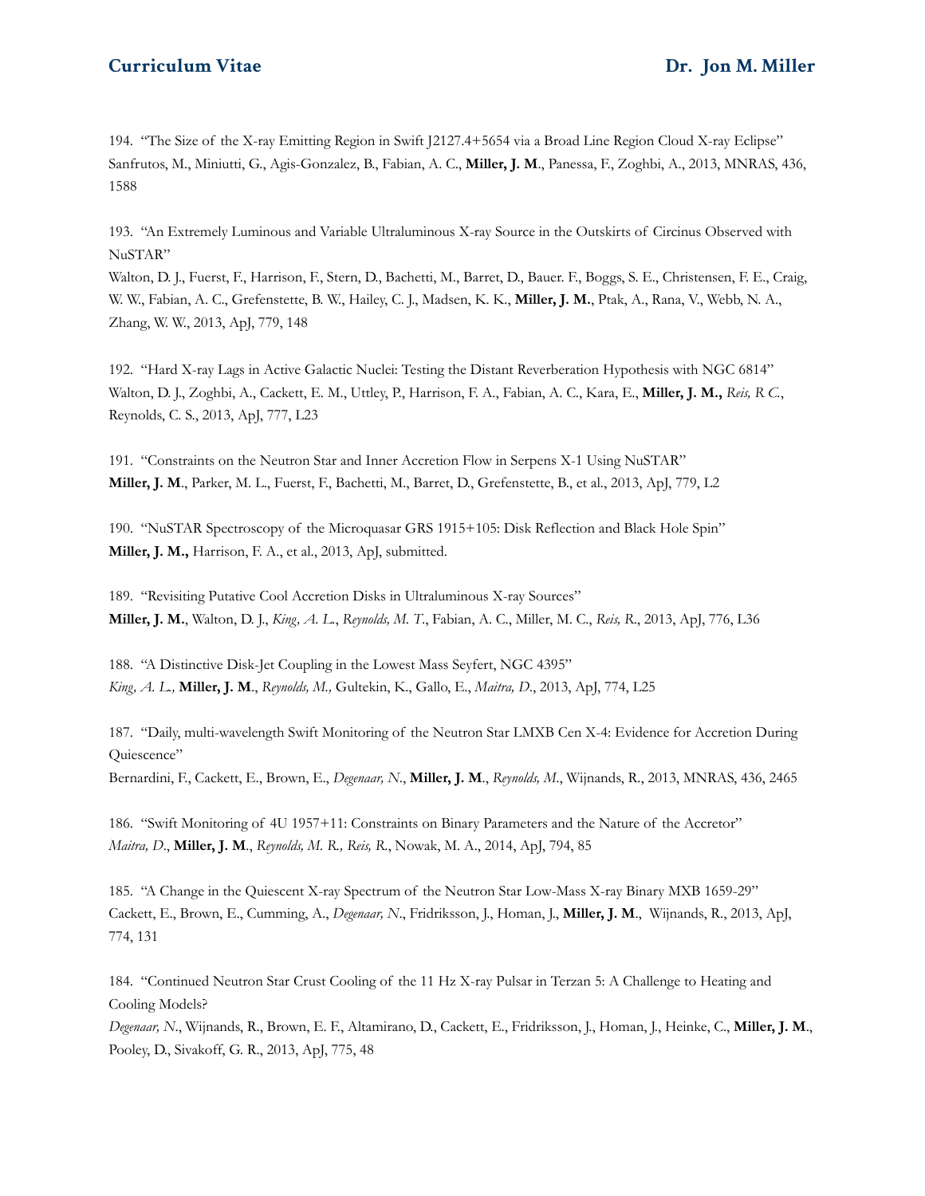194. "The Size of the X-ray Emitting Region in Swift J2127.4+5654 via a Broad Line Region Cloud X-ray Eclipse" Sanfrutos, M., Miniutti, G., Agis-Gonzalez, B., Fabian, A. C., **Miller, J. M**., Panessa, F., Zoghbi, A., 2013, MNRAS, 436, 1588

193. "An Extremely Luminous and Variable Ultraluminous X-ray Source in the Outskirts of Circinus Observed with NuSTAR"
Walton, D. J., Fuerst, F., Harrison, F., Stern, D., Bachetti, M., Barret, D., Bauer. F., Boggs, S. E., Christensen, F. E., Craig, W. W., Fabian, A. C., Grefenstette, B. W., Hailey, C. J., Madsen, K. K., **Miller, J. M.**, Ptak, A., Rana, V., Webb, N. A., Zhang, W. W., 2013, ApJ, 779, 148

192. "Hard X-ray Lags in Active Galactic Nuclei: Testing the Distant Reverberation Hypothesis with NGC 6814"
Walton, D. J., Zoghbi, A., Cackett, E. M., Uttley, P., Harrison, F. A., Fabian, A. C., Kara, E., **Miller, J. M.,** *Reis, R C.*, Reynolds, C. S., 2013, ApJ, 777, L23

191. "Constraints on the Neutron Star and Inner Accretion Flow in Serpens X-1 Using NuSTAR"
**Miller, J. M**., Parker, M. L., Fuerst, F., Bachetti, M., Barret, D., Grefenstette, B., et al., 2013, ApJ, 779, L2

190. "NuSTAR Spectroscopy of the Microquasar GRS 1915+105: Disk Reflection and Black Hole Spin"
**Miller, J. M.,** Harrison, F. A., et al., 2013, ApJ, submitted.

189. "Revisiting Putative Cool Accretion Disks in Ultraluminous X-ray Sources"
**Miller, J. M.**, Walton, D. J., *King, A. L.*, *Reynolds, M. T.*, Fabian, A. C., Miller, M. C., *Reis, R.*, 2013, ApJ, 776, L36

188. "A Distinctive Disk-Jet Coupling in the Lowest Mass Seyfert, NGC 4395"
*King, A. L.,* **Miller, J. M**., *Reynolds, M.,* Gultekin, K., Gallo, E., *Maitra, D.*, 2013, ApJ, 774, L25

187. "Daily, multi-wavelength Swift Monitoring of the Neutron Star LMXB Cen X-4: Evidence for Accretion During Quiescence"
Bernardini, F., Cackett, E., Brown, E., *Degenaar, N.*, **Miller, J. M**., *Reynolds, M.*, Wijnands, R., 2013, MNRAS, 436, 2465

186. "Swift Monitoring of 4U 1957+11: Constraints on Binary Parameters and the Nature of the Accretor"
*Maitra, D.*, **Miller, J. M**., *Reynolds, M. R., Reis, R.*, Nowak, M. A., 2014, ApJ, 794, 85

185. "A Change in the Quiescent X-ray Spectrum of the Neutron Star Low-Mass X-ray Binary MXB 1659-29"
Cackett, E., Brown, E., Cumming, A., *Degenaar, N.*, Fridriksson, J., Homan, J., **Miller, J. M**., Wijnands, R., 2013, ApJ, 774, 131

184. "Continued Neutron Star Crust Cooling of the 11 Hz X-ray Pulsar in Terzan 5: A Challenge to Heating and Cooling Models?
*Degenaar, N.*, Wijnands, R., Brown, E. F., Altamirano, D., Cackett, E., Fridriksson, J., Homan, J., Heinke, C., **Miller, J. M**., Pooley, D., Sivakoff, G. R., 2013, ApJ, 775, 48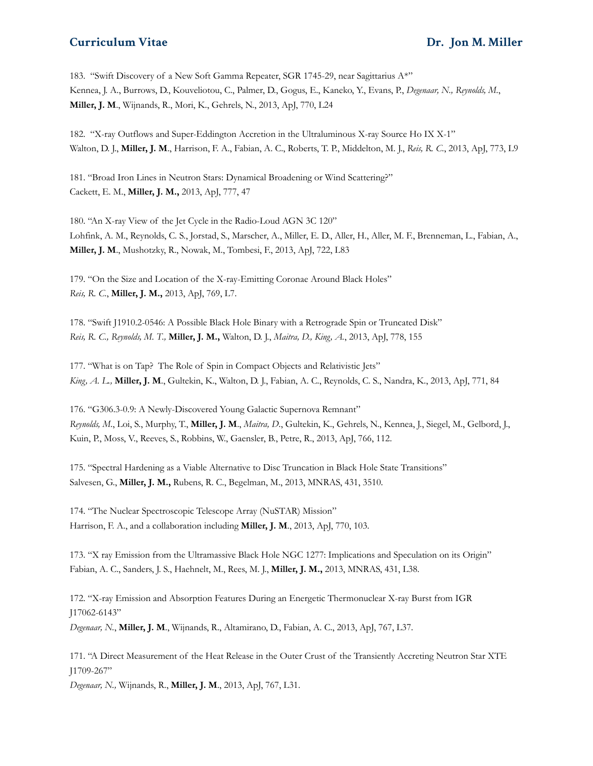183. "Swift Discovery of a New Soft Gamma Repeater, SGR 1745-29, near Sagittarius A*"
Kennea, J. A., Burrows, D., Kouveliotou, C., Palmer, D., Gogus, E., Kaneko, Y., Evans, P., *Degenaar, N., Reynolds, M.*, **Miller, J. M**., Wijnands, R., Mori, K., Gehrels, N., 2013, ApJ, 770, L24

182. "X-ray Outflows and Super-Eddington Accretion in the Ultraluminous X-ray Source Ho IX X-1"
Walton, D. J., **Miller, J. M**., Harrison, F. A., Fabian, A. C., Roberts, T. P., Middelton, M. J., *Reis, R. C.*, 2013, ApJ, 773, L9

181. "Broad Iron Lines in Neutron Stars: Dynamical Broadening or Wind Scattering?"
Cackett, E. M., **Miller, J. M.,** 2013, ApJ, 777, 47

180. "An X-ray View of the Jet Cycle in the Radio-Loud AGN 3C 120"
Lohfink, A. M., Reynolds, C. S., Jorstad, S., Marscher, A., Miller, E. D., Aller, H., Aller, M. F., Brenneman, L., Fabian, A., **Miller, J. M**., Mushotzky, R., Nowak, M., Tombesi, F., 2013, ApJ, 722, L83

179. "On the Size and Location of the X-ray-Emitting Coronae Around Black Holes"
*Reis, R. C.*, **Miller, J. M.,** 2013, ApJ, 769, L7.

178. "Swift J1910.2-0546: A Possible Black Hole Binary with a Retrograde Spin or Truncated Disk"
*Reis, R. C., Reynolds, M. T.,* **Miller, J. M.,** Walton, D. J., *Maitra, D., King, A.*, 2013, ApJ, 778, 155

177. "What is on Tap? The Role of Spin in Compact Objects and Relativistic Jets"
*King, A. L.,* **Miller, J. M**., Gultekin, K., Walton, D. J., Fabian, A. C., Reynolds, C. S., Nandra, K., 2013, ApJ, 771, 84

176. "G306.3-0.9: A Newly-Discovered Young Galactic Supernova Remnant"
*Reynolds, M.*, Loi, S., Murphy, T., **Miller, J. M**., *Maitra, D.*, Gultekin, K., Gehrels, N., Kennea, J., Siegel, M., Gelbord, J., Kuin, P., Moss, V., Reeves, S., Robbins, W., Gaensler, B., Petre, R., 2013, ApJ, 766, 112.

175. "Spectral Hardening as a Viable Alternative to Disc Truncation in Black Hole State Transitions"
Salvesen, G., **Miller, J. M.,** Rubens, R. C., Begelman, M., 2013, MNRAS, 431, 3510.

174. "The Nuclear Spectroscopic Telescope Array (NuSTAR) Mission"
Harrison, F. A., and a collaboration including **Miller, J. M**., 2013, ApJ, 770, 103.

173. "X ray Emission from the Ultramassive Black Hole NGC 1277: Implications and Speculation on its Origin"
Fabian, A. C., Sanders, J. S., Haehnelt, M., Rees, M. J., **Miller, J. M.,** 2013, MNRAS, 431, L38.

172. "X-ray Emission and Absorption Features During an Energetic Thermonuclear X-ray Burst from IGR J17062-6143"
*Degenaar, N.*, **Miller, J. M**., Wijnands, R., Altamirano, D., Fabian, A. C., 2013, ApJ, 767, L37.

171. "A Direct Measurement of the Heat Release in the Outer Crust of the Transiently Accreting Neutron Star XTE J1709-267"
*Degenaar, N.,* Wijnands, R., **Miller, J. M**., 2013, ApJ, 767, L31.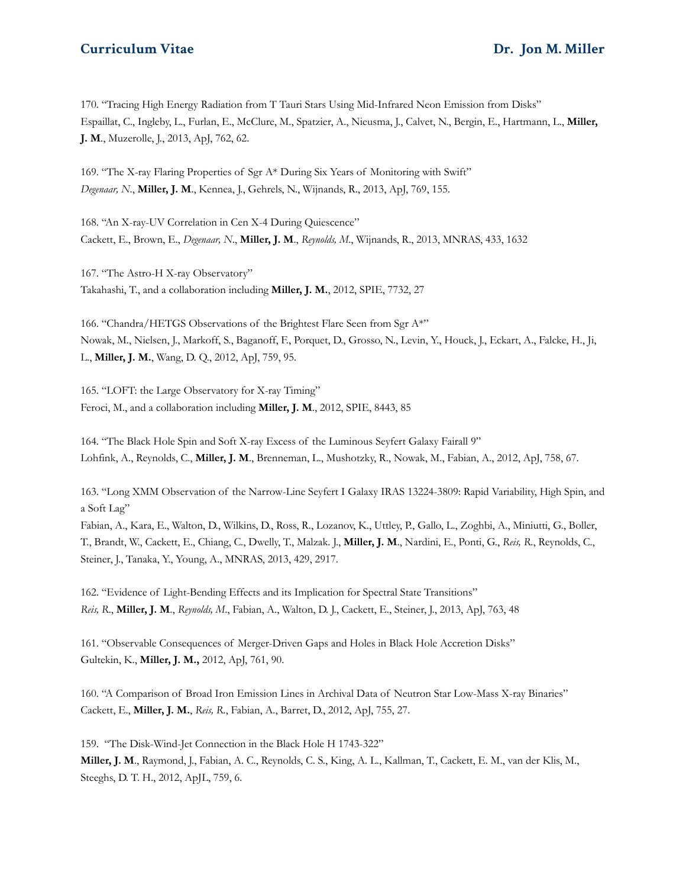170. "Tracing High Energy Radiation from T Tauri Stars Using Mid-Infrared Neon Emission from Disks"
Espaillat, C., Ingleby, L., Furlan, E., McClure, M., Spatzier, A., Nieusma, J., Calvet, N., Bergin, E., Hartmann, L., **Miller, J. M**., Muzerolle, J., 2013, ApJ, 762, 62.

169. "The X-ray Flaring Properties of Sgr A* During Six Years of Monitoring with Swift"
*Degenaar, N*., **Miller, J. M**., Kennea, J., Gehrels, N., Wijnands, R., 2013, ApJ, 769, 155.

168. "An X-ray-UV Correlation in Cen X-4 During Quiescence"
Cackett, E., Brown, E., *Degenaar, N*., **Miller, J. M**., *Reynolds, M*., Wijnands, R., 2013, MNRAS, 433, 1632

167. "The Astro-H X-ray Observatory"
Takahashi, T., and a collaboration including **Miller, J. M.**, 2012, SPIE, 7732, 27

166. "Chandra/HETGS Observations of the Brightest Flare Seen from Sgr A*"
Nowak, M., Nielsen, J., Markoff, S., Baganoff, F., Porquet, D., Grosso, N., Levin, Y., Houck, J., Eckart, A., Falcke, H., Ji, L., **Miller, J. M.**, Wang, D. Q., 2012, ApJ, 759, 95.

165. "LOFT: the Large Observatory for X-ray Timing"
Feroci, M., and a collaboration including **Miller, J. M**., 2012, SPIE, 8443, 85

164. "The Black Hole Spin and Soft X-ray Excess of the Luminous Seyfert Galaxy Fairall 9"
Lohfink, A., Reynolds, C., **Miller, J. M**., Brenneman, L., Mushotzky, R., Nowak, M., Fabian, A., 2012, ApJ, 758, 67.

163. "Long XMM Observation of the Narrow-Line Seyfert I Galaxy IRAS 13224-3809: Rapid Variability, High Spin, and a Soft Lag"
Fabian, A., Kara, E., Walton, D., Wilkins, D., Ross, R., Lozanov, K., Uttley, P., Gallo, L., Zoghbi, A., Miniutti, G., Boller, T., Brandt, W., Cackett, E., Chiang, C., Dwelly, T., Malzak. J., **Miller, J. M**., Nardini, E., Ponti, G., *Reis, R*., Reynolds, C., Steiner, J., Tanaka, Y., Young, A., MNRAS, 2013, 429, 2917.

162. "Evidence of Light-Bending Effects and its Implication for Spectral State Transitions"
*Reis, R*., **Miller, J. M**., *Reynolds, M*., Fabian, A., Walton, D. J., Cackett, E., Steiner, J., 2013, ApJ, 763, 48

161. "Observable Consequences of Merger-Driven Gaps and Holes in Black Hole Accretion Disks"
Gultekin, K., **Miller, J. M.,** 2012, ApJ, 761, 90.

160. "A Comparison of Broad Iron Emission Lines in Archival Data of Neutron Star Low-Mass X-ray Binaries"
Cackett, E., **Miller, J. M.**, *Reis, R*., Fabian, A., Barret, D., 2012, ApJ, 755, 27.

159. "The Disk-Wind-Jet Connection in the Black Hole H 1743-322"
**Miller, J. M**., Raymond, J., Fabian, A. C., Reynolds, C. S., King, A. L., Kallman, T., Cackett, E. M., van der Klis, M., Steeghs, D. T. H., 2012, ApJL, 759, 6.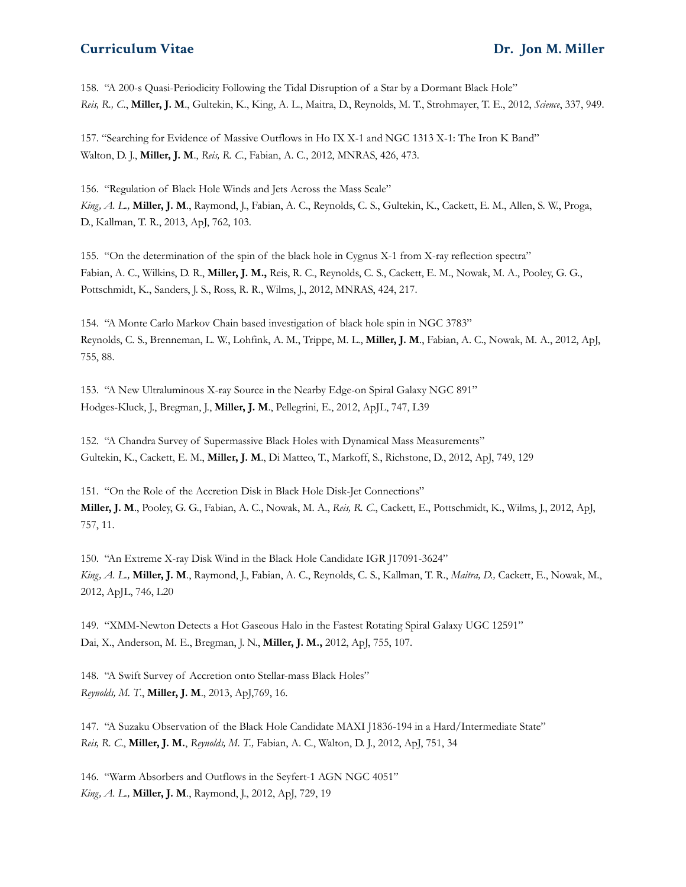158. "A 200-s Quasi-Periodicity Following the Tidal Disruption of a Star by a Dormant Black Hole"
*Reis, R., C.*, **Miller, J. M**., Gultekin, K., King, A. L., Maitra, D., Reynolds, M. T., Strohmayer, T. E., 2012, *Science*, 337, 949.

157. "Searching for Evidence of Massive Outflows in Ho IX X-1 and NGC 1313 X-1: The Iron K Band"
Walton, D. J., **Miller, J. M**., *Reis, R. C.*, Fabian, A. C., 2012, MNRAS, 426, 473.

156. "Regulation of Black Hole Winds and Jets Across the Mass Scale"
*King, A. L.,* **Miller, J. M**., Raymond, J., Fabian, A. C., Reynolds, C. S., Gultekin, K., Cackett, E. M., Allen, S. W., Proga, D., Kallman, T. R., 2013, ApJ, 762, 103.

155. "On the determination of the spin of the black hole in Cygnus X-1 from X-ray reflection spectra"
Fabian, A. C., Wilkins, D. R., **Miller, J. M.,** Reis, R. C., Reynolds, C. S., Cackett, E. M., Nowak, M. A., Pooley, G. G., Pottschmidt, K., Sanders, J. S., Ross, R. R., Wilms, J., 2012, MNRAS, 424, 217.

154. "A Monte Carlo Markov Chain based investigation of black hole spin in NGC 3783"
Reynolds, C. S., Brenneman, L. W., Lohfink, A. M., Trippe, M. L., **Miller, J. M**., Fabian, A. C., Nowak, M. A., 2012, ApJ, 755, 88.

153. "A New Ultraluminous X-ray Source in the Nearby Edge-on Spiral Galaxy NGC 891"
Hodges-Kluck, J., Bregman, J., **Miller, J. M**., Pellegrini, E., 2012, ApJL, 747, L39

152. "A Chandra Survey of Supermassive Black Holes with Dynamical Mass Measurements"
Gultekin, K., Cackett, E. M., **Miller, J. M**., Di Matteo, T., Markoff, S., Richstone, D., 2012, ApJ, 749, 129

151. "On the Role of the Accretion Disk in Black Hole Disk-Jet Connections"
**Miller, J. M**., Pooley, G. G., Fabian, A. C., Nowak, M. A., *Reis, R. C.*, Cackett, E., Pottschmidt, K., Wilms, J., 2012, ApJ, 757, 11.

150. "An Extreme X-ray Disk Wind in the Black Hole Candidate IGR J17091-3624"
*King, A. L.,* **Miller, J. M**., Raymond, J., Fabian, A. C., Reynolds, C. S., Kallman, T. R., *Maitra, D.,* Cackett, E., Nowak, M., 2012, ApJL, 746, L20

149. "XMM-Newton Detects a Hot Gaseous Halo in the Fastest Rotating Spiral Galaxy UGC 12591"
Dai, X., Anderson, M. E., Bregman, J. N., **Miller, J. M.,** 2012, ApJ, 755, 107.

148. "A Swift Survey of Accretion onto Stellar-mass Black Holes"
*Reynolds, M. T.*, **Miller, J. M**., 2013, ApJ,769, 16.

147. "A Suzaku Observation of the Black Hole Candidate MAXI J1836-194 in a Hard/Intermediate State"
*Reis, R. C.*, **Miller, J. M.**, *Reynolds, M. T.,* Fabian, A. C., Walton, D. J., 2012, ApJ, 751, 34

146. "Warm Absorbers and Outflows in the Seyfert-1 AGN NGC 4051"
*King, A. L.,* **Miller, J. M**., Raymond, J., 2012, ApJ, 729, 19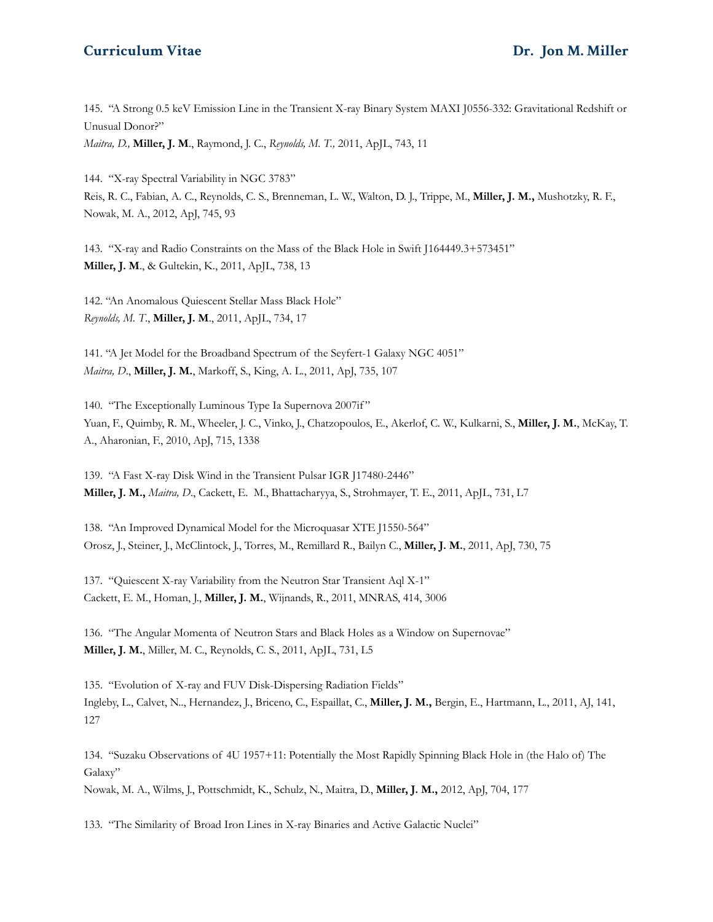145. "A Strong 0.5 keV Emission Line in the Transient X-ray Binary System MAXI J0556-332: Gravitational Redshift or Unusual Donor?"
*Maitra, D.,* **Miller, J. M**., Raymond, J. C., *Reynolds, M. T.,* 2011, ApJL, 743, 11

144. "X-ray Spectral Variability in NGC 3783"
Reis, R. C., Fabian, A. C., Reynolds, C. S., Brenneman, L. W., Walton, D. J., Trippe, M., **Miller, J. M.,** Mushotzky, R. F., Nowak, M. A., 2012, ApJ, 745, 93

143. "X-ray and Radio Constraints on the Mass of the Black Hole in Swift J164449.3+573451"
**Miller, J. M**., & Gultekin, K., 2011, ApJL, 738, 13

142. "An Anomalous Quiescent Stellar Mass Black Hole"
*Reynolds, M. T*., **Miller, J. M**., 2011, ApJL, 734, 17

141. "A Jet Model for the Broadband Spectrum of the Seyfert-1 Galaxy NGC 4051"
*Maitra, D*., **Miller, J. M.**, Markoff, S., King, A. L., 2011, ApJ, 735, 107

140. "The Exceptionally Luminous Type Ia Supernova 2007if"
Yuan, F., Quimby, R. M., Wheeler, J. C., Vinko, J., Chatzopoulos, E., Akerlof, C. W., Kulkarni, S., **Miller, J. M.**, McKay, T. A., Aharonian, F., 2010, ApJ, 715, 1338

139. "A Fast X-ray Disk Wind in the Transient Pulsar IGR J17480-2446"
**Miller, J. M.,** *Maitra, D*., Cackett, E. M., Bhattacharyya, S., Strohmayer, T. E., 2011, ApJL, 731, L7

138. "An Improved Dynamical Model for the Microquasar XTE J1550-564"
Orosz, J., Steiner, J., McClintock, J., Torres, M., Remillard R., Bailyn C., **Miller, J. M.**, 2011, ApJ, 730, 75

137. "Quiescent X-ray Variability from the Neutron Star Transient Aql X-1"
Cackett, E. M., Homan, J., **Miller, J. M.**, Wijnands, R., 2011, MNRAS, 414, 3006

136. "The Angular Momenta of Neutron Stars and Black Holes as a Window on Supernovae"
**Miller, J. M.**, Miller, M. C., Reynolds, C. S., 2011, ApJL, 731, L5

135. "Evolution of X-ray and FUV Disk-Dispersing Radiation Fields"
Ingleby, L., Calvet, N.., Hernandez, J., Briceno, C., Espaillat, C., **Miller, J. M.,** Bergin, E., Hartmann, L., 2011, AJ, 141, 127

134. "Suzaku Observations of 4U 1957+11: Potentially the Most Rapidly Spinning Black Hole in (the Halo of) The Galaxy"
Nowak, M. A., Wilms, J., Pottschmidt, K., Schulz, N., Maitra, D., **Miller, J. M.,** 2012, ApJ, 704, 177

133. "The Similarity of Broad Iron Lines in X-ray Binaries and Active Galactic Nuclei"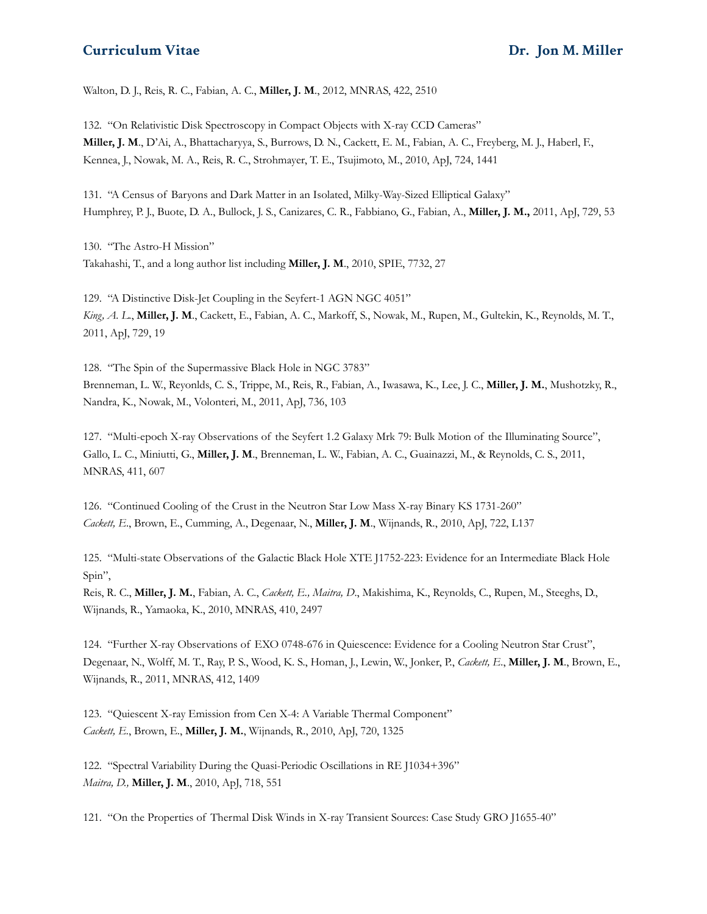Walton, D. J., Reis, R. C., Fabian, A. C., **Miller, J. M**., 2012, MNRAS, 422, 2510

132. "On Relativistic Disk Spectroscopy in Compact Objects with X-ray CCD Cameras"
**Miller, J. M**., D'Ai, A., Bhattacharyya, S., Burrows, D. N., Cackett, E. M., Fabian, A. C., Freyberg, M. J., Haberl, F., Kennea, J., Nowak, M. A., Reis, R. C., Strohmayer, T. E., Tsujimoto, M., 2010, ApJ, 724, 1441

131. "A Census of Baryons and Dark Matter in an Isolated, Milky-Way-Sized Elliptical Galaxy"
Humphrey, P. J., Buote, D. A., Bullock, J. S., Canizares, C. R., Fabbiano, G., Fabian, A., **Miller, J. M.,** 2011, ApJ, 729, 53

130. "The Astro-H Mission"
Takahashi, T., and a long author list including **Miller, J. M**., 2010, SPIE, 7732, 27

129. "A Distinctive Disk-Jet Coupling in the Seyfert-1 AGN NGC 4051"
*King, A. L*., **Miller, J. M**., Cackett, E., Fabian, A. C., Markoff, S., Nowak, M., Rupen, M., Gultekin, K., Reynolds, M. T., 2011, ApJ, 729, 19

128. "The Spin of the Supermassive Black Hole in NGC 3783"
Brenneman, L. W., Reyonlds, C. S., Trippe, M., Reis, R., Fabian, A., Iwasawa, K., Lee, J. C., **Miller, J. M.**, Mushotzky, R., Nandra, K., Nowak, M., Volonteri, M., 2011, ApJ, 736, 103

127. "Multi-epoch X-ray Observations of the Seyfert 1.2 Galaxy Mrk 79: Bulk Motion of the Illuminating Source",
Gallo, L. C., Miniutti, G., **Miller, J. M**., Brenneman, L. W., Fabian, A. C., Guainazzi, M., & Reynolds, C. S., 2011, MNRAS, 411, 607

126. "Continued Cooling of the Crust in the Neutron Star Low Mass X-ray Binary KS 1731-260"
*Cackett, E*., Brown, E., Cumming, A., Degenaar, N., **Miller, J. M**., Wijnands, R., 2010, ApJ, 722, L137

125. "Multi-state Observations of the Galactic Black Hole XTE J1752-223: Evidence for an Intermediate Black Hole Spin",
Reis, R. C., **Miller, J. M.**, Fabian, A. C., *Cackett, E., Maitra, D*., Makishima, K., Reynolds, C., Rupen, M., Steeghs, D., Wijnands, R., Yamaoka, K., 2010, MNRAS, 410, 2497

124. "Further X-ray Observations of EXO 0748-676 in Quiescence: Evidence for a Cooling Neutron Star Crust",
Degenaar, N., Wolff, M. T., Ray, P. S., Wood, K. S., Homan, J., Lewin, W., Jonker, P., *Cackett, E*., **Miller, J. M**., Brown, E., Wijnands, R., 2011, MNRAS, 412, 1409

123. "Quiescent X-ray Emission from Cen X-4: A Variable Thermal Component"
*Cackett, E*., Brown, E., **Miller, J. M.**, Wijnands, R., 2010, ApJ, 720, 1325

122. "Spectral Variability During the Quasi-Periodic Oscillations in RE J1034+396"
*Maitra, D.,* **Miller, J. M**., 2010, ApJ, 718, 551

121. "On the Properties of Thermal Disk Winds in X-ray Transient Sources: Case Study GRO J1655-40"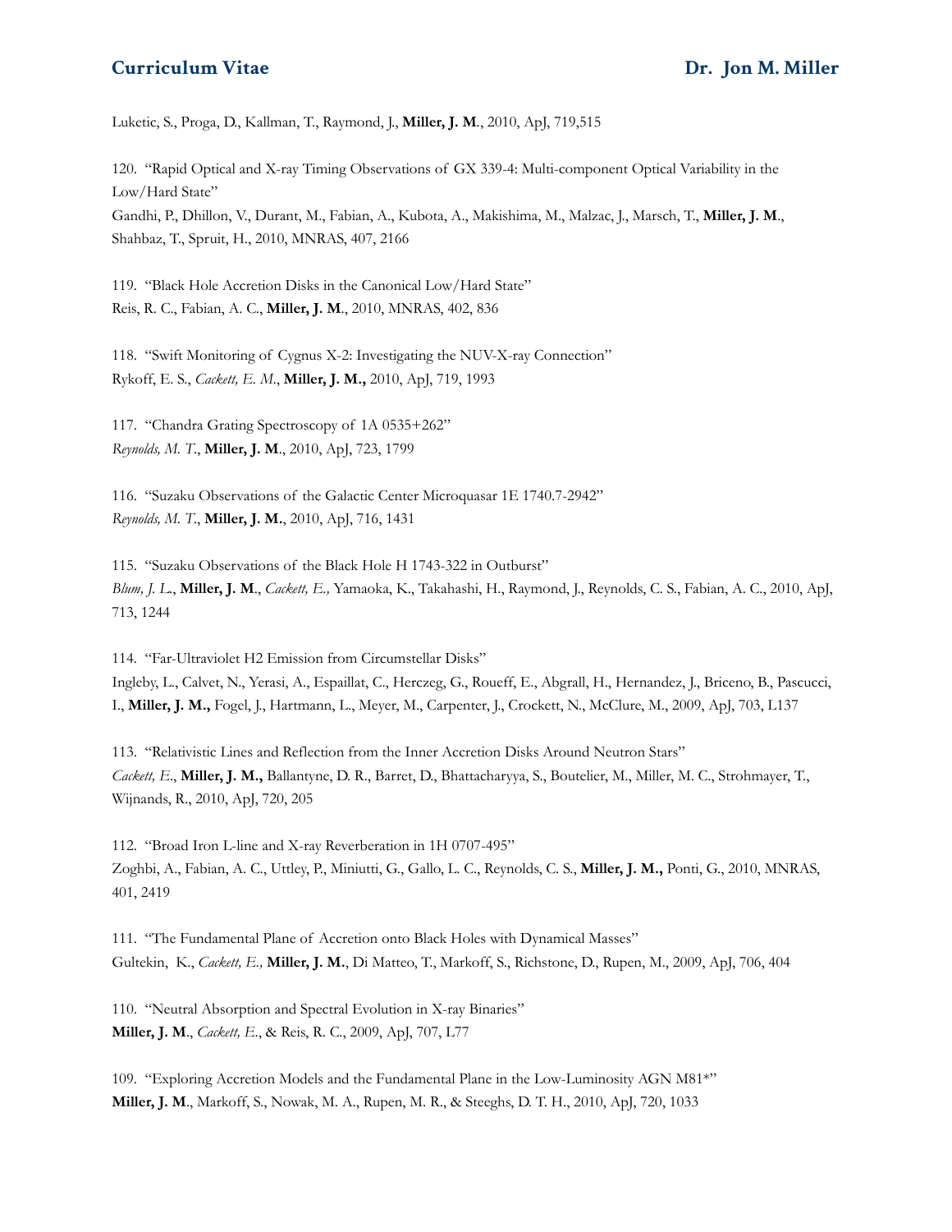Luketic, S., Proga, D., Kallman, T., Raymond, J., **Miller, J. M**., 2010, ApJ, 719,515

120. "Rapid Optical and X-ray Timing Observations of GX 339-4: Multi-component Optical Variability in the Low/Hard State"
Gandhi, P., Dhillon, V., Durant, M., Fabian, A., Kubota, A., Makishima, M., Malzac, J., Marsch, T., **Miller, J. M**., Shahbaz, T., Spruit, H., 2010, MNRAS, 407, 2166

119. "Black Hole Accretion Disks in the Canonical Low/Hard State"
Reis, R. C., Fabian, A. C., **Miller, J. M**., 2010, MNRAS, 402, 836

118. "Swift Monitoring of Cygnus X-2: Investigating the NUV-X-ray Connection"
Rykoff, E. S., *Cackett, E. M*., **Miller, J. M.,** 2010, ApJ, 719, 1993

117. "Chandra Grating Spectroscopy of 1A 0535+262"
*Reynolds, M. T*., **Miller, J. M**., 2010, ApJ, 723, 1799

116. "Suzaku Observations of the Galactic Center Microquasar 1E 1740.7-2942"
*Reynolds, M. T*., **Miller, J. M.**, 2010, ApJ, 716, 1431

115. "Suzaku Observations of the Black Hole H 1743-322 in Outburst"
*Blum, J. L*., **Miller, J. M**., *Cackett, E.,* Yamaoka, K., Takahashi, H., Raymond, J., Reynolds, C. S., Fabian, A. C., 2010, ApJ, 713, 1244

114. "Far-Ultraviolet H2 Emission from Circumstellar Disks"
Ingleby, L., Calvet, N., Yerasi, A., Espaillat, C., Herczeg, G., Roueff, E., Abgrall, H., Hernandez, J., Briceno, B., Pascucci, I., **Miller, J. M.,** Fogel, J., Hartmann, L., Meyer, M., Carpenter, J., Crockett, N., McClure, M., 2009, ApJ, 703, L137

113. "Relativistic Lines and Reflection from the Inner Accretion Disks Around Neutron Stars"
*Cackett, E*., **Miller, J. M.,** Ballantyne, D. R., Barret, D., Bhattacharyya, S., Boutelier, M., Miller, M. C., Strohmayer, T., Wijnands, R., 2010, ApJ, 720, 205

112. "Broad Iron L-line and X-ray Reverberation in 1H 0707-495"
Zoghbi, A., Fabian, A. C., Uttley, P., Miniutti, G., Gallo, L. C., Reynolds, C. S. **Miller, J. M.,** Ponti, G., 2010, MNRAS, 401, 2419

111. "The Fundamental Plane of Accretion onto Black Holes with Dynamical Masses"
Gultekin, K., *Cackett, E.,* **Miller, J. M.**, Di Matteo, T., Markoff, S., Richstone, D., Rupen, M., 2009, ApJ, 706, 404

110. "Neutral Absorption and Spectral Evolution in X-ray Binaries"
**Miller, J. M**., *Cackett, E*., & Reis, R. C., 2009, ApJ, 707, L77

109. "Exploring Accretion Models and the Fundamental Plane in the Low-Luminosity AGN M81*"
**Miller, J. M**., Markoff, S., Nowak, M. A., Rupen, M. R., & Steeghs, D. T. H., 2010, ApJ, 720, 1033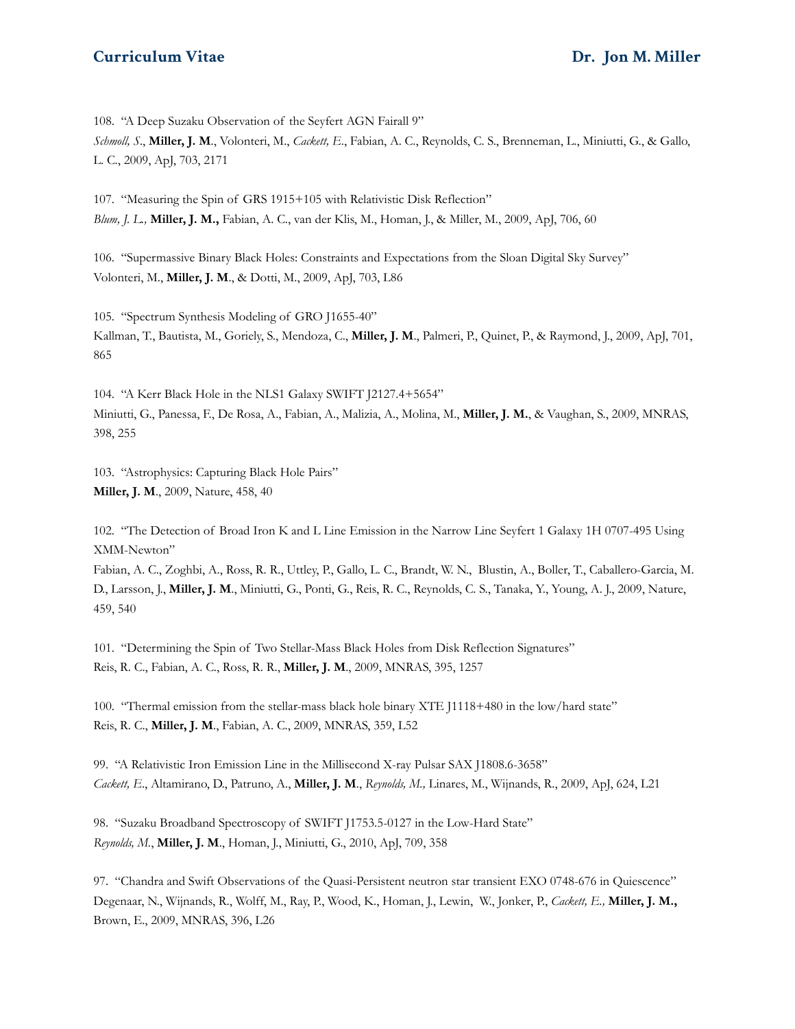108. "A Deep Suzaku Observation of the Seyfert AGN Fairall 9"
*Schmoll, S.*, **Miller, J. M**., Volonteri, M., *Cackett, E*., Fabian, A. C., Reynolds, C. S., Brenneman, L., Miniutti, G., & Gallo, L. C., 2009, ApJ, 703, 2171

107. "Measuring the Spin of GRS 1915+105 with Relativistic Disk Reflection"
*Blum, J. L.,* **Miller, J. M.,** Fabian, A. C., van der Klis, M., Homan, J., & Miller, M., 2009, ApJ, 706, 60

106. "Supermassive Binary Black Holes: Constraints and Expectations from the Sloan Digital Sky Survey"
Volonteri, M., **Miller, J. M**., & Dotti, M., 2009, ApJ, 703, L86

105. "Spectrum Synthesis Modeling of GRO J1655-40"
Kallman, T., Bautista, M., Goriely, S., Mendoza, C., **Miller, J. M**., Palmeri, P., Quinet, P., & Raymond, J., 2009, ApJ, 701, 865

104. "A Kerr Black Hole in the NLS1 Galaxy SWIFT J2127.4+5654"
Miniutti, G., Panessa, F., De Rosa, A., Fabian, A., Malizia, A., Molina, M., **Miller, J. M.**, & Vaughan, S., 2009, MNRAS, 398, 255

103. "Astrophysics: Capturing Black Hole Pairs"
**Miller, J. M**., 2009, Nature, 458, 40

102. "The Detection of Broad Iron K and L Line Emission in the Narrow Line Seyfert 1 Galaxy 1H 0707-495 Using XMM-Newton"
Fabian, A. C., Zoghbi, A., Ross, R. R., Uttley, P., Gallo, L. C., Brandt, W. N., Blustin, A., Boller, T., Caballero-Garcia, M. D., Larsson, J., **Miller, J. M**., Miniutti, G., Ponti, G., Reis, R. C., Reynolds, C. S., Tanaka, Y., Young, A. J., 2009, Nature, 459, 540

101. "Determining the Spin of Two Stellar-Mass Black Holes from Disk Reflection Signatures"
Reis, R. C., Fabian, A. C., Ross, R. R., **Miller, J. M**., 2009, MNRAS, 395, 1257

100. "Thermal emission from the stellar-mass black hole binary XTE J1118+480 in the low/hard state"
Reis, R. C., **Miller, J. M**., Fabian, A. C., 2009, MNRAS, 359, L52

99. "A Relativistic Iron Emission Line in the Millisecond X-ray Pulsar SAX J1808.6-3658"
*Cackett, E*., Altamirano, D., Patruno, A., **Miller, J. M**., *Reynolds, M.,* Linares, M., Wijnands, R., 2009, ApJ, 624, L21

98. "Suzaku Broadband Spectroscopy of SWIFT J1753.5-0127 in the Low-Hard State"
*Reynolds, M.*, **Miller, J. M**., Homan, J., Miniutti, G., 2010, ApJ, 709, 358

97. "Chandra and Swift Observations of the Quasi-Persistent neutron star transient EXO 0748-676 in Quiescence"
Degenaar, N., Wijnands, R., Wolff, M., Ray, P., Wood, K., Homan, J., Lewin, W., Jonker, P., *Cackett, E.,* **Miller, J. M.,** Brown, E., 2009, MNRAS, 396, L26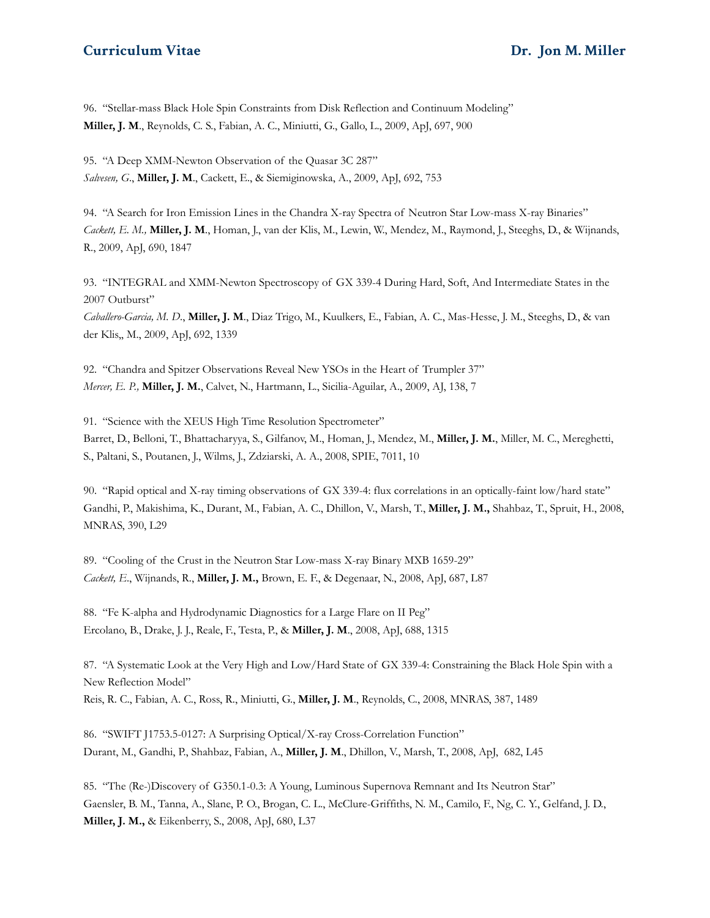96. "Stellar-mass Black Hole Spin Constraints from Disk Reflection and Continuum Modeling"
**Miller, J. M**., Reynolds, C. S., Fabian, A. C., Miniutti, G., Gallo, L., 2009, ApJ, 697, 900

95. "A Deep XMM-Newton Observation of the Quasar 3C 287"
*Salvesen, G*., **Miller, J. M**., Cackett, E., & Siemiginowska, A., 2009, ApJ, 692, 753

94. "A Search for Iron Emission Lines in the Chandra X-ray Spectra of Neutron Star Low-mass X-ray Binaries"
*Cackett, E. M.,* **Miller, J. M**., Homan, J., van der Klis, M., Lewin, W., Mendez, M., Raymond, J., Steeghs, D., & Wijnands, R., 2009, ApJ, 690, 1847

93. "INTEGRAL and XMM-Newton Spectroscopy of GX 339-4 During Hard, Soft, And Intermediate States in the 2007 Outburst"
*Caballero-Garcia, M. D*., **Miller, J. M**., Diaz Trigo, M., Kuulkers, E., Fabian, A. C., Mas-Hesse, J. M., Steeghs, D., & van der Klis,, M., 2009, ApJ, 692, 1339

92. "Chandra and Spitzer Observations Reveal New YSOs in the Heart of Trumpler 37"
*Mercer, E. P.,* **Miller, J. M.**, Calvet, N., Hartmann, L., Sicilia-Aguilar, A., 2009, AJ, 138, 7

91. "Science with the XEUS High Time Resolution Spectrometer"
Barret, D., Belloni, T., Bhattacharyya, S., Gilfanov, M., Homan, J., Mendez, M., **Miller, J. M.**, Miller, M. C., Mereghetti, S., Paltani, S., Poutanen, J., Wilms, J., Zdziarski, A. A., 2008, SPIE, 7011, 10

90. "Rapid optical and X-ray timing observations of GX 339-4: flux correlations in an optically-faint low/hard state"
Gandhi, P., Makishima, K., Durant, M., Fabian, A. C., Dhillon, V., Marsh, T., **Miller, J. M.,** Shahbaz, T., Spruit, H., 2008, MNRAS, 390, L29

89. "Cooling of the Crust in the Neutron Star Low-mass X-ray Binary MXB 1659-29"
*Cackett, E*., Wijnands, R., **Miller, J. M.,** Brown, E. F., & Degenaar, N., 2008, ApJ, 687, L87

88. "Fe K-alpha and Hydrodynamic Diagnostics for a Large Flare on II Peg"
Ercolano, B., Drake, J. J., Reale, F., Testa, P., & **Miller, J. M**., 2008, ApJ, 688, 1315

87. "A Systematic Look at the Very High and Low/Hard State of GX 339-4: Constraining the Black Hole Spin with a New Reflection Model"
Reis, R. C., Fabian, A. C., Ross, R., Miniutti, G., **Miller, J. M**., Reynolds, C., 2008, MNRAS, 387, 1489

86. "SWIFT J1753.5-0127: A Surprising Optical/X-ray Cross-Correlation Function"
Durant, M., Gandhi, P., Shahbaz, T., Fabian, A., **Miller, J. M**., Dhillon, V., Marsh, T., 2008, ApJ, 682, L45

85. "The (Re-)Discovery of G350.1-0.3: A Young, Luminous Supernova Remnant and Its Neutron Star"
Gaensler, B. M., Tanna, A., Slane, P. O., Brogan, C. L., McClure-Griffiths, N. M., Camilo, F., Ng, C. Y., Gelfand, J. D., **Miller, J. M.,** & Eikenberry, S., 2008, ApJ, 680, L37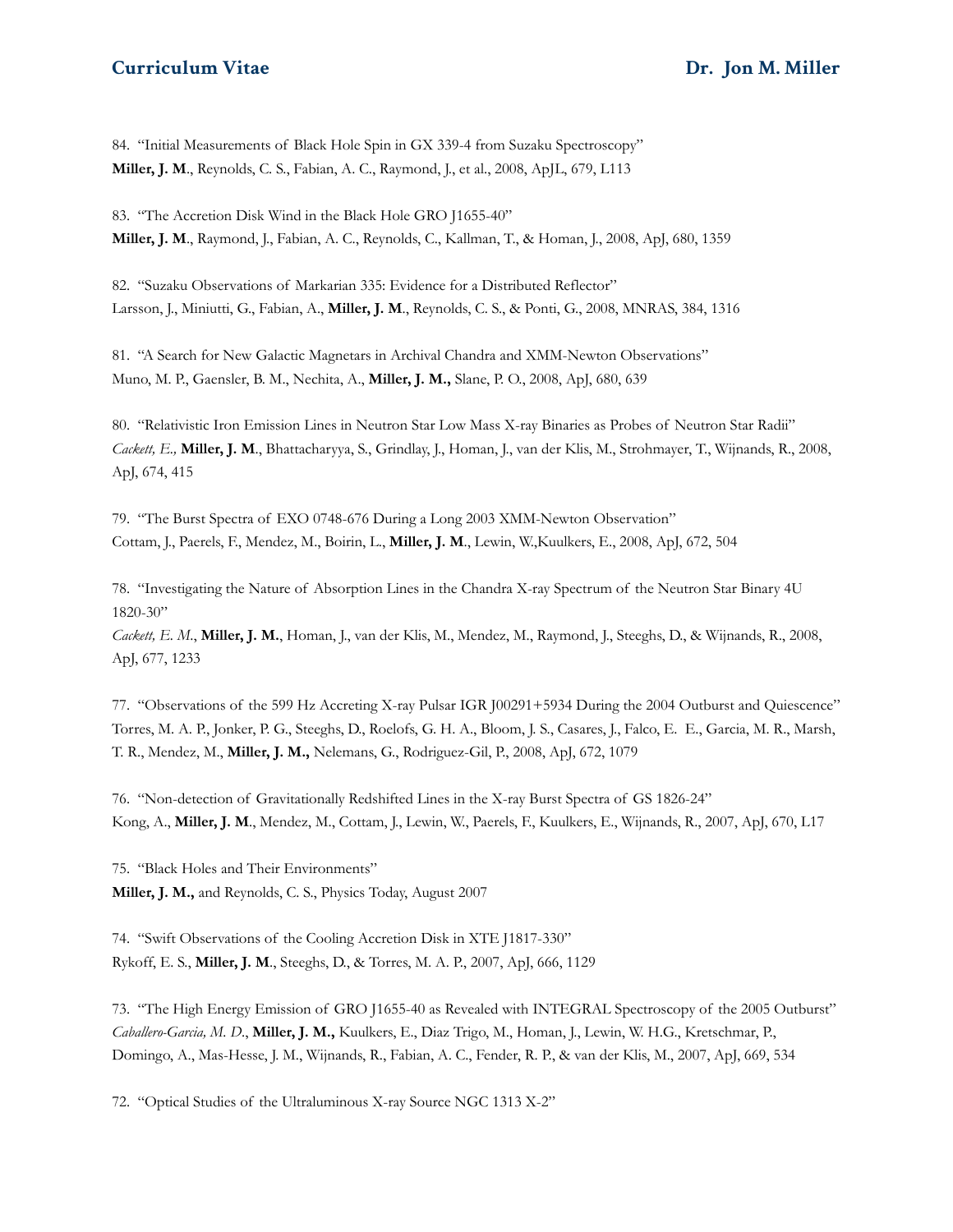84. "Initial Measurements of Black Hole Spin in GX 339-4 from Suzaku Spectroscopy"
**Miller, J. M**., Reynolds, C. S., Fabian, A. C., Raymond, J., et al., 2008, ApJL, 679, L113

83. "The Accretion Disk Wind in the Black Hole GRO J1655-40"
**Miller, J. M**., Raymond, J., Fabian, A. C., Reynolds, C., Kallman, T., & Homan, J., 2008, ApJ, 680, 1359

82. "Suzaku Observations of Markarian 335: Evidence for a Distributed Reflector"
Larsson, J., Miniutti, G., Fabian, A., **Miller, J. M**., Reynolds, C. S., & Ponti, G., 2008, MNRAS, 384, 1316

81. "A Search for New Galactic Magnetars in Archival Chandra and XMM-Newton Observations"
Muno, M. P., Gaensler, B. M., Nechita, A., **Miller, J. M.,** Slane, P. O., 2008, ApJ, 680, 639

80. "Relativistic Iron Emission Lines in Neutron Star Low Mass X-ray Binaries as Probes of Neutron Star Radii"
*Cackett, E.,* **Miller, J. M**., Bhattacharyya, S., Grindlay, J., Homan, J., van der Klis, M., Strohmayer, T., Wijnands, R., 2008, ApJ, 674, 415

79. "The Burst Spectra of EXO 0748-676 During a Long 2003 XMM-Newton Observation"
Cottam, J., Paerels, F., Mendez, M., Boirin, L., **Miller, J. M**., Lewin, W.,Kuulkers, E., 2008, ApJ, 672, 504

78. "Investigating the Nature of Absorption Lines in the Chandra X-ray Spectrum of the Neutron Star Binary 4U 1820-30"
*Cackett, E. M*., **Miller, J. M.**, Homan, J., van der Klis, M., Mendez, M., Raymond, J., Steeghs, D., & Wijnands, R., 2008, ApJ, 677, 1233

77. "Observations of the 599 Hz Accreting X-ray Pulsar IGR J00291+5934 During the 2004 Outburst and Quiescence"
Torres, M. A. P., Jonker, P. G., Steeghs, D., Roelofs, G. H. A., Bloom, J. S., Casares, J., Falco, E. E., Garcia, M. R., Marsh, T. R., Mendez, M., **Miller, J. M.,** Nelemans, G., Rodriguez-Gil, P., 2008, ApJ, 672, 1079

76. "Non-detection of Gravitationally Redshifted Lines in the X-ray Burst Spectra of GS 1826-24"
Kong, A., **Miller, J. M**., Mendez, M., Cottam, J., Lewin, W., Paerels, F., Kuulkers, E., Wijnands, R., 2007, ApJ, 670, L17

75. "Black Holes and Their Environments"
**Miller, J. M.,** and Reynolds, C. S., Physics Today, August 2007

74. "Swift Observations of the Cooling Accretion Disk in XTE J1817-330"
Rykoff, E. S., **Miller, J. M**., Steeghs, D., & Torres, M. A. P., 2007, ApJ, 666, 1129

73. "The High Energy Emission of GRO J1655-40 as Revealed with INTEGRAL Spectroscopy of the 2005 Outburst"
*Caballero-Garcia, M. D*., **Miller, J. M.,** Kuulkers, E., Diaz Trigo, M., Homan, J., Lewin, W. H.G., Kretschmar, P., Domingo, A., Mas-Hesse, J. M., Wijnands, R., Fabian, A. C., Fender, R. P., & van der Klis, M., 2007, ApJ, 669, 534

72. "Optical Studies of the Ultraluminous X-ray Source NGC 1313 X-2"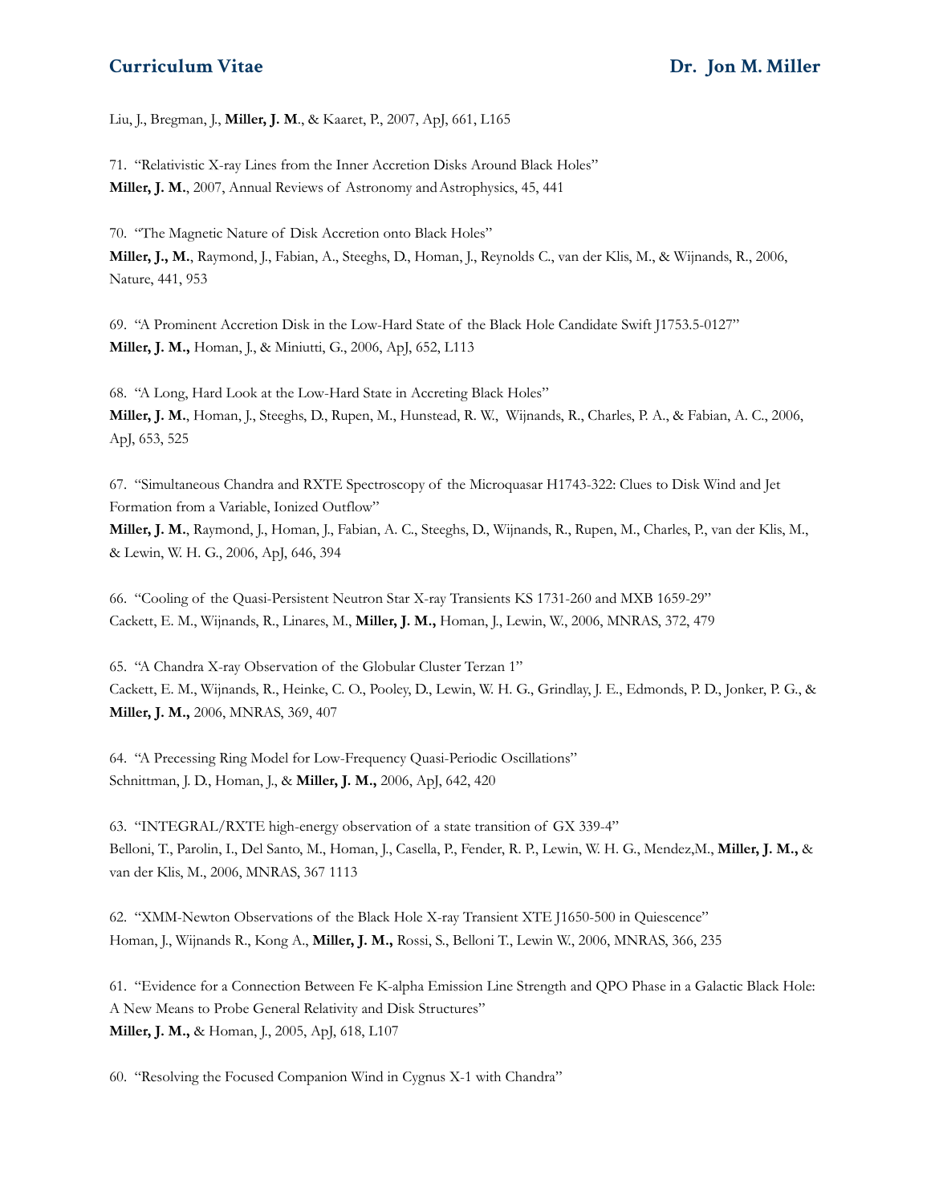Liu, J., Bregman, J., **Miller, J. M**., & Kaaret, P., 2007, ApJ, 661, L165

71. "Relativistic X-ray Lines from the Inner Accretion Disks Around Black Holes"
**Miller, J. M.**, 2007, Annual Reviews of Astronomy and Astrophysics, 45, 441

70. "The Magnetic Nature of Disk Accretion onto Black Holes"
**Miller, J., M.**, Raymond, J., Fabian, A., Steeghs, D., Homan, J., Reynolds C., van der Klis, M., & Wijnands, R., 2006, Nature, 441, 953

69. "A Prominent Accretion Disk in the Low-Hard State of the Black Hole Candidate Swift J1753.5-0127"
**Miller, J. M.,** Homan, J., & Miniutti, G., 2006, ApJ, 652, L113

68. "A Long, Hard Look at the Low-Hard State in Accreting Black Holes"
**Miller, J. M.**, Homan, J., Steeghs, D., Rupen, M., Hunstead, R. W., Wijnands, R., Charles, P. A., & Fabian, A. C., 2006, ApJ, 653, 525

67. "Simultaneous Chandra and RXTE Spectroscopy of the Microquasar H1743-322: Clues to Disk Wind and Jet Formation from a Variable, Ionized Outflow"
**Miller, J. M.**, Raymond, J., Homan, J., Fabian, A. C., Steeghs, D., Wijnands, R., Rupen, M., Charles, P., van der Klis, M., & Lewin, W. H. G., 2006, ApJ, 646, 394

66. "Cooling of the Quasi-Persistent Neutron Star X-ray Transients KS 1731-260 and MXB 1659-29"
Cackett, E. M., Wijnands, R., Linares, M., **Miller, J. M.,** Homan, J., Lewin, W., 2006, MNRAS, 372, 479

65. "A Chandra X-ray Observation of the Globular Cluster Terzan 1"
Cackett, E. M., Wijnands, R., Heinke, C. O., Pooley, D., Lewin, W. H. G., Grindlay, J. E., Edmonds, P. D., Jonker, P. G., & **Miller, J. M.,** 2006, MNRAS, 369, 407

64. "A Precessing Ring Model for Low-Frequency Quasi-Periodic Oscillations"
Schnittman, J. D., Homan, J., & **Miller, J. M.,** 2006, ApJ, 642, 420

63. "INTEGRAL/RXTE high-energy observation of a state transition of GX 339-4"
Belloni, T., Parolin, I., Del Santo, M., Homan, J., Casella, P., Fender, R. P., Lewin, W. H. G., Mendez,M., **Miller, J. M.,** & van der Klis, M., 2006, MNRAS, 367 1113

62. "XMM-Newton Observations of the Black Hole X-ray Transient XTE J1650-500 in Quiescence"
Homan, J., Wijnands R., Kong A., **Miller, J. M.,** Rossi, S., Belloni T., Lewin W., 2006, MNRAS, 366, 235

61. "Evidence for a Connection Between Fe K-alpha Emission Line Strength and QPO Phase in a Galactic Black Hole: A New Means to Probe General Relativity and Disk Structures"
**Miller, J. M.,** & Homan, J., 2005, ApJ, 618, L107

60. "Resolving the Focused Companion Wind in Cygnus X-1 with Chandra"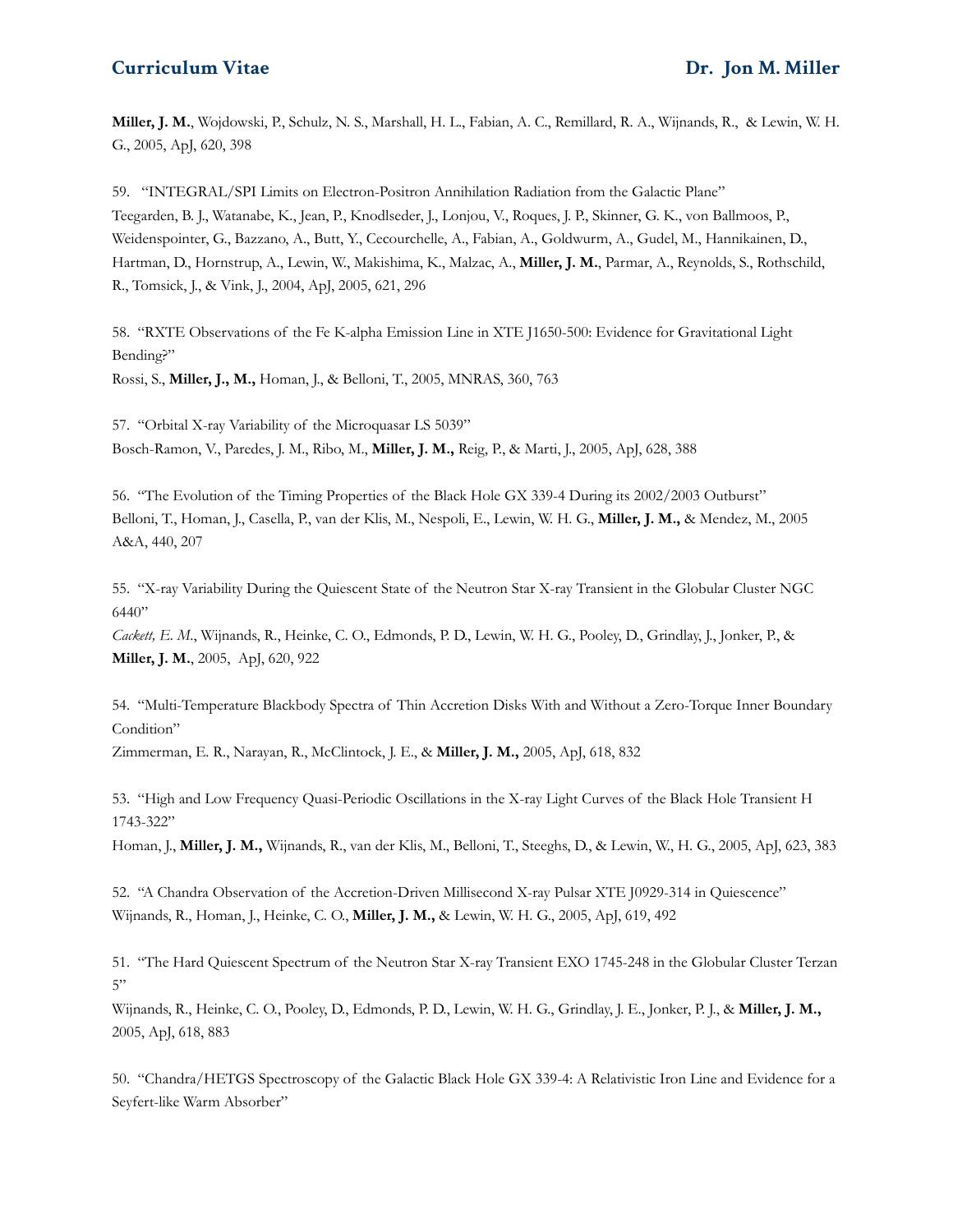**Miller, J. M.**, Wojdowski, P., Schulz, N. S., Marshall, H. L., Fabian, A. C., Remillard, R. A., Wijnands, R., & Lewin, W. H. G., 2005, ApJ, 620, 398

59. "INTEGRAL/SPI Limits on Electron-Positron Annihilation Radiation from the Galactic Plane"
Teegarden, B. J., Watanabe, K., Jean, P., Knodlseder, J., Lonjou, V., Roques, J. P., Skinner, G. K., von Ballmoos, P., Weidenspointer, G., Bazzano, A., Butt, Y., Cecourchelle, A., Fabian, A., Goldwurm, A., Gudel, M., Hannikainen, D., Hartman, D., Hornstrup, A., Lewin, W., Makishima, K., Malzac, A., **Miller, J. M.**, Parmar, A., Reynolds, S., Rothschild, R., Tomsick, J., & Vink, J., 2004, ApJ, 2005, 621, 296

58. "RXTE Observations of the Fe K-alpha Emission Line in XTE J1650-500: Evidence for Gravitational Light Bending?"
Rossi, S., **Miller, J., M.,** Homan, J., & Belloni, T., 2005, MNRAS, 360, 763

57. "Orbital X-ray Variability of the Microquasar LS 5039"
Bosch-Ramon, V., Paredes, J. M., Ribo, M., **Miller, J. M.,** Reig, P., & Marti, J., 2005, ApJ, 628, 388

56. "The Evolution of the Timing Properties of the Black Hole GX 339-4 During its 2002/2003 Outburst"
Belloni, T., Homan, J., Casella, P., van der Klis, M., Nespoli, E., Lewin, W. H. G., **Miller, J. M.,** & Mendez, M., 2005 A&A, 440, 207

55. "X-ray Variability During the Quiescent State of the Neutron Star X-ray Transient in the Globular Cluster NGC 6440"
*Cackett, E. M.*, Wijnands, R., Heinke, C. O., Edmonds, P. D., Lewin, W. H. G., Pooley, D., Grindlay, J., Jonker, P., & **Miller, J. M.**, 2005, ApJ, 620, 922

54. "Multi-Temperature Blackbody Spectra of Thin Accretion Disks With and Without a Zero-Torque Inner Boundary Condition"
Zimmerman, E. R., Narayan, R., McClintock, J. E., & **Miller, J. M.,** 2005, ApJ, 618, 832

53. "High and Low Frequency Quasi-Periodic Oscillations in the X-ray Light Curves of the Black Hole Transient H 1743-322"
Homan, J., **Miller, J. M.,** Wijnands, R., van der Klis, M., Belloni, T., Steeghs, D., & Lewin, W., H. G., 2005, ApJ, 623, 383

52. "A Chandra Observation of the Accretion-Driven Millisecond X-ray Pulsar XTE J0929-314 in Quiescence"
Wijnands, R., Homan, J., Heinke, C. O., **Miller, J. M.,** & Lewin, W. H. G., 2005, ApJ, 619, 492

51. "The Hard Quiescent Spectrum of the Neutron Star X-ray Transient EXO 1745-248 in the Globular Cluster Terzan 5"
Wijnands, R., Heinke, C. O., Pooley, D., Edmonds, P. D., Lewin, W. H. G., Grindlay, J. E., Jonker, P. J., & **Miller, J. M.,** 2005, ApJ, 618, 883

50. "Chandra/HETGS Spectroscopy of the Galactic Black Hole GX 339-4: A Relativistic Iron Line and Evidence for a Seyfert-like Warm Absorber"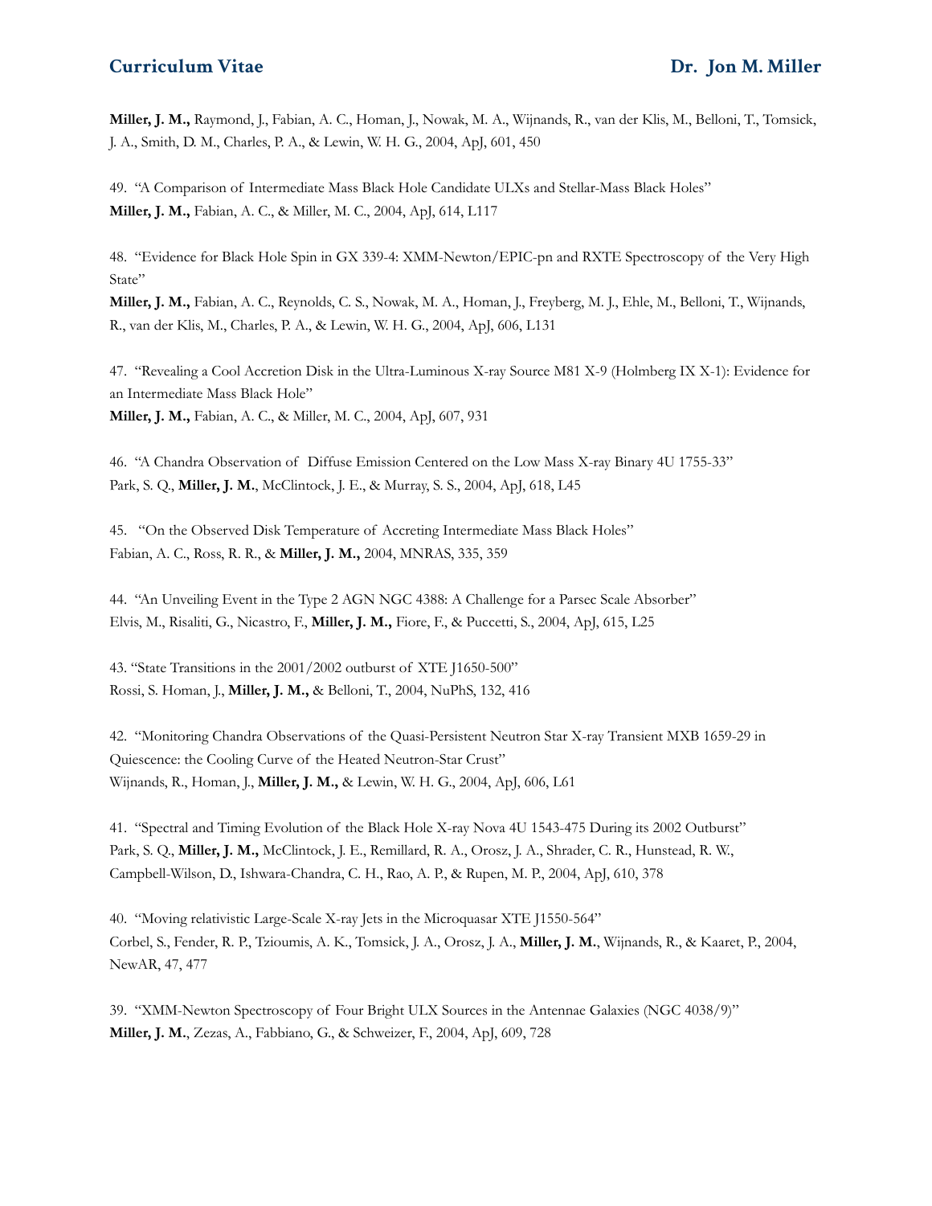**Miller, J. M.,** Raymond, J., Fabian, A. C., Homan, J., Nowak, M. A., Wijnands, R., van der Klis, M., Belloni, T., Tomsick, J. A., Smith, D. M., Charles, P. A., & Lewin, W. H. G., 2004, ApJ, 601, 450

49. "A Comparison of Intermediate Mass Black Hole Candidate ULXs and Stellar-Mass Black Holes"
**Miller, J. M.,** Fabian, A. C., & Miller, M. C., 2004, ApJ, 614, L117

48. "Evidence for Black Hole Spin in GX 339-4: XMM-Newton/EPIC-pn and RXTE Spectroscopy of the Very High State"
**Miller, J. M.,** Fabian, A. C., Reynolds, C. S., Nowak, M. A., Homan, J., Freyberg, M. J., Ehle, M., Belloni, T., Wijnands, R., van der Klis, M., Charles, P. A., & Lewin, W. H. G., 2004, ApJ, 606, L131

47. "Revealing a Cool Accretion Disk in the Ultra-Luminous X-ray Source M81 X-9 (Holmberg IX X-1): Evidence for an Intermediate Mass Black Hole"
**Miller, J. M.,** Fabian, A. C., & Miller, M. C., 2004, ApJ, 607, 931

46. "A Chandra Observation of Diffuse Emission Centered on the Low Mass X-ray Binary 4U 1755-33"
Park, S. Q., **Miller, J. M.**, McClintock, J. E., & Murray, S. S., 2004, ApJ, 618, L45

45. "On the Observed Disk Temperature of Accreting Intermediate Mass Black Holes"
Fabian, A. C., Ross, R. R., & **Miller, J. M.,** 2004, MNRAS, 335, 359

44. "An Unveiling Event in the Type 2 AGN NGC 4388: A Challenge for a Parsec Scale Absorber"
Elvis, M., Risaliti, G., Nicastro, F., **Miller, J. M.,** Fiore, F., & Puccetti, S., 2004, ApJ, 615, L25

43. "State Transitions in the 2001/2002 outburst of XTE J1650-500"
Rossi, S. Homan, J., **Miller, J. M.,** & Belloni, T., 2004, NuPhS, 132, 416

42. "Monitoring Chandra Observations of the Quasi-Persistent Neutron Star X-ray Transient MXB 1659-29 in Quiescence: the Cooling Curve of the Heated Neutron-Star Crust"
Wijnands, R., Homan, J., **Miller, J. M.,** & Lewin, W. H. G., 2004, ApJ, 606, L61

41. "Spectral and Timing Evolution of the Black Hole X-ray Nova 4U 1543-475 During its 2002 Outburst"
Park, S. Q., **Miller, J. M.,** McClintock, J. E., Remillard, R. A., Orosz, J. A., Shrader, C. R., Hunstead, R. W., Campbell-Wilson, D., Ishwara-Chandra, C. H., Rao, A. P., & Rupen, M. P., 2004, ApJ, 610, 378

40. "Moving relativistic Large-Scale X-ray Jets in the Microquasar XTE J1550-564"
Corbel, S., Fender, R. P., Tzioumis, A. K., Tomsick, J. A., Orosz, J. A., **Miller, J. M.**, Wijnands, R., & Kaaret, P., 2004, NewAR, 47, 477

39. "XMM-Newton Spectroscopy of Four Bright ULX Sources in the Antennae Galaxies (NGC 4038/9)"
**Miller, J. M.**, Zezas, A., Fabbiano, G., & Schweizer, F., 2004, ApJ, 609, 728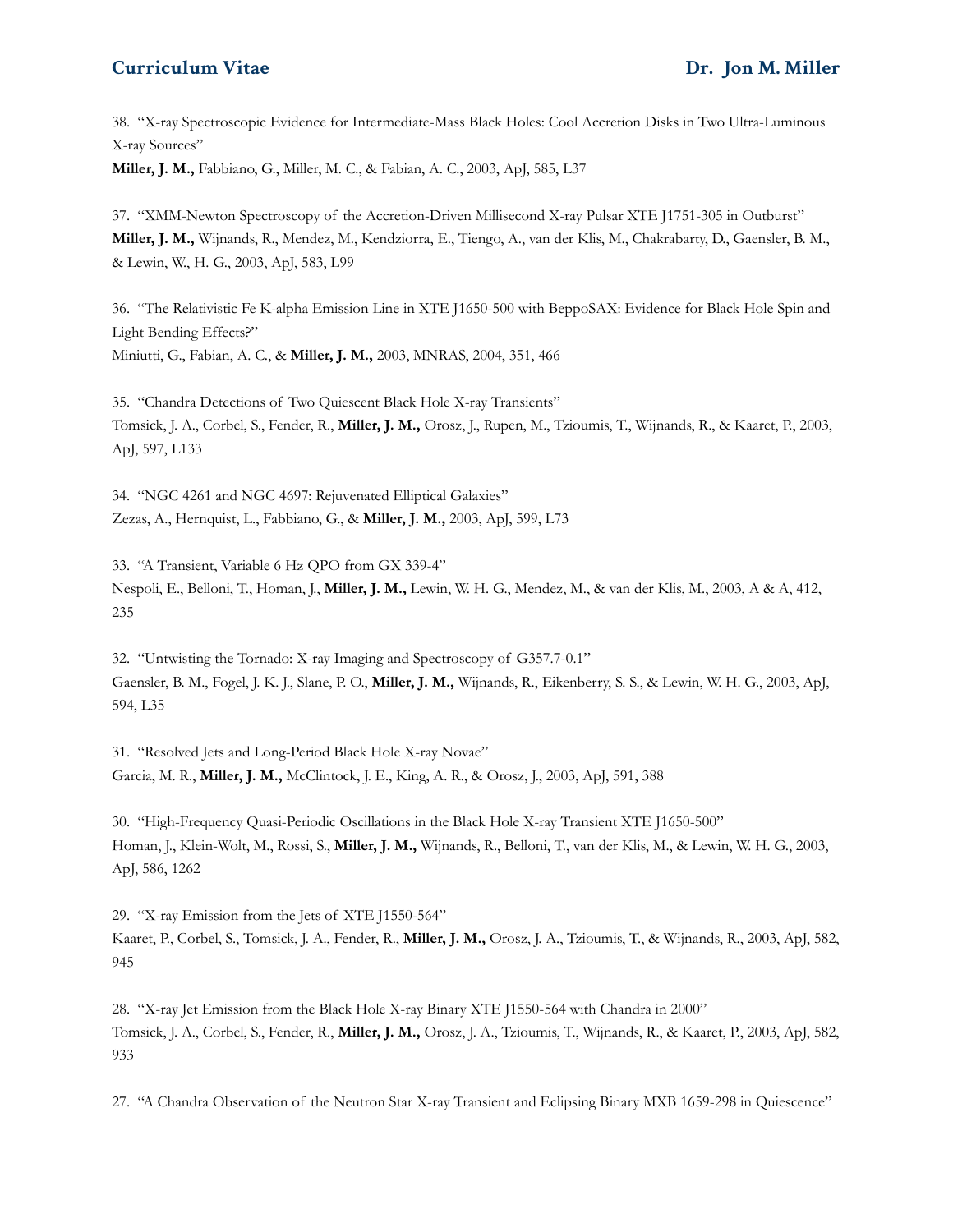38. "X-ray Spectroscopic Evidence for Intermediate-Mass Black Holes: Cool Accretion Disks in Two Ultra-Luminous X-ray Sources"
**Miller, J. M.,** Fabbiano, G., Miller, M. C., & Fabian, A. C., 2003, ApJ, 585, L37

37. "XMM-Newton Spectroscopy of the Accretion-Driven Millisecond X-ray Pulsar XTE J1751-305 in Outburst"
**Miller, J. M.,** Wijnands, R., Mendez, M., Kendziorra, E., Tiengo, A., van der Klis, M., Chakrabarty, D., Gaensler, B. M., & Lewin, W., H. G., 2003, ApJ, 583, L99

36. "The Relativistic Fe K-alpha Emission Line in XTE J1650-500 with BeppoSAX: Evidence for Black Hole Spin and Light Bending Effects?"
Miniutti, G., Fabian, A. C., & **Miller, J. M.,** 2003, MNRAS, 2004, 351, 466

35. "Chandra Detections of Two Quiescent Black Hole X-ray Transients"
Tomsick, J. A., Corbel, S., Fender, R., **Miller, J. M.,** Orosz, J., Rupen, M., Tzioumis, T., Wijnands, R., & Kaaret, P., 2003, ApJ, 597, L133

34. "NGC 4261 and NGC 4697: Rejuvenated Elliptical Galaxies"
Zezas, A., Hernquist, L., Fabbiano, G., & **Miller, J. M.,** 2003, ApJ, 599, L73

33. "A Transient, Variable 6 Hz QPO from GX 339-4"
Nespoli, E., Belloni, T., Homan, J., **Miller, J. M.,** Lewin, W. H. G., Mendez, M., & van der Klis, M., 2003, A & A, 412, 235

32. "Untwisting the Tornado: X-ray Imaging and Spectroscopy of G357.7-0.1"
Gaensler, B. M., Fogel, J. K. J., Slane, P. O., **Miller, J. M.,** Wijnands, R., Eikenberry, S. S., & Lewin, W. H. G., 2003, ApJ, 594, L35

31. "Resolved Jets and Long-Period Black Hole X-ray Novae"
Garcia, M. R., **Miller, J. M.,** McClintock, J. E., King, A. R., & Orosz, J., 2003, ApJ, 591, 388

30. "High-Frequency Quasi-Periodic Oscillations in the Black Hole X-ray Transient XTE J1650-500"
Homan, J., Klein-Wolt, M., Rossi, S., **Miller, J. M.,** Wijnands, R., Belloni, T., van der Klis, M., & Lewin, W. H. G., 2003, ApJ, 586, 1262

29. "X-ray Emission from the Jets of XTE J1550-564"
Kaaret, P., Corbel, S., Tomsick, J. A., Fender, R., **Miller, J. M.,** Orosz, J. A., Tzioumis, T., & Wijnands, R., 2003, ApJ, 582, 945

28. "X-ray Jet Emission from the Black Hole X-ray Binary XTE J1550-564 with Chandra in 2000"
Tomsick, J. A., Corbel, S., Fender, R., **Miller, J. M.,** Orosz, J. A., Tzioumis, T., Wijnands, R., & Kaaret, P., 2003, ApJ, 582, 933

27. "A Chandra Observation of the Neutron Star X-ray Transient and Eclipsing Binary MXB 1659-298 in Quiescence"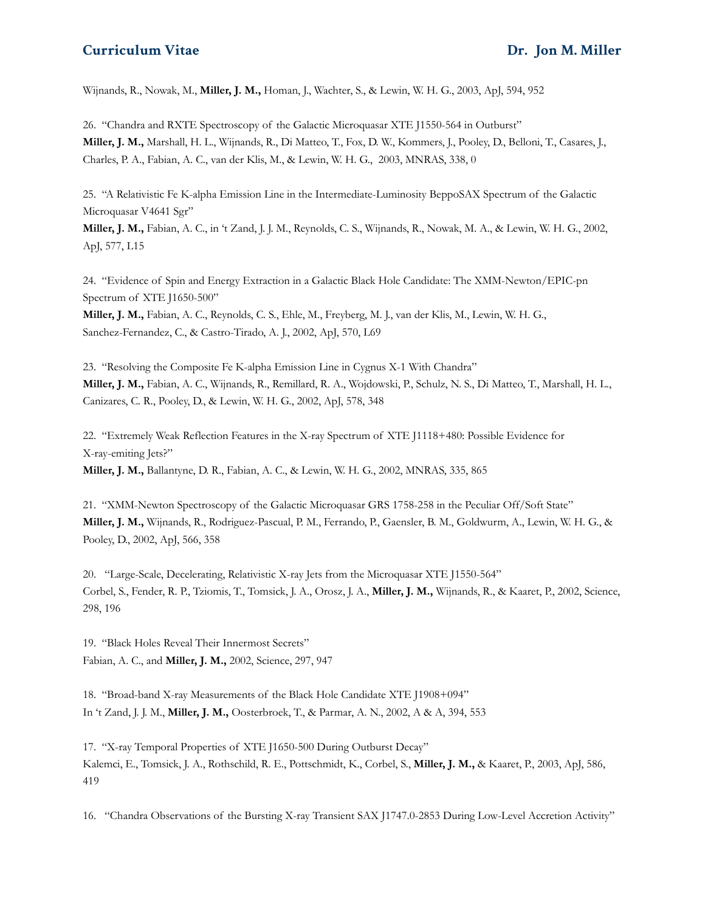Wijnands, R., Nowak, M., **Miller, J. M.,** Homan, J., Wachter, S., & Lewin, W. H. G., 2003, ApJ, 594, 952

26. "Chandra and RXTE Spectroscopy of the Galactic Microquasar XTE J1550-564 in Outburst"
**Miller, J. M.,** Marshall, H. L., Wijnands, R., Di Matteo, T., Fox, D. W., Kommers, J., Pooley, D., Belloni, T., Casares, J., Charles, P. A., Fabian, A. C., van der Klis, M., & Lewin, W. H. G., 2003, MNRAS, 338, 0

25. "A Relativistic Fe K-alpha Emission Line in the Intermediate-Luminosity BeppoSAX Spectrum of the Galactic Microquasar V4641 Sgr"
**Miller, J. M.,** Fabian, A. C., in 't Zand, J. J. M., Reynolds, C. S., Wijnands, R., Nowak, M. A., & Lewin, W. H. G., 2002, ApJ, 577, L15

24. "Evidence of Spin and Energy Extraction in a Galactic Black Hole Candidate: The XMM-Newton/EPIC-pn Spectrum of XTE J1650-500"
**Miller, J. M.,** Fabian, A. C., Reynolds, C. S., Ehle, M., Freyberg, M. J., van der Klis, M., Lewin, W. H. G., Sanchez-Fernandez, C., & Castro-Tirado, A. J., 2002, ApJ, 570, L69

23. "Resolving the Composite Fe K-alpha Emission Line in Cygnus X-1 With Chandra"
**Miller, J. M.,** Fabian, A. C., Wijnands, R., Remillard, R. A., Wojdowski, P., Schulz, N. S., Di Matteo, T., Marshall, H. L., Canizares, C. R., Pooley, D., & Lewin, W. H. G., 2002, ApJ, 578, 348

22. "Extremely Weak Reflection Features in the X-ray Spectrum of XTE J1118+480: Possible Evidence for X-ray-emiting Jets?"
**Miller, J. M.,** Ballantyne, D. R., Fabian, A. C., & Lewin, W. H. G., 2002, MNRAS, 335, 865

21. "XMM-Newton Spectroscopy of the Galactic Microquasar GRS 1758-258 in the Peculiar Off/Soft State"
**Miller, J. M.,** Wijnands, R., Rodriguez-Pascual, P. M., Ferrando, P., Gaensler, B. M., Goldwurm, A., Lewin, W. H. G., & Pooley, D., 2002, ApJ, 566, 358

20. "Large-Scale, Decelerating, Relativistic X-ray Jets from the Microquasar XTE J1550-564"
Corbel, S., Fender, R. P., Tziomis, T., Tomsick, J. A., Orosz, J. A., **Miller, J. M.,** Wijnands, R., & Kaaret, P., 2002, Science, 298, 196

19. "Black Holes Reveal Their Innermost Secrets"
Fabian, A. C., and **Miller, J. M.,** 2002, Science, 297, 947

18. "Broad-band X-ray Measurements of the Black Hole Candidate XTE J1908+094"
In 't Zand, J. J. M., **Miller, J. M.,** Oosterbroek, T., & Parmar, A. N., 2002, A & A, 394, 553

17. "X-ray Temporal Properties of XTE J1650-500 During Outburst Decay"
Kalemci, E., Tomsick, J. A., Rothschild, R. E., Pottschmidt, K., Corbel, S., **Miller, J. M.,** & Kaaret, P., 2003, ApJ, 586, 419

16. "Chandra Observations of the Bursting X-ray Transient SAX J1747.0-2853 During Low-Level Accretion Activity"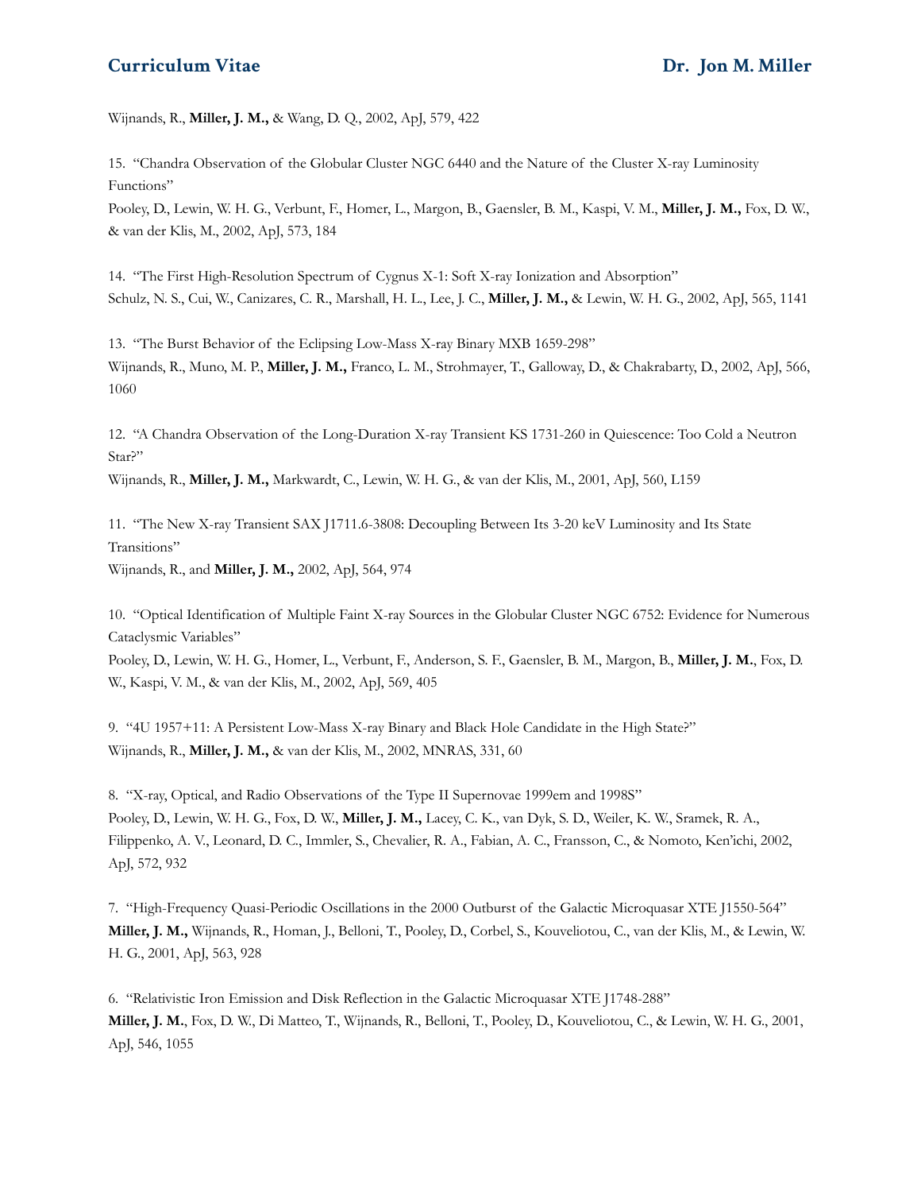Wijnands, R., **Miller, J. M.,** & Wang, D. Q., 2002, ApJ, 579, 422

15. "Chandra Observation of the Globular Cluster NGC 6440 and the Nature of the Cluster X-ray Luminosity Functions"
Pooley, D., Lewin, W. H. G., Verbunt, F., Homer, L., Margon, B., Gaensler, B. M., Kaspi, V. M., **Miller, J. M.,** Fox, D. W., & van der Klis, M., 2002, ApJ, 573, 184

14. "The First High-Resolution Spectrum of Cygnus X-1: Soft X-ray Ionization and Absorption"
Schulz, N. S., Cui, W., Canizares, C. R., Marshall, H. L., Lee, J. C., **Miller, J. M.,** & Lewin, W. H. G., 2002, ApJ, 565, 1141

13. "The Burst Behavior of the Eclipsing Low-Mass X-ray Binary MXB 1659-298"
Wijnands, R., Muno, M. P., **Miller, J. M.,** Franco, L. M., Strohmayer, T., Galloway, D., & Chakrabarty, D., 2002, ApJ, 566, 1060

12. "A Chandra Observation of the Long-Duration X-ray Transient KS 1731-260 in Quiescence: Too Cold a Neutron Star?"
Wijnands, R., **Miller, J. M.,** Markwardt, C., Lewin, W. H. G., & van der Klis, M., 2001, ApJ, 560, L159

11. "The New X-ray Transient SAX J1711.6-3808: Decoupling Between Its 3-20 keV Luminosity and Its State Transitions"
Wijnands, R., and **Miller, J. M.,** 2002, ApJ, 564, 974

10. "Optical Identification of Multiple Faint X-ray Sources in the Globular Cluster NGC 6752: Evidence for Numerous Cataclysmic Variables"
Pooley, D., Lewin, W. H. G., Homer, L., Verbunt, F., Anderson, S. F., Gaensler, B. M., Margon, B., **Miller, J. M.**, Fox, D. W., Kaspi, V. M., & van der Klis, M., 2002, ApJ, 569, 405

9. "4U 1957+11: A Persistent Low-Mass X-ray Binary and Black Hole Candidate in the High State?"
Wijnands, R., **Miller, J. M.,** & van der Klis, M., 2002, MNRAS, 331, 60

8. "X-ray, Optical, and Radio Observations of the Type II Supernovae 1999em and 1998S"
Pooley, D., Lewin, W. H. G., Fox, D. W., **Miller, J. M.,** Lacey, C. K., van Dyk, S. D., Weiler, K. W., Sramek, R. A., Filippenko, A. V., Leonard, D. C., Immler, S., Chevalier, R. A., Fabian, A. C., Fransson, C., & Nomoto, Ken'ichi, 2002, ApJ, 572, 932

7. "High-Frequency Quasi-Periodic Oscillations in the 2000 Outburst of the Galactic Microquasar XTE J1550-564"
**Miller, J. M.,** Wijnands, R., Homan, J., Belloni, T., Pooley, D., Corbel, S., Kouveliotou, C., van der Klis, M., & Lewin, W. H. G., 2001, ApJ, 563, 928

6. "Relativistic Iron Emission and Disk Reflection in the Galactic Microquasar XTE J1748-288"
**Miller, J. M.**, Fox, D. W., Di Matteo, T., Wijnands, R., Belloni, T., Pooley, D., Kouveliotou, C., & Lewin, W. H. G., 2001, ApJ, 546, 1055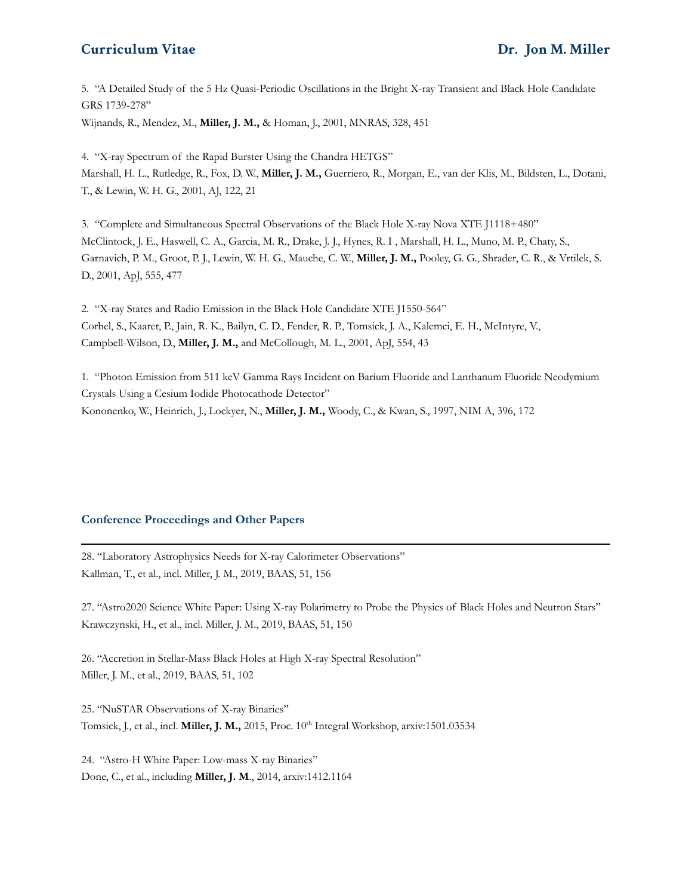5. "A Detailed Study of the 5 Hz Quasi-Periodic Oscillations in the Bright X-ray Transient and Black Hole Candidate GRS 1739-278"
Wijnands, R., Mendez, M., **Miller, J. M.,** & Homan, J., 2001, MNRAS, 328, 451

4. "X-ray Spectrum of the Rapid Burster Using the Chandra HETGS"
Marshall, H. L., Rutledge, R., Fox, D. W., **Miller, J. M.,** Guerriero, R., Morgan, E., van der Klis, M., Bildsten, L., Dotani, T., & Lewin, W. H. G., 2001, AJ, 122, 21

3. "Complete and Simultaneous Spectral Observations of the Black Hole X-ray Nova XTE J1118+480"
McClintock, J. E., Haswell, C. A., Garcia, M. R., Drake, J. J., Hynes, R. I , Marshall, H. L., Muno, M. P., Chaty, S., Garnavich, P. M., Groot, P. J., Lewin, W. H. G., Mauche, C. W., **Miller, J. M.,** Pooley, G. G., Shrader, C. R., & Vrtilek, S. D., 2001, ApJ, 555, 477

2. "X-ray States and Radio Emission in the Black Hole Candidate XTE J1550-564"
Corbel, S., Kaaret, P., Jain, R. K., Bailyn, C. D., Fender, R. P., Tomsick, J. A., Kalemci, E. H., McIntyre, V., Campbell-Wilson, D., **Miller, J. M.,** and McCollough, M. L., 2001, ApJ, 554, 43

1. "Photon Emission from 511 keV Gamma Rays Incident on Barium Fluoride and Lanthanum Fluoride Neodymium Crystals Using a Cesium Iodide Photocathode Detector"
Kononenko, W., Heinrich, J., Lockyer, N., **Miller, J. M.,** Woody, C., & Kwan, S., 1997, NIM A, 396, 172

## Conference Proceedings and Other Papers

28. "Laboratory Astrophysics Needs for X-ray Calorimeter Observations"
Kallman, T., et al., incl. Miller, J. M., 2019, BAAS, 51, 156

27. "Astro2020 Science White Paper: Using X-ray Polarimetry to Probe the Physics of Black Holes and Neutron Stars"
Krawczynski, H., et al., incl. Miller, J. M., 2019, BAAS, 51, 150

26. "Accretion in Stellar-Mass Black Holes at High X-ray Spectral Resolution"
Miller, J. M., et al., 2019, BAAS, 51, 102

25. "NuSTAR Observations of X-ray Binaries"
Tomsick, J., et al., incl. **Miller, J. M.,** 2015, Proc. 10th Integral Workshop, arxiv:1501.03534

24. "Astro-H White Paper: Low-mass X-ray Binaries"
Done, C., et al., including **Miller, J. M**., 2014, arxiv:1412.1164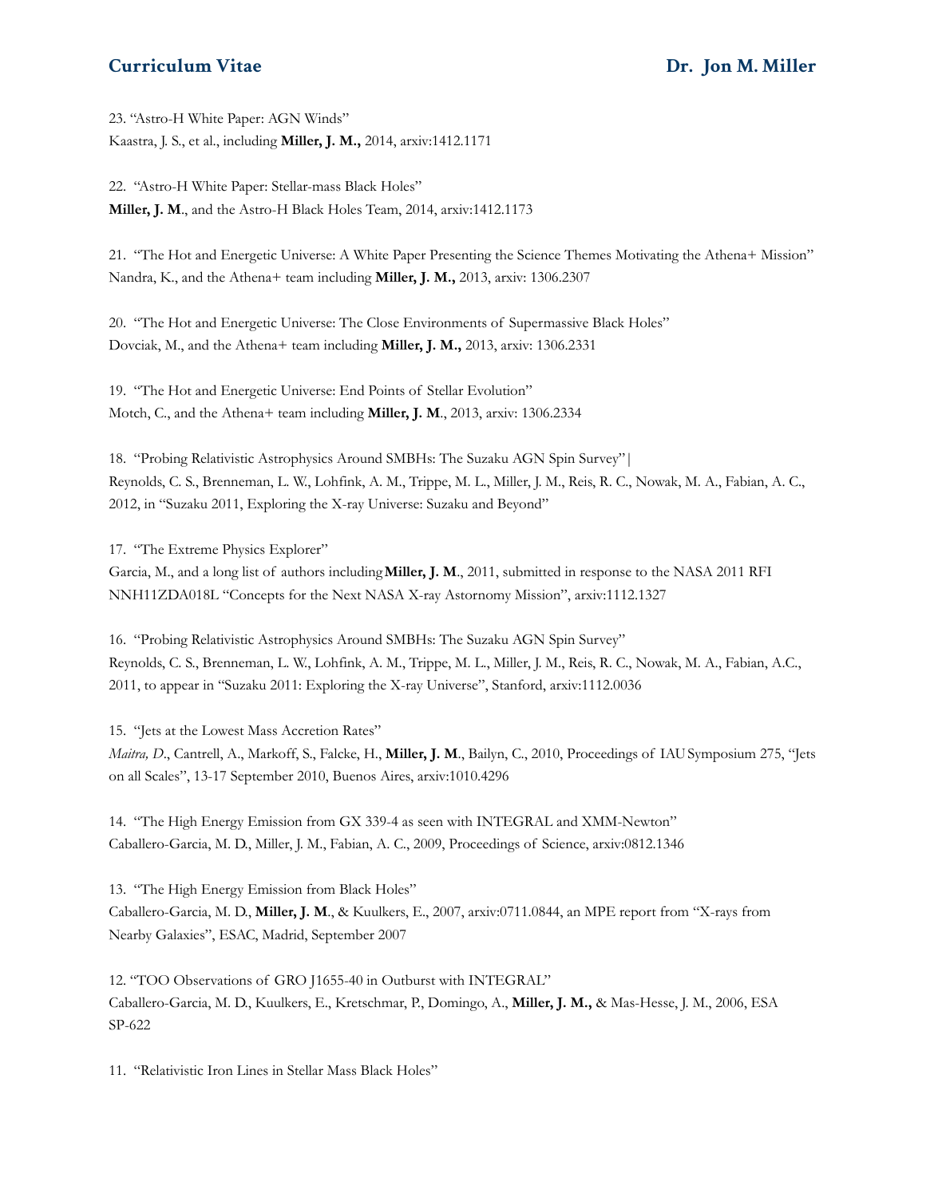23. "Astro-H White Paper: AGN Winds"
Kaastra, J. S., et al., including **Miller, J. M.,** 2014, arxiv:1412.1171

22. "Astro-H White Paper: Stellar-mass Black Holes"
**Miller, J. M**., and the Astro-H Black Holes Team, 2014, arxiv:1412.1173

21. "The Hot and Energetic Universe: A White Paper Presenting the Science Themes Motivating the Athena+ Mission"
Nandra, K., and the Athena+ team including **Miller, J. M.,** 2013, arxiv: 1306.2307

20. "The Hot and Energetic Universe: The Close Environments of Supermassive Black Holes"
Dovciak, M., and the Athena+ team including **Miller, J. M.,** 2013, arxiv: 1306.2331

19. "The Hot and Energetic Universe: End Points of Stellar Evolution"
Motch, C., and the Athena+ team including **Miller, J. M**., 2013, arxiv: 1306.2334

18. "Probing Relativistic Astrophysics Around SMBHs: The Suzaku AGN Spin Survey"|
Reynolds, C. S., Brenneman, L. W., Lohfink, A. M., Trippe, M. L., Miller, J. M., Reis, R. C., Nowak, M. A., Fabian, A. C., 2012, in "Suzaku 2011, Exploring the X-ray Universe: Suzaku and Beyond"

17. "The Extreme Physics Explorer"
Garcia, M., and a long list of authors including **Miller, J. M**., 2011, submitted in response to the NASA 2011 RFI NNH11ZDA018L "Concepts for the Next NASA X-ray Astornomy Mission", arxiv:1112.1327

16. "Probing Relativistic Astrophysics Around SMBHs: The Suzaku AGN Spin Survey"
Reynolds, C. S., Brenneman, L. W., Lohfink, A. M., Trippe, M. L., Miller, J. M., Reis, R. C., Nowak, M. A., Fabian, A.C., 2011, to appear in "Suzaku 2011: Exploring the X-ray Universe", Stanford, arxiv:1112.0036

15. "Jets at the Lowest Mass Accretion Rates"
*Maitra, D*., Cantrell, A., Markoff, S., Falcke, H., **Miller, J. M**., Bailyn, C., 2010, Proceedings of IAU Symposium 275, "Jets on all Scales", 13-17 September 2010, Buenos Aires, arxiv:1010.4296

14. "The High Energy Emission from GX 339-4 as seen with INTEGRAL and XMM-Newton"
Caballero-Garcia, M. D., Miller, J. M., Fabian, A. C., 2009, Proceedings of Science, arxiv:0812.1346

13. "The High Energy Emission from Black Holes"
Caballero-Garcia, M. D., **Miller, J. M**., & Kuulkers, E., 2007, arxiv:0711.0844, an MPE report from "X-rays from Nearby Galaxies", ESAC, Madrid, September 2007

12. "TOO Observations of GRO J1655-40 in Outburst with INTEGRAL"
Caballero-Garcia, M. D., Kuulkers, E., Kretschmar, P., Domingo, A., **Miller, J. M.,** & Mas-Hesse, J. M., 2006, ESA SP-622

11. "Relativistic Iron Lines in Stellar Mass Black Holes"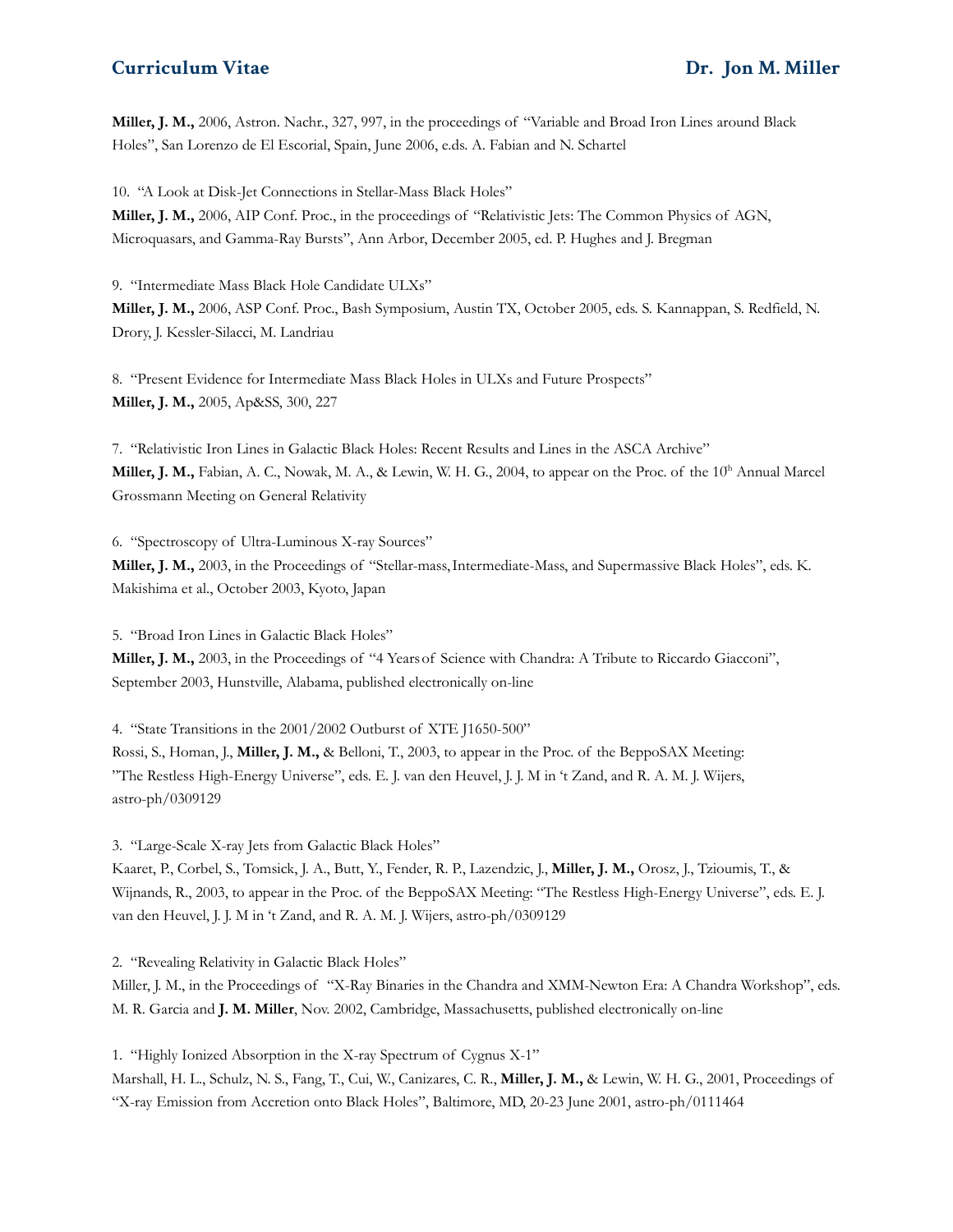**Miller, J. M.,** 2006, Astron. Nachr., 327, 997, in the proceedings of "Variable and Broad Iron Lines around Black Holes", San Lorenzo de El Escorial, Spain, June 2006, e.ds. A. Fabian and N. Schartel

10. "A Look at Disk-Jet Connections in Stellar-Mass Black Holes"
**Miller, J. M.,** 2006, AIP Conf. Proc., in the proceedings of "Relativistic Jets: The Common Physics of AGN, Microquasars, and Gamma-Ray Bursts", Ann Arbor, December 2005, ed. P. Hughes and J. Bregman

9. "Intermediate Mass Black Hole Candidate ULXs"
**Miller, J. M.,** 2006, ASP Conf. Proc., Bash Symposium, Austin TX, October 2005, eds. S. Kannappan, S. Redfield, N. Drory, J. Kessler-Silacci, M. Landriau

8. "Present Evidence for Intermediate Mass Black Holes in ULXs and Future Prospects"
**Miller, J. M.,** 2005, Ap&SS, 300, 227

7. "Relativistic Iron Lines in Galactic Black Holes: Recent Results and Lines in the ASCA Archive"
**Miller, J. M.,** Fabian, A. C., Nowak, M. A., & Lewin, W. H. G., 2004, to appear on the Proc. of the 10th Annual Marcel Grossmann Meeting on General Relativity

6. "Spectroscopy of Ultra-Luminous X-ray Sources"
**Miller, J. M.,** 2003, in the Proceedings of "Stellar-mass, Intermediate-Mass, and Supermassive Black Holes", eds. K. Makishima et al., October 2003, Kyoto, Japan

5. "Broad Iron Lines in Galactic Black Holes"
**Miller, J. M.,** 2003, in the Proceedings of "4 Years of Science with Chandra: A Tribute to Riccardo Giacconi", September 2003, Hunstville, Alabama, published electronically on-line

4. "State Transitions in the 2001/2002 Outburst of XTE J1650-500"
Rossi, S., Homan, J., **Miller, J. M.,** & Belloni, T., 2003, to appear in the Proc. of the BeppoSAX Meeting: "The Restless High-Energy Universe", eds. E. J. van den Heuvel, J. J. M in 't Zand, and R. A. M. J. Wijers, astro-ph/0309129

3. "Large-Scale X-ray Jets from Galactic Black Holes"
Kaaret, P., Corbel, S., Tomsick, J. A., Butt, Y., Fender, R. P., Lazendzic, J., **Miller, J. M.,** Orosz, J., Tzioumis, T., & Wijnands, R., 2003, to appear in the Proc. of the BeppoSAX Meeting: "The Restless High-Energy Universe", eds. E. J. van den Heuvel, J. J. M in 't Zand, and R. A. M. J. Wijers, astro-ph/0309129

2. "Revealing Relativity in Galactic Black Holes"
Miller, J. M., in the Proceedings of "X-Ray Binaries in the Chandra and XMM-Newton Era: A Chandra Workshop", eds. M. R. Garcia and **J. M. Miller**, Nov. 2002, Cambridge, Massachusetts, published electronically on-line

1. "Highly Ionized Absorption in the X-ray Spectrum of Cygnus X-1"
Marshall, H. L., Schulz, N. S., Fang, T., Cui, W., Canizares, C. R., **Miller, J. M.,** & Lewin, W. H. G., 2001, Proceedings of "X-ray Emission from Accretion onto Black Holes", Baltimore, MD, 20-23 June 2001, astro-ph/0111464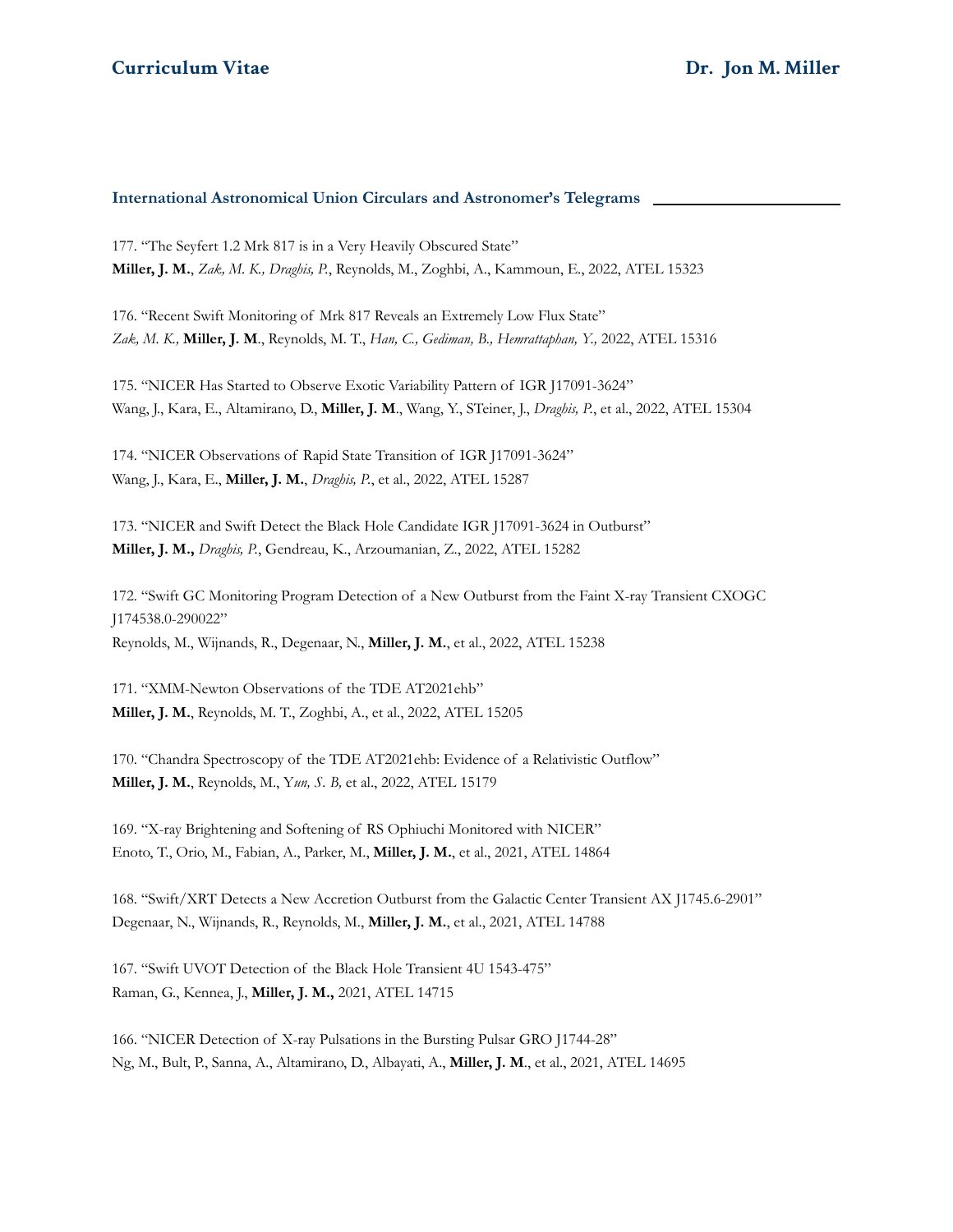## International Astronomical Union Circulars and Astronomer's Telegrams

177. "The Seyfert 1.2 Mrk 817 is in a Very Heavily Obscured State"
**Miller, J. M.**, *Zak, M. K., Draghis, P.*, Reynolds, M., Zoghbi, A., Kammoun, E., 2022, ATEL 15323

176. "Recent Swift Monitoring of Mrk 817 Reveals an Extremely Low Flux State"
*Zak, M. K.,* **Miller, J. M**., Reynolds, M. T., *Han, C., Gediman, B., Hemrattaphan, Y.,* 2022, ATEL 15316

175. "NICER Has Started to Observe Exotic Variability Pattern of IGR J17091-3624"
Wang, J., Kara, E., Altamirano, D., **Miller, J. M**., Wang, Y., STeiner, J., *Draghis, P.*, et al., 2022, ATEL 15304

174. "NICER Observations of Rapid State Transition of IGR J17091-3624"
Wang, J., Kara, E., **Miller, J. M.**, *Draghis, P.*, et al., 2022, ATEL 15287

173. "NICER and Swift Detect the Black Hole Candidate IGR J17091-3624 in Outburst"
**Miller, J. M.,** *Draghis, P.*, Gendreau, K., Arzoumanian, Z., 2022, ATEL 15282

172. "Swift GC Monitoring Program Detection of a New Outburst from the Faint X-ray Transient CXOGC J174538.0-290022"
Reynolds, M., Wijnands, R., Degenaar, N., **Miller, J. M.**, et al., 2022, ATEL 15238

171. "XMM-Newton Observations of the TDE AT2021ehb"
**Miller, J. M.**, Reynolds, M. T., Zoghbi, A., et al., 2022, ATEL 15205

170. "Chandra Spectroscopy of the TDE AT2021ehb: Evidence of a Relativistic Outflow"
**Miller, J. M.**, Reynolds, M., Y*un, S. B,* et al., 2022, ATEL 15179

169. "X-ray Brightening and Softening of RS Ophiuchi Monitored with NICER"
Enoto, T., Orio, M., Fabian, A., Parker, M., **Miller, J. M.**, et al., 2021, ATEL 14864

168. "Swift/XRT Detects a New Accretion Outburst from the Galactic Center Transient AX J1745.6-2901"
Degenaar, N., Wijnands, R., Reynolds, M., **Miller, J. M.**, et al., 2021, ATEL 14788

167. "Swift UVOT Detection of the Black Hole Transient 4U 1543-475"
Raman, G., Kennea, J., **Miller, J. M.,** 2021, ATEL 14715

166. "NICER Detection of X-ray Pulsations in the Bursting Pulsar GRO J1744-28"
Ng, M., Bult, P., Sanna, A., Altamirano, D., Albayati, A., **Miller, J. M**., et al., 2021, ATEL 14695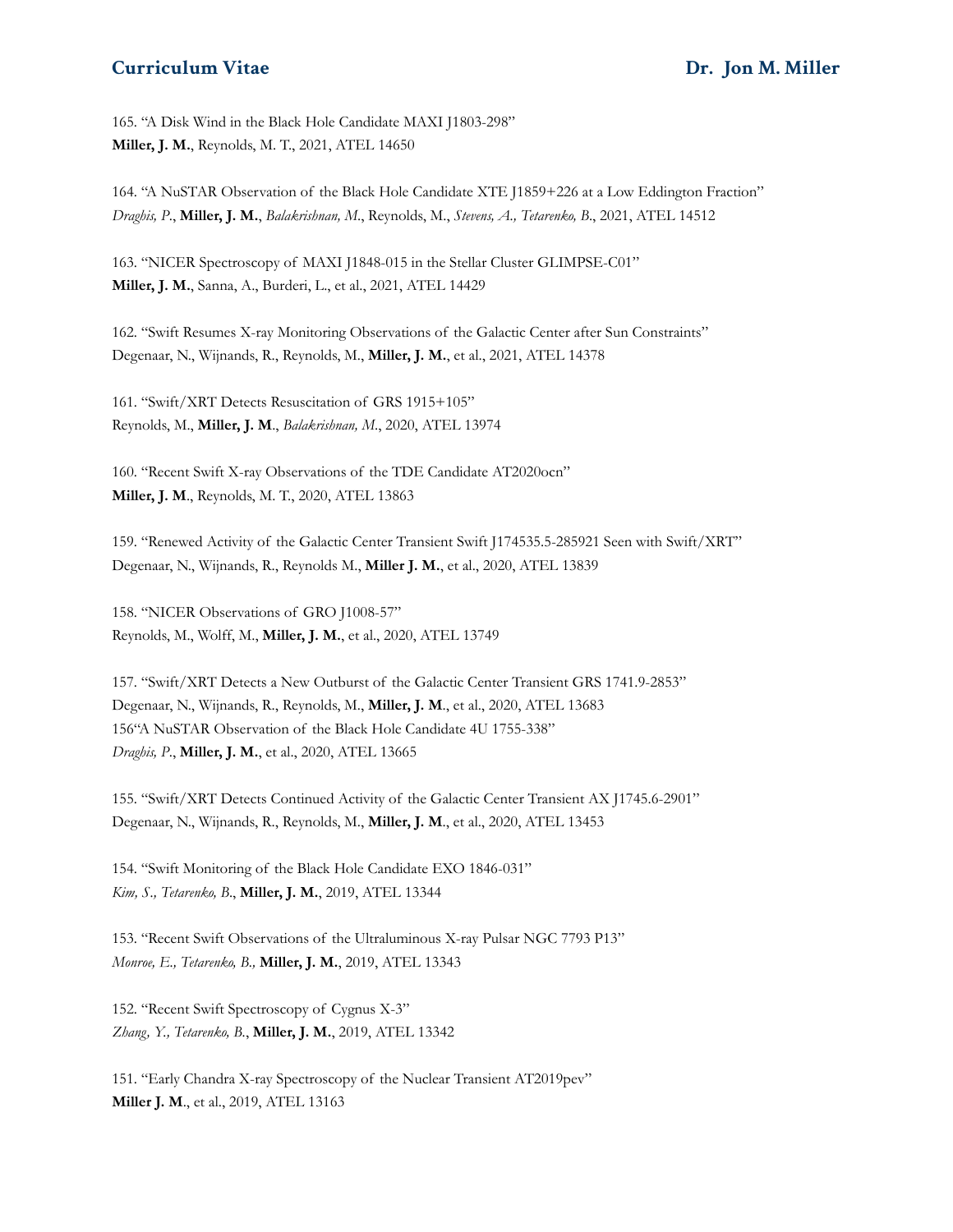165. "A Disk Wind in the Black Hole Candidate MAXI J1803-298"
**Miller, J. M.**, Reynolds, M. T., 2021, ATEL 14650

164. "A NuSTAR Observation of the Black Hole Candidate XTE J1859+226 at a Low Eddington Fraction"
*Draghis, P.*, **Miller, J. M.**, *Balakrishnan, M.*, Reynolds, M., *Stevens, A., Tetarenko, B.*, 2021, ATEL 14512

163. "NICER Spectroscopy of MAXI J1848-015 in the Stellar Cluster GLIMPSE-C01"
**Miller, J. M.**, Sanna, A., Burderi, L., et al., 2021, ATEL 14429

162. "Swift Resumes X-ray Monitoring Observations of the Galactic Center after Sun Constraints"
Degenaar, N., Wijnands, R., Reynolds, M., **Miller, J. M.**, et al., 2021, ATEL 14378

161. "Swift/XRT Detects Resuscitation of GRS 1915+105"
Reynolds, M., **Miller, J. M**., *Balakrishnan, M*., 2020, ATEL 13974

160. "Recent Swift X-ray Observations of the TDE Candidate AT2020ocn"
**Miller, J. M**., Reynolds, M. T., 2020, ATEL 13863

159. "Renewed Activity of the Galactic Center Transient Swift J174535.5-285921 Seen with Swift/XRT"
Degenaar, N., Wijnands, R., Reynolds M., **Miller J. M.**, et al., 2020, ATEL 13839

158. "NICER Observations of GRO J1008-57"
Reynolds, M., Wolff, M., **Miller, J. M.**, et al., 2020, ATEL 13749

157. "Swift/XRT Detects a New Outburst of the Galactic Center Transient GRS 1741.9-2853"
Degenaar, N., Wijnands, R., Reynolds, M., **Miller, J. M**., et al., 2020, ATEL 13683
156"A NuSTAR Observation of the Black Hole Candidate 4U 1755-338"
*Draghis, P*., **Miller, J. M.**, et al., 2020, ATEL 13665

155. "Swift/XRT Detects Continued Activity of the Galactic Center Transient AX J1745.6-2901"
Degenaar, N., Wijnands, R., Reynolds, M., **Miller, J. M**., et al., 2020, ATEL 13453

154. "Swift Monitoring of the Black Hole Candidate EXO 1846-031"
*Kim, S., Tetarenko, B*., **Miller, J. M.**, 2019, ATEL 13344

153. "Recent Swift Observations of the Ultraluminous X-ray Pulsar NGC 7793 P13"
*Monroe, E., Tetarenko, B.,* **Miller, J. M.**, 2019, ATEL 13343

152. "Recent Swift Spectroscopy of Cygnus X-3"
*Zhang, Y., Tetarenko, B.*, **Miller, J. M.**, 2019, ATEL 13342

151. "Early Chandra X-ray Spectroscopy of the Nuclear Transient AT2019pev"
**Miller J. M**., et al., 2019, ATEL 13163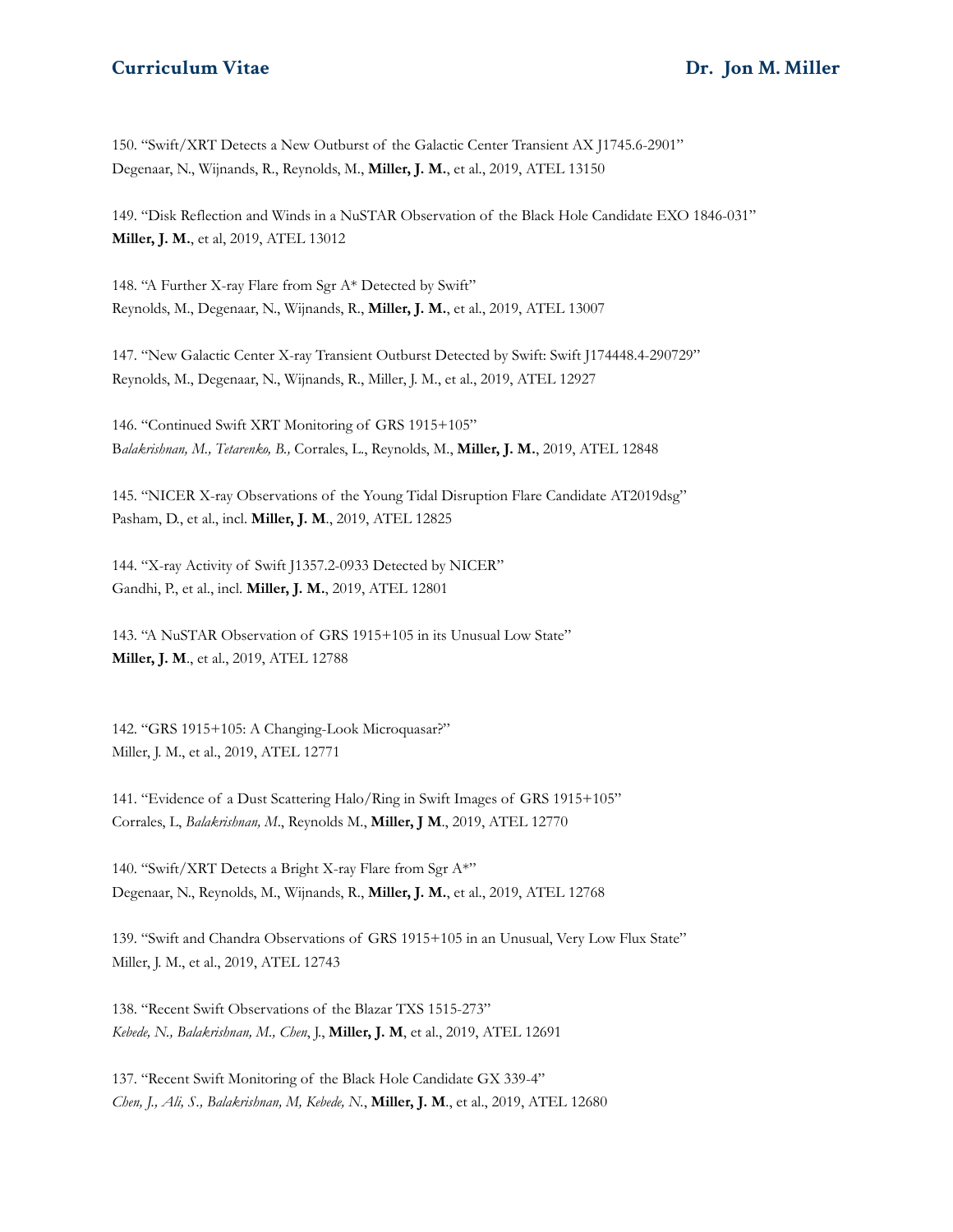150. "Swift/XRT Detects a New Outburst of the Galactic Center Transient AX J1745.6-2901"
Degenaar, N., Wijnands, R., Reynolds, M., **Miller, J. M.**, et al., 2019, ATEL 13150

149. "Disk Reflection and Winds in a NuSTAR Observation of the Black Hole Candidate EXO 1846-031"
**Miller, J. M.**, et al, 2019, ATEL 13012

148. "A Further X-ray Flare from Sgr A* Detected by Swift"
Reynolds, M., Degenaar, N., Wijnands, R., **Miller, J. M.**, et al., 2019, ATEL 13007

147. "New Galactic Center X-ray Transient Outburst Detected by Swift: Swift J174448.4-290729"
Reynolds, M., Degenaar, N., Wijnands, R., Miller, J. M., et al., 2019, ATEL 12927

146. "Continued Swift XRT Monitoring of GRS 1915+105"
B*alakrishnan, M., Tetarenko, B.,* Corrales, L., Reynolds, M., **Miller, J. M.**, 2019, ATEL 12848

145. "NICER X-ray Observations of the Young Tidal Disruption Flare Candidate AT2019dsg"
Pasham, D., et al., incl. **Miller, J. M**., 2019, ATEL 12825

144. "X-ray Activity of Swift J1357.2-0933 Detected by NICER"
Gandhi, P., et al., incl. **Miller, J. M.**, 2019, ATEL 12801

143. "A NuSTAR Observation of GRS 1915+105 in its Unusual Low State"
**Miller, J. M**., et al., 2019, ATEL 12788

142. "GRS 1915+105: A Changing-Look Microquasar?"
Miller, J. M., et al., 2019, ATEL 12771

141. "Evidence of a Dust Scattering Halo/Ring in Swift Images of GRS 1915+105"
Corrales, L, *Balakrishnan, M*., Reynolds M., **Miller, J M**., 2019, ATEL 12770

140. "Swift/XRT Detects a Bright X-ray Flare from Sgr A*"
Degenaar, N., Reynolds, M., Wijnands, R., **Miller, J. M.**, et al., 2019, ATEL 12768

139. "Swift and Chandra Observations of GRS 1915+105 in an Unusual, Very Low Flux State"
Miller, J. M., et al., 2019, ATEL 12743

138. "Recent Swift Observations of the Blazar TXS 1515-273"
*Kebede, N., Balakrishnan, M., Chen*, J., **Miller, J. M**, et al., 2019, ATEL 12691

137. "Recent Swift Monitoring of the Black Hole Candidate GX 339-4"
*Chen, J., Ali, S., Balakrishnan, M, Kebede, N.*, **Miller, J. M.**, et al., 2019, ATEL 12680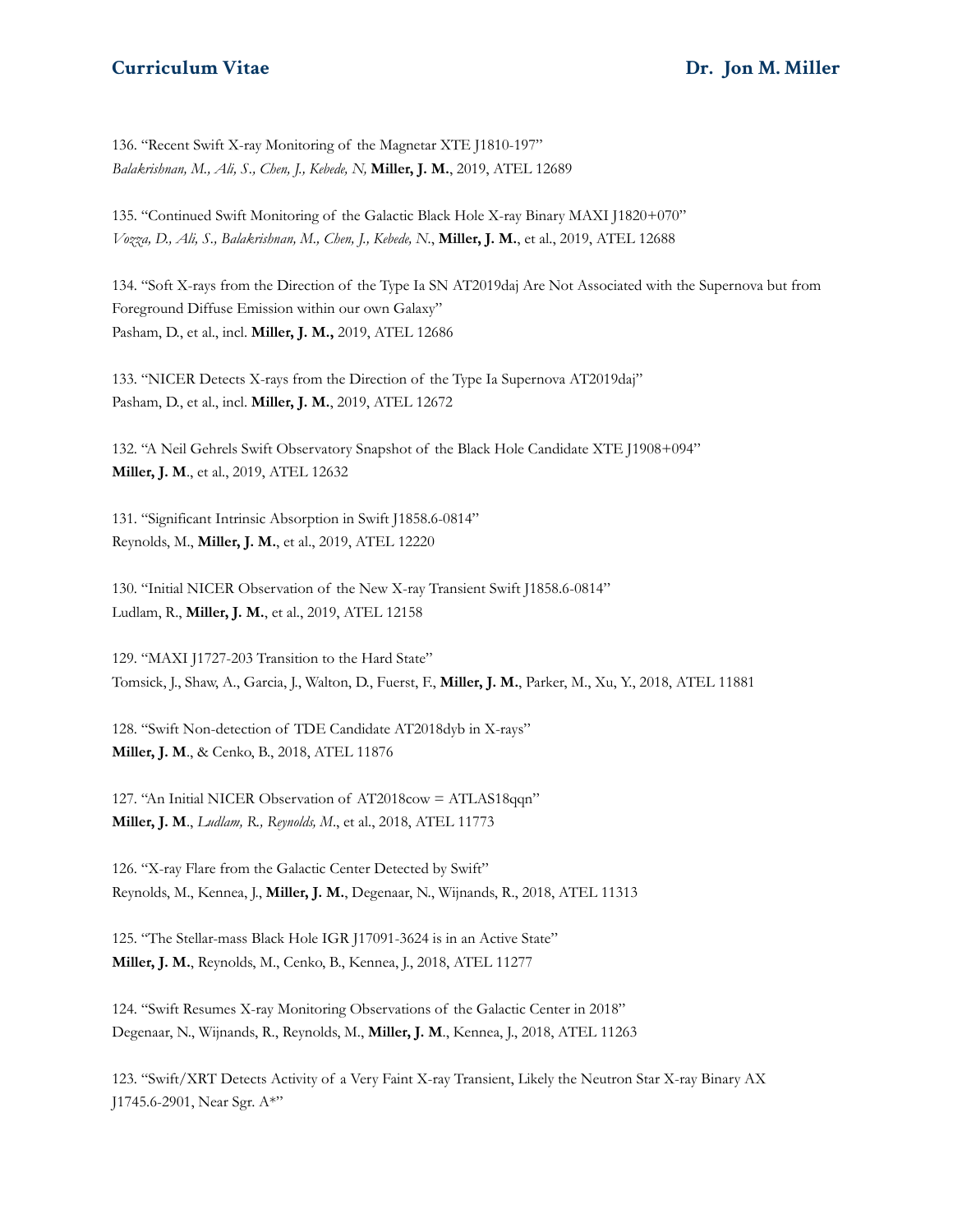136. “Recent Swift X-ray Monitoring of the Magnetar XTE J1810-197”
*Balakrishnan, M., Ali, S., Chen, J., Kebede, N,* **Miller, J. M.**, 2019, ATEL 12689

135. “Continued Swift Monitoring of the Galactic Black Hole X-ray Binary MAXI J1820+070”
*Vozza, D., Ali, S., Balakrishnan, M., Chen, J., Kebede, N.*, **Miller, J. M.**, et al., 2019, ATEL 12688

134. “Soft X-rays from the Direction of the Type Ia SN AT2019daj Are Not Associated with the Supernova but from Foreground Diffuse Emission within our own Galaxy”
Pasham, D., et al., incl. **Miller, J. M.,** 2019, ATEL 12686

133. “NICER Detects X-rays from the Direction of the Type Ia Supernova AT2019daj”
Pasham, D., et al., incl. **Miller, J. M.**, 2019, ATEL 12672

132. “A Neil Gehrels Swift Observatory Snapshot of the Black Hole Candidate XTE J1908+094”
**Miller, J. M**., et al., 2019, ATEL 12632

131. “Significant Intrinsic Absorption in Swift J1858.6-0814”
Reynolds, M., **Miller, J. M.**, et al., 2019, ATEL 12220

130. “Initial NICER Observation of the New X-ray Transient Swift J1858.6-0814”
Ludlam, R., **Miller, J. M.**, et al., 2019, ATEL 12158

129. “MAXI J1727-203 Transition to the Hard State”
Tomsick, J., Shaw, A., Garcia, J., Walton, D., Fuerst, F., **Miller, J. M.**, Parker, M., Xu, Y., 2018, ATEL 11881

128. “Swift Non-detection of TDE Candidate AT2018dyb in X-rays”
**Miller, J. M**., & Cenko, B., 2018, ATEL 11876

127. “An Initial NICER Observation of AT2018cow = ATLAS18qqn”
**Miller, J. M**., *Ludlam, R., Reynolds, M.*, et al., 2018, ATEL 11773

126. “X-ray Flare from the Galactic Center Detected by Swift”
Reynolds, M., Kennea, J., **Miller, J. M.**, Degenaar, N., Wijnands, R., 2018, ATEL 11313

125. “The Stellar-mass Black Hole IGR J17091-3624 is in an Active State”
**Miller, J. M.**, Reynolds, M., Cenko, B., Kennea, J., 2018, ATEL 11277

124. “Swift Resumes X-ray Monitoring Observations of the Galactic Center in 2018”
Degenaar, N., Wijnands, R., Reynolds, M., **Miller, J. M**., Kennea, J., 2018, ATEL 11263

123. “Swift/XRT Detects Activity of a Very Faint X-ray Transient, Likely the Neutron Star X-ray Binary AX J1745.6-2901, Near Sgr. A*”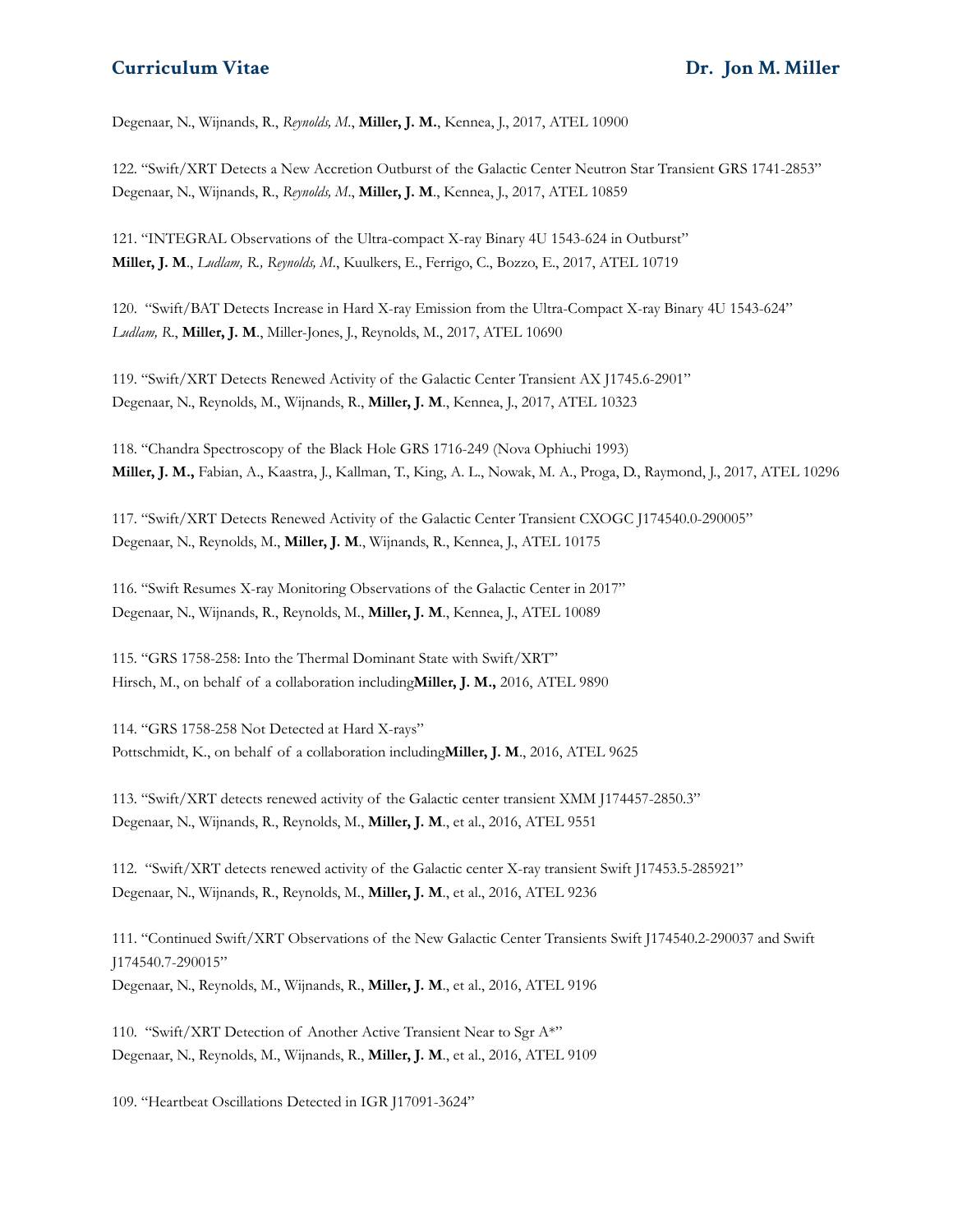Degenaar, N., Wijnands, R., *Reynolds, M.*, **Miller, J. M.**, Kennea, J., 2017, ATEL 10900

122. "Swift/XRT Detects a New Accretion Outburst of the Galactic Center Neutron Star Transient GRS 1741-2853"
Degenaar, N., Wijnands, R., *Reynolds, M.*, **Miller, J. M**., Kennea, J., 2017, ATEL 10859

121. "INTEGRAL Observations of the Ultra-compact X-ray Binary 4U 1543-624 in Outburst"
**Miller, J. M**., *Ludlam, R., Reynolds, M.*, Kuulkers, E., Ferrigo, C., Bozzo, E., 2017, ATEL 10719

120. "Swift/BAT Detects Increase in Hard X-ray Emission from the Ultra-Compact X-ray Binary 4U 1543-624"
*Ludlam, R.*, **Miller, J. M**., Miller-Jones, J., Reynolds, M., 2017, ATEL 10690

119. "Swift/XRT Detects Renewed Activity of the Galactic Center Transient AX J1745.6-2901"
Degenaar, N., Reynolds, M., Wijnands, R., **Miller, J. M**., Kennea, J., 2017, ATEL 10323

118. "Chandra Spectroscopy of the Black Hole GRS 1716-249 (Nova Ophiuchi 1993)
**Miller, J. M.,** Fabian, A., Kaastra, J., Kallman, T., King, A. L., Nowak, M. A., Proga, D., Raymond, J., 2017, ATEL 10296

117. "Swift/XRT Detects Renewed Activity of the Galactic Center Transient CXOGC J174540.0-290005"
Degenaar, N., Reynolds, M., **Miller, J. M**., Wijnands, R., Kennea, J., ATEL 10175

116. "Swift Resumes X-ray Monitoring Observations of the Galactic Center in 2017"
Degenaar, N., Wijnands, R., Reynolds, M., **Miller, J. M**., Kennea, J., ATEL 10089

115. "GRS 1758-258: Into the Thermal Dominant State with Swift/XRT"
Hirsch, M., on behalf of a collaboration including**Miller, J. M.,** 2016, ATEL 9890

114. "GRS 1758-258 Not Detected at Hard X-rays"
Pottschmidt, K., on behalf of a collaboration including**Miller, J. M**., 2016, ATEL 9625

113. "Swift/XRT detects renewed activity of the Galactic center transient XMM J174457-2850.3"
Degenaar, N., Wijnands, R., Reynolds, M., **Miller, J. M**., et al., 2016, ATEL 9551

112. "Swift/XRT detects renewed activity of the Galactic center X-ray transient Swift J17453.5-285921"
Degenaar, N., Wijnands, R., Reynolds, M., **Miller, J. M**., et al., 2016, ATEL 9236

111. "Continued Swift/XRT Observations of the New Galactic Center Transients Swift J174540.2-290037 and Swift J174540.7-290015"
Degenaar, N., Reynolds, M., Wijnands, R., **Miller, J. M**., et al., 2016, ATEL 9196

110. "Swift/XRT Detection of Another Active Transient Near to Sgr A*"
Degenaar, N., Reynolds, M., Wijnands, R., **Miller, J. M**., et al., 2016, ATEL 9109

109. "Heartbeat Oscillations Detected in IGR J17091-3624"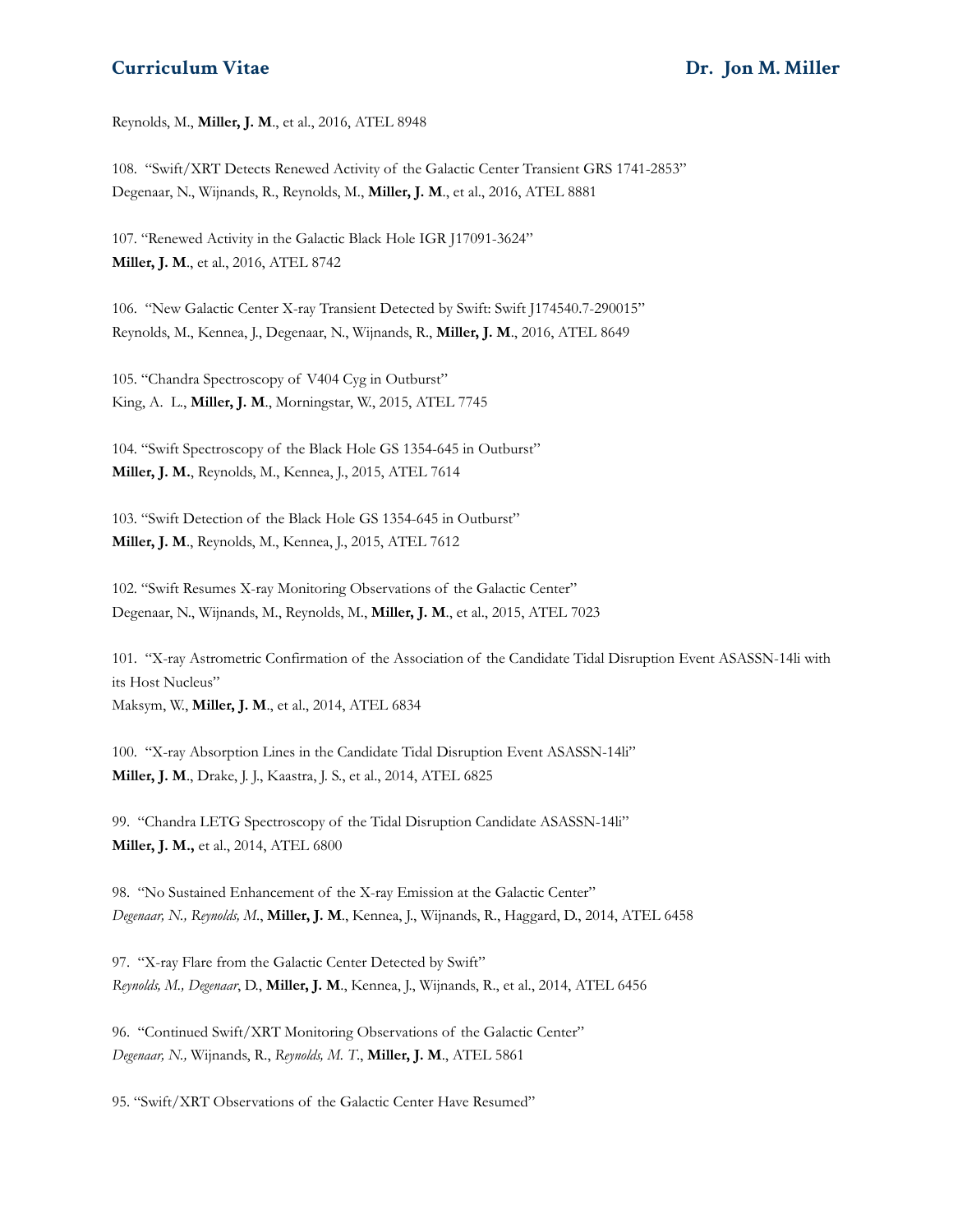Reynolds, M., **Miller, J. M**., et al., 2016, ATEL 8948

108. "Swift/XRT Detects Renewed Activity of the Galactic Center Transient GRS 1741-2853"
Degenaar, N., Wijnands, R., Reynolds, M., **Miller, J. M**., et al., 2016, ATEL 8881

107. "Renewed Activity in the Galactic Black Hole IGR J17091-3624"
**Miller, J. M**., et al., 2016, ATEL 8742

106. "New Galactic Center X-ray Transient Detected by Swift: Swift J174540.7-290015"
Reynolds, M., Kennea, J., Degenaar, N., Wijnands, R., **Miller, J. M**., 2016, ATEL 8649

105. "Chandra Spectroscopy of V404 Cyg in Outburst"
King, A. L., **Miller, J. M**., Morningstar, W., 2015, ATEL 7745

104. "Swift Spectroscopy of the Black Hole GS 1354-645 in Outburst"
**Miller, J. M.**, Reynolds, M., Kennea, J., 2015, ATEL 7614

103. "Swift Detection of the Black Hole GS 1354-645 in Outburst"
**Miller, J. M**., Reynolds, M., Kennea, J., 2015, ATEL 7612

102. "Swift Resumes X-ray Monitoring Observations of the Galactic Center"
Degenaar, N., Wijnands, M., Reynolds, M., **Miller, J. M**., et al., 2015, ATEL 7023

101. "X-ray Astrometric Confirmation of the Association of the Candidate Tidal Disruption Event ASASSN-14li with its Host Nucleus"
Maksym, W., **Miller, J. M**., et al., 2014, ATEL 6834

100. "X-ray Absorption Lines in the Candidate Tidal Disruption Event ASASSN-14li"
**Miller, J. M**., Drake, J. J., Kaastra, J. S., et al., 2014, ATEL 6825

99. "Chandra LETG Spectroscopy of the Tidal Disruption Candidate ASASSN-14li"
**Miller, J. M.,** et al., 2014, ATEL 6800

98. "No Sustained Enhancement of the X-ray Emission at the Galactic Center"
*Degenaar, N., Reynolds, M.*, **Miller, J. M**., Kennea, J., Wijnands, R., Haggard, D., 2014, ATEL 6458

97. "X-ray Flare from the Galactic Center Detected by Swift"
*Reynolds, M., Degenaar*, D., **Miller, J. M**., Kennea, J., Wijnands, R., et al., 2014, ATEL 6456

96. "Continued Swift/XRT Monitoring Observations of the Galactic Center"
*Degenaar, N.,* Wijnands, R., *Reynolds, M. T.*, **Miller, J. M**., ATEL 5861

95. "Swift/XRT Observations of the Galactic Center Have Resumed"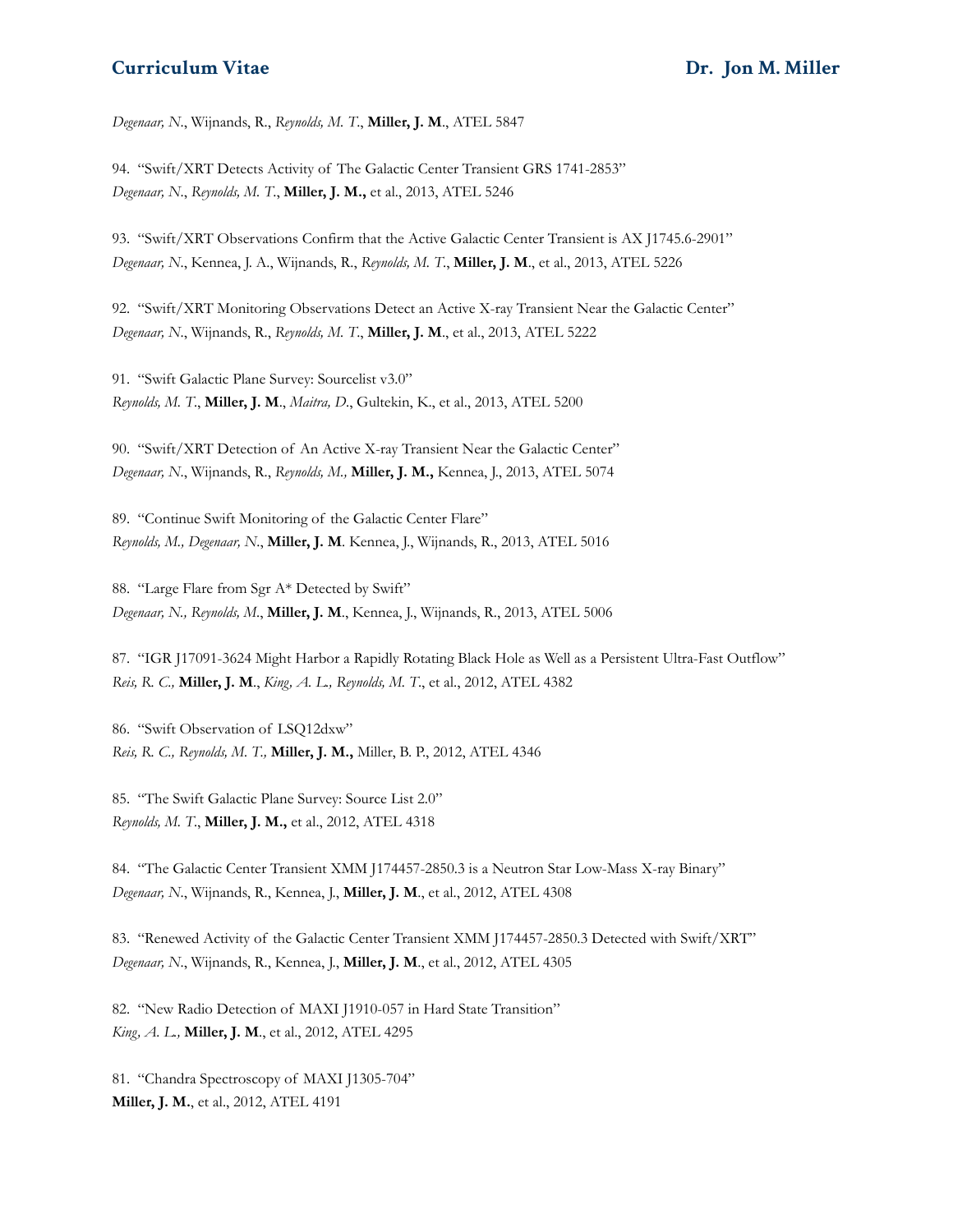*Degenaar, N*., Wijnands, R., *Reynolds, M. T*., **Miller, J. M**., ATEL 5847

94. "Swift/XRT Detects Activity of The Galactic Center Transient GRS 1741-2853"
*Degenaar, N*., *Reynolds, M. T*., **Miller, J. M.,** et al., 2013, ATEL 5246

93. "Swift/XRT Observations Confirm that the Active Galactic Center Transient is AX J1745.6-2901"
*Degenaar, N*., Kennea, J. A., Wijnands, R., *Reynolds, M. T*., **Miller, J. M**., et al., 2013, ATEL 5226

92. "Swift/XRT Monitoring Observations Detect an Active X-ray Transient Near the Galactic Center"
*Degenaar, N*., Wijnands, R., *Reynolds, M. T*., **Miller, J. M**., et al., 2013, ATEL 5222

91. "Swift Galactic Plane Survey: Sourcelist v3.0"
*Reynolds, M. T*., **Miller, J. M**., *Maitra, D*., Gultekin, K., et al., 2013, ATEL 5200

90. "Swift/XRT Detection of An Active X-ray Transient Near the Galactic Center"
*Degenaar, N*., Wijnands, R., *Reynolds, M.,* **Miller, J. M.,** Kennea, J., 2013, ATEL 5074

89. "Continue Swift Monitoring of the Galactic Center Flare"
*Reynolds, M., Degenaar, N*., **Miller, J. M**. Kennea, J., Wijnands, R., 2013, ATEL 5016

88. "Large Flare from Sgr A* Detected by Swift"
*Degenaar, N., Reynolds, M*., **Miller, J. M**., Kennea, J., Wijnands, R., 2013, ATEL 5006

87. "IGR J17091-3624 Might Harbor a Rapidly Rotating Black Hole as Well as a Persistent Ultra-Fast Outflow"
*Reis, R. C.,* **Miller, J. M**., *King, A. L., Reynolds, M. T*., et al., 2012, ATEL 4382

86. "Swift Observation of LSQ12dxw"
*Reis, R. C., Reynolds, M. T.,* **Miller, J. M.,** Miller, B. P., 2012, ATEL 4346

85. "The Swift Galactic Plane Survey: Source List 2.0"
*Reynolds, M. T*., **Miller, J. M.,** et al., 2012, ATEL 4318

84. "The Galactic Center Transient XMM J174457-2850.3 is a Neutron Star Low-Mass X-ray Binary"
*Degenaar, N*., Wijnands, R., Kennea, J., **Miller, J. M**., et al., 2012, ATEL 4308

83. "Renewed Activity of the Galactic Center Transient XMM J174457-2850.3 Detected with Swift/XRT"
*Degenaar, N*., Wijnands, R., Kennea, J., **Miller, J. M**., et al., 2012, ATEL 4305

82. "New Radio Detection of MAXI J1910-057 in Hard State Transition"
*King, A. L.,* **Miller, J. M**., et al., 2012, ATEL 4295

81. "Chandra Spectroscopy of MAXI J1305-704"
**Miller, J. M.**, et al., 2012, ATEL 4191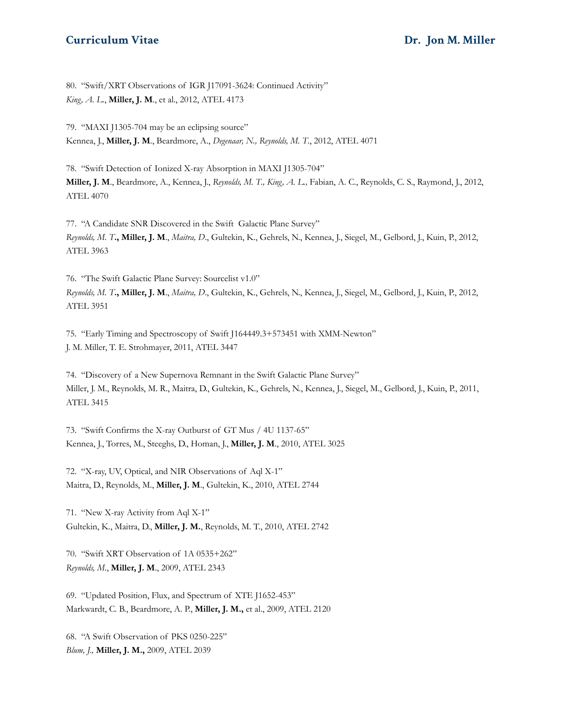80. "Swift/XRT Observations of IGR J17091-3624: Continued Activity"
*King, A. L.*, **Miller, J. M**., et al., 2012, ATEL 4173

79. "MAXI J1305-704 may be an eclipsing source"
Kennea, J., **Miller, J. M**., Beardmore, A., *Degenaar, N., Reynolds, M. T.*, 2012, ATEL 4071

78. "Swift Detection of Ionized X-ray Absorption in MAXI J1305-704"
**Miller, J. M**., Beardmore, A., Kennea, J., *Reynolds, M. T., King, A. L.,* Fabian, A. C., Reynolds, C. S., Raymond, J., 2012, ATEL 4070

77. "A Candidate SNR Discovered in the Swift Galactic Plane Survey"
*Reynolds, M. T.***, Miller, J. M**., *Maitra, D*., Gultekin, K., Gehrels, N., Kennea, J., Siegel, M., Gelbord, J., Kuin, P., 2012, ATEL 3963

76. "The Swift Galactic Plane Survey: Sourcelist v1.0"
*Reynolds, M. T.***, Miller, J. M**., *Maitra, D*., Gultekin, K., Gehrels, N., Kennea, J., Siegel, M., Gelbord, J., Kuin, P., 2012, ATEL 3951

75. "Early Timing and Spectroscopy of Swift J164449.3+573451 with XMM-Newton"
J. M. Miller, T. E. Strohmayer, 2011, ATEL 3447

74. "Discovery of a New Supernova Remnant in the Swift Galactic Plane Survey"
Miller, J. M., Reynolds, M. R., Maitra, D., Gultekin, K., Gehrels, N., Kennea, J., Siegel, M., Gelbord, J., Kuin, P., 2011, ATEL 3415

73. "Swift Confirms the X-ray Outburst of GT Mus / 4U 1137-65"
Kennea, J., Torres, M., Steeghs, D., Homan, J., **Miller, J. M**., 2010, ATEL 3025

72. "X-ray, UV, Optical, and NIR Observations of Aql X-1"
Maitra, D., Reynolds, M., **Miller, J. M**., Gultekin, K., 2010, ATEL 2744

71. "New X-ray Activity from Aql X-1"
Gultekin, K., Maitra, D., **Miller, J. M.**, Reynolds, M. T., 2010, ATEL 2742

70. "Swift XRT Observation of 1A 0535+262"
*Reynolds, M.*, **Miller, J. M**., 2009, ATEL 2343

69. "Updated Position, Flux, and Spectrum of XTE J1652-453"
Markwardt, C. B., Beardmore, A. P., **Miller, J. M.,** et al., 2009, ATEL 2120

68. "A Swift Observation of PKS 0250-225"
*Blum, J.,* **Miller, J. M.,** 2009, ATEL 2039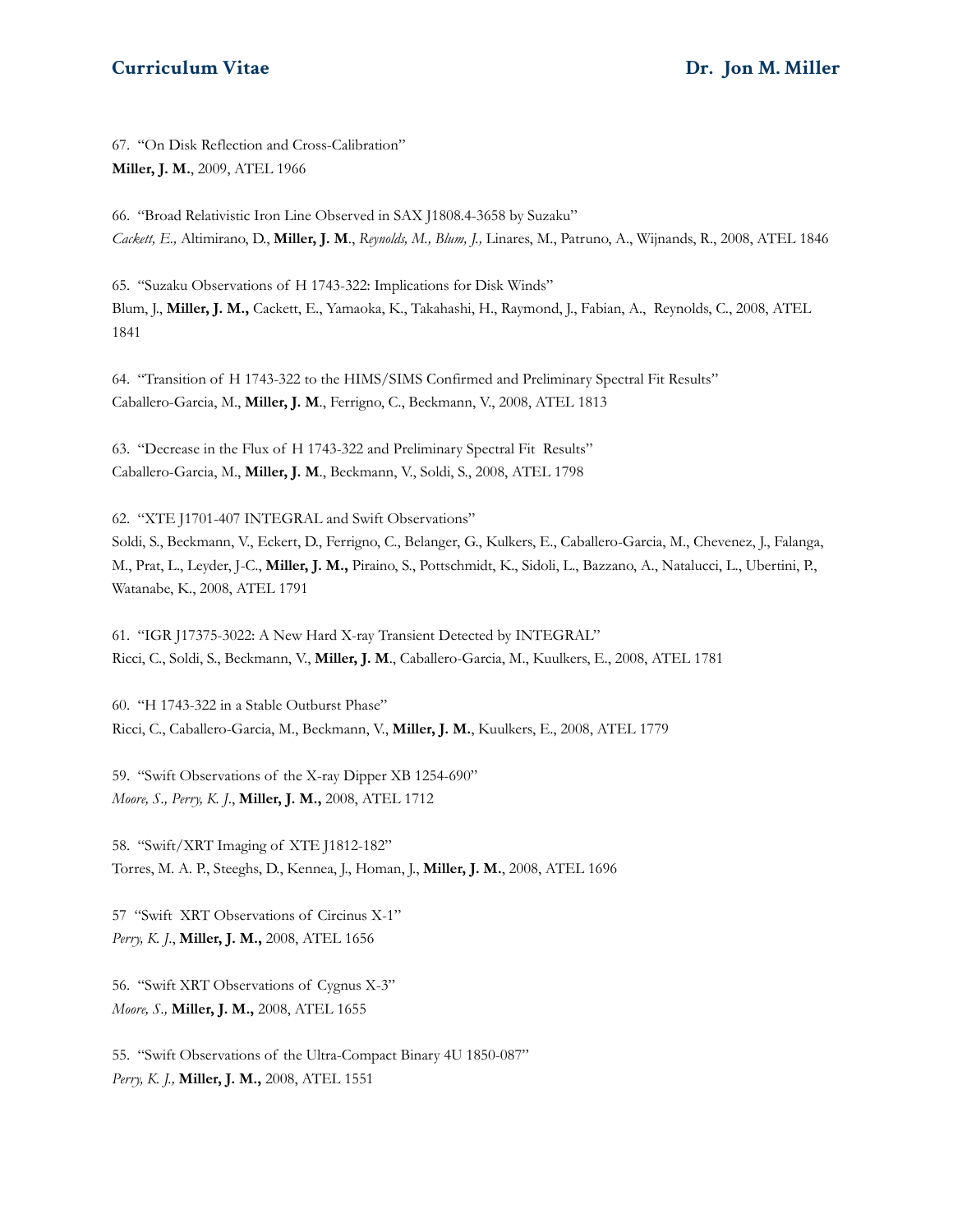67. “On Disk Reflection and Cross-Calibration”
**Miller, J. M.**, 2009, ATEL 1966

66. “Broad Relativistic Iron Line Observed in SAX J1808.4-3658 by Suzaku”
*Cackett, E.,* Altimirano, D., **Miller, J. M**., *Reynolds, M., Blum, J.,* Linares, M., Patruno, A., Wijnands, R., 2008, ATEL 1846

65. “Suzaku Observations of H 1743-322: Implications for Disk Winds”
Blum, J., **Miller, J. M.,** Cackett, E., Yamaoka, K., Takahashi, H., Raymond, J., Fabian, A., Reynolds, C., 2008, ATEL 1841

64. “Transition of H 1743-322 to the HIMS/SIMS Confirmed and Preliminary Spectral Fit Results”
Caballero-Garcia, M., **Miller, J. M**., Ferrigno, C., Beckmann, V., 2008, ATEL 1813

63. “Decrease in the Flux of H 1743-322 and Preliminary Spectral Fit Results”
Caballero-Garcia, M., **Miller, J. M**., Beckmann, V., Soldi, S., 2008, ATEL 1798

62. “XTE J1701-407 INTEGRAL and Swift Observations”
Soldi, S., Beckmann, V., Eckert, D., Ferrigno, C., Belanger, G., Kulkers, E., Caballero-Garcia, M., Chevenez, J., Falanga, M., Prat, L., Leyder, J-C., **Miller, J. M.,** Piraino, S., Pottschmidt, K., Sidoli, L., Bazzano, A., Natalucci, L., Ubertini, P., Watanabe, K., 2008, ATEL 1791

61. “IGR J17375-3022: A New Hard X-ray Transient Detected by INTEGRAL”
Ricci, C., Soldi, S., Beckmann, V., **Miller, J. M**., Caballero-Garcia, M., Kuulkers, E., 2008, ATEL 1781

60. “H 1743-322 in a Stable Outburst Phase”
Ricci, C., Caballero-Garcia, M., Beckmann, V., **Miller, J. M.**, Kuulkers, E., 2008, ATEL 1779

59. “Swift Observations of the X-ray Dipper XB 1254-690”
*Moore, S., Perry, K. J*., **Miller, J. M.,** 2008, ATEL 1712

58. “Swift/XRT Imaging of XTE J1812-182”
Torres, M. A. P., Steeghs, D., Kennea, J., Homan, J., **Miller, J. M.**, 2008, ATEL 1696

57 “Swift XRT Observations of Circinus X-1”
*Perry, K. J*., **Miller, J. M.,** 2008, ATEL 1656

56. “Swift XRT Observations of Cygnus X-3”
*Moore, S.,* **Miller, J. M.,** 2008, ATEL 1655

55. “Swift Observations of the Ultra-Compact Binary 4U 1850-087”
*Perry, K. J.,* **Miller, J. M.,** 2008, ATEL 1551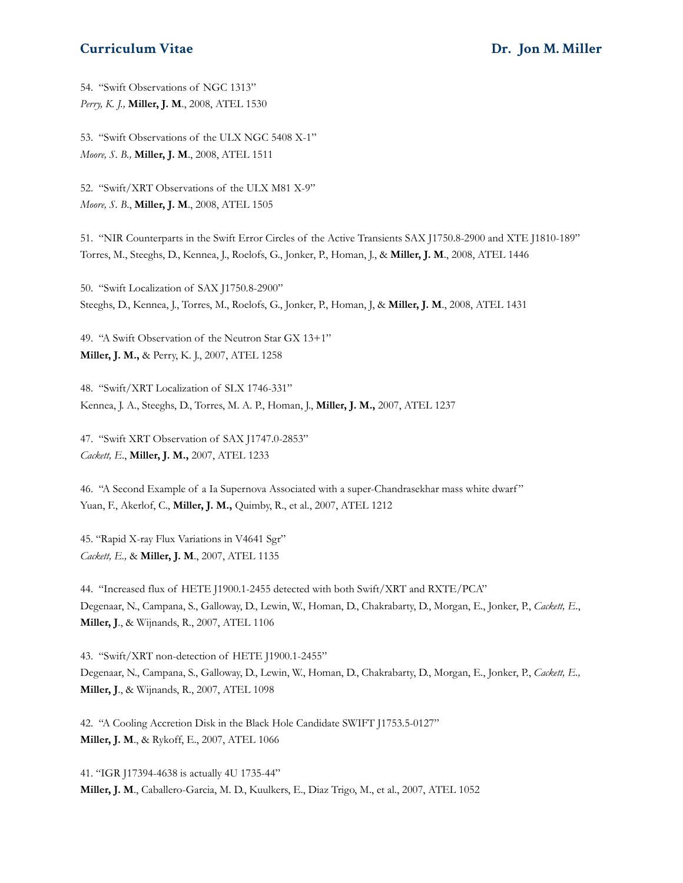54. "Swift Observations of NGC 1313"
*Perry, K. J.,* **Miller, J. M**., 2008, ATEL 1530

53. "Swift Observations of the ULX NGC 5408 X-1"
*Moore, S. B.,* **Miller, J. M**., 2008, ATEL 1511

52. "Swift/XRT Observations of the ULX M81 X-9"
*Moore, S. B.*, **Miller, J. M**., 2008, ATEL 1505

51. "NIR Counterparts in the Swift Error Circles of the Active Transients SAX J1750.8-2900 and XTE J1810-189"
Torres, M., Steeghs, D., Kennea, J., Roelofs, G., Jonker, P., Homan, J., & **Miller, J. M**., 2008, ATEL 1446

50. "Swift Localization of SAX J1750.8-2900"
Steeghs, D., Kennea, J., Torres, M., Roelofs, G., Jonker, P., Homan, J, & **Miller, J. M**., 2008, ATEL 1431

49. "A Swift Observation of the Neutron Star GX 13+1"
**Miller, J. M.,** & Perry, K. J., 2007, ATEL 1258

48. "Swift/XRT Localization of SLX 1746-331"
Kennea, J. A., Steeghs, D., Torres, M. A. P., Homan, J., **Miller, J. M.,** 2007, ATEL 1237

47. "Swift XRT Observation of SAX J1747.0-2853"
*Cackett, E*., **Miller, J. M.,** 2007, ATEL 1233

46. "A Second Example of a Ia Supernova Associated with a super-Chandrasekhar mass white dwarf"
Yuan, F., Akerlof, C., **Miller, J. M.,** Quimby, R., et al., 2007, ATEL 1212

45. "Rapid X-ray Flux Variations in V4641 Sgr"
*Cackett, E.,* & **Miller, J. M**., 2007, ATEL 1135

44. "Increased flux of HETE J1900.1-2455 detected with both Swift/XRT and RXTE/PCA"
Degenaar, N., Campana, S., Galloway, D., Lewin, W., Homan, D., Chakrabarty, D., Morgan, E., Jonker, P., *Cackett, E*., **Miller, J**., & Wijnands, R., 2007, ATEL 1106

43. "Swift/XRT non-detection of HETE J1900.1-2455"
Degenaar, N., Campana, S., Galloway, D., Lewin, W., Homan, D., Chakrabarty, D., Morgan, E., Jonker, P., *Cackett, E.,* **Miller, J**., & Wijnands, R., 2007, ATEL 1098

42. "A Cooling Accretion Disk in the Black Hole Candidate SWIFT J1753.5-0127"
**Miller, J. M**., & Rykoff, E., 2007, ATEL 1066

41. "IGR J17394-4638 is actually 4U 1735-44"
**Miller, J. M**., Caballero-Garcia, M. D., Kuulkers, E., Diaz Trigo, M., et al., 2007, ATEL 1052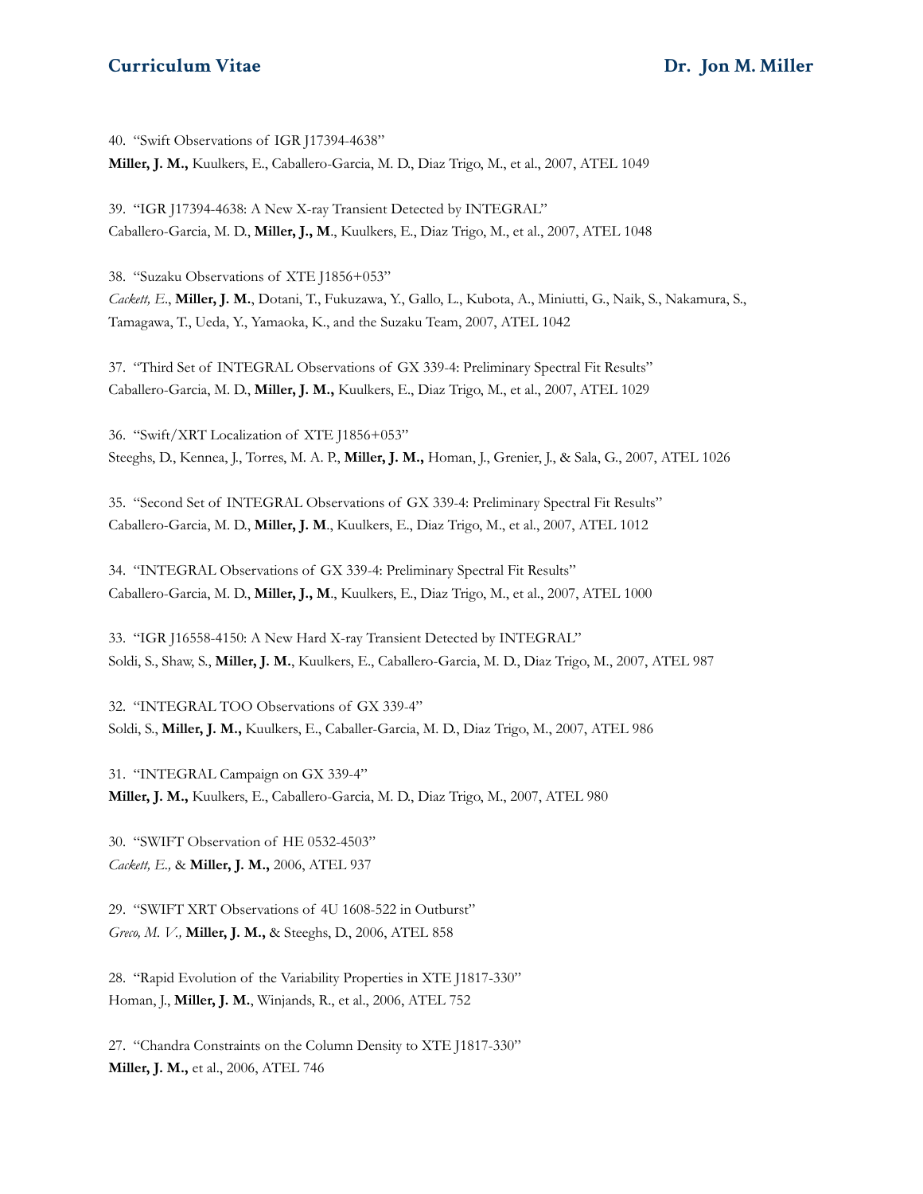40. "Swift Observations of IGR J17394-4638"
**Miller, J. M.,** Kuulkers, E., Caballero-Garcia, M. D., Diaz Trigo, M., et al., 2007, ATEL 1049

39. "IGR J17394-4638: A New X-ray Transient Detected by INTEGRAL"
Caballero-Garcia, M. D., **Miller, J., M**., Kuulkers, E., Diaz Trigo, M., et al., 2007, ATEL 1048

38. "Suzaku Observations of XTE J1856+053"
*Cackett, E*., **Miller, J. M.**, Dotani, T., Fukuzawa, Y., Gallo, L., Kubota, A., Miniutti, G., Naik, S., Nakamura, S., Tamagawa, T., Ueda, Y., Yamaoka, K., and the Suzaku Team, 2007, ATEL 1042

37. "Third Set of INTEGRAL Observations of GX 339-4: Preliminary Spectral Fit Results"
Caballero-Garcia, M. D., **Miller, J. M.,** Kuulkers, E., Diaz Trigo, M., et al., 2007, ATEL 1029

36. "Swift/XRT Localization of XTE J1856+053"
Steeghs, D., Kennea, J., Torres, M. A. P., **Miller, J. M.,** Homan, J., Grenier, J., & Sala, G., 2007, ATEL 1026

35. "Second Set of INTEGRAL Observations of GX 339-4: Preliminary Spectral Fit Results"
Caballero-Garcia, M. D., **Miller, J. M**., Kuulkers, E., Diaz Trigo, M., et al., 2007, ATEL 1012

34. "INTEGRAL Observations of GX 339-4: Preliminary Spectral Fit Results"
Caballero-Garcia, M. D., **Miller, J., M**., Kuulkers, E., Diaz Trigo, M., et al., 2007, ATEL 1000

33. "IGR J16558-4150: A New Hard X-ray Transient Detected by INTEGRAL"
Soldi, S., Shaw, S., **Miller, J. M.**, Kuulkers, E., Caballero-Garcia, M. D., Diaz Trigo, M., 2007, ATEL 987

32. "INTEGRAL TOO Observations of GX 339-4"
Soldi, S., **Miller, J. M.,** Kuulkers, E., Caballer-Garcia, M. D., Diaz Trigo, M., 2007, ATEL 986

31. "INTEGRAL Campaign on GX 339-4"
**Miller, J. M.,** Kuulkers, E., Caballero-Garcia, M. D., Diaz Trigo, M., 2007, ATEL 980

30. "SWIFT Observation of HE 0532-4503"
*Cackett, E.,* & **Miller, J. M.,** 2006, ATEL 937

29. "SWIFT XRT Observations of 4U 1608-522 in Outburst"
*Greco, M. V.,* **Miller, J. M.,** & Steeghs, D., 2006, ATEL 858

28. "Rapid Evolution of the Variability Properties in XTE J1817-330"
Homan, J., **Miller, J. M.**, Winjands, R., et al., 2006, ATEL 752

27. "Chandra Constraints on the Column Density to XTE J1817-330"
**Miller, J. M.,** et al., 2006, ATEL 746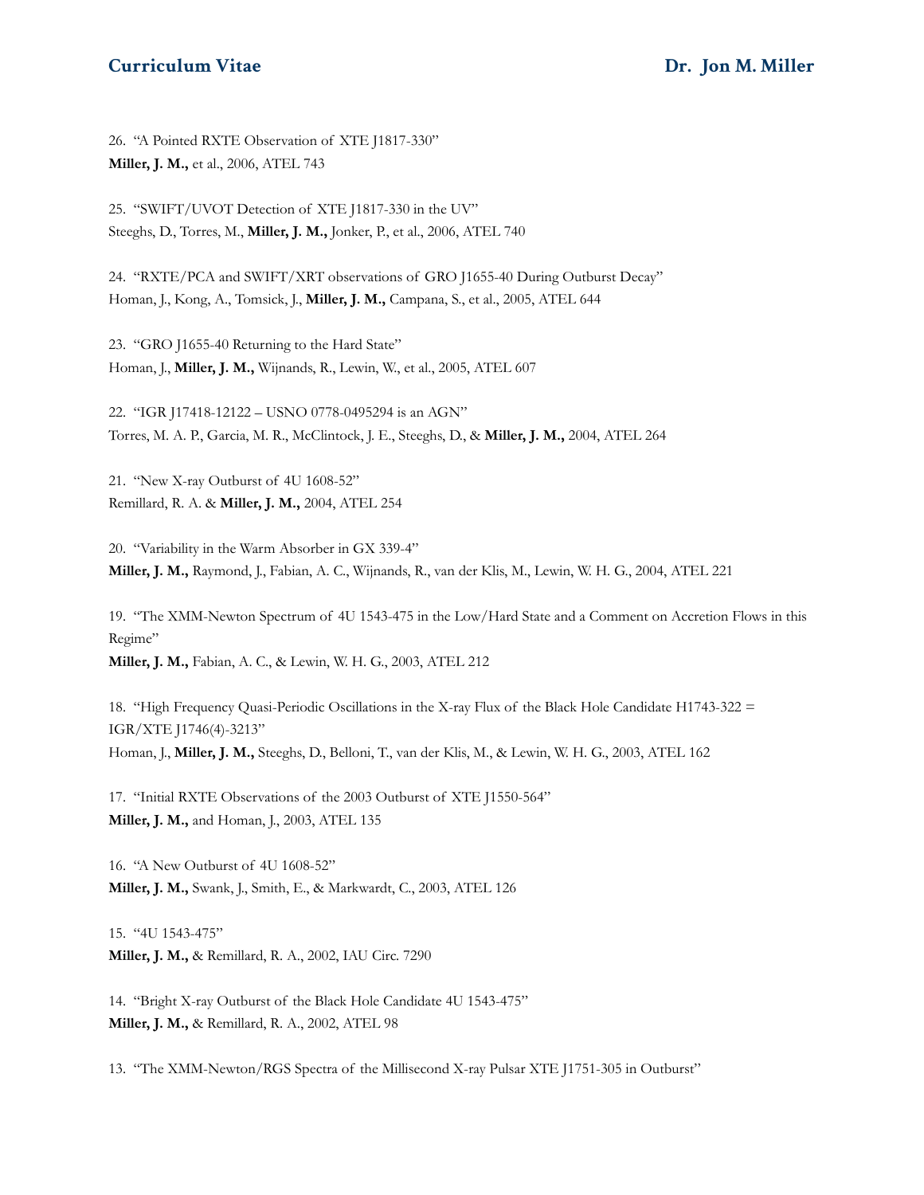26. “A Pointed RXTE Observation of XTE J1817-330”
**Miller, J. M.,** et al., 2006, ATEL 743

25. “SWIFT/UVOT Detection of XTE J1817-330 in the UV”
Steeghs, D., Torres, M., **Miller, J. M.,** Jonker, P., et al., 2006, ATEL 740

24. “RXTE/PCA and SWIFT/XRT observations of GRO J1655-40 During Outburst Decay”
Homan, J., Kong, A., Tomsick, J., **Miller, J. M.,** Campana, S., et al., 2005, ATEL 644

23. “GRO J1655-40 Returning to the Hard State”
Homan, J., **Miller, J. M.,** Wijnands, R., Lewin, W., et al., 2005, ATEL 607

22. “IGR J17418-12122 – USNO 0778-0495294 is an AGN”
Torres, M. A. P., Garcia, M. R., McClintock, J. E., Steeghs, D., & **Miller, J. M.,** 2004, ATEL 264

21. “New X-ray Outburst of 4U 1608-52”
Remillard, R. A. & **Miller, J. M.,** 2004, ATEL 254

20. “Variability in the Warm Absorber in GX 339-4”
**Miller, J. M.,** Raymond, J., Fabian, A. C., Wijnands, R., van der Klis, M., Lewin, W. H. G., 2004, ATEL 221

19. “The XMM-Newton Spectrum of 4U 1543-475 in the Low/Hard State and a Comment on Accretion Flows in this Regime”
**Miller, J. M.,** Fabian, A. C., & Lewin, W. H. G., 2003, ATEL 212

18. “High Frequency Quasi-Periodic Oscillations in the X-ray Flux of the Black Hole Candidate H1743-322 = IGR/XTE J1746(4)-3213”
Homan, J., **Miller, J. M.,** Steeghs, D., Belloni, T., van der Klis, M., & Lewin, W. H. G., 2003, ATEL 162

17. “Initial RXTE Observations of the 2003 Outburst of XTE J1550-564”
**Miller, J. M.,** and Homan, J., 2003, ATEL 135

16. “A New Outburst of 4U 1608-52”
**Miller, J. M.,** Swank, J., Smith, E., & Markwardt, C., 2003, ATEL 126

15. “4U 1543-475”
**Miller, J. M.,** & Remillard, R. A., 2002, IAU Circ. 7290

14. “Bright X-ray Outburst of the Black Hole Candidate 4U 1543-475”
**Miller, J. M.,** & Remillard, R. A., 2002, ATEL 98

13. “The XMM-Newton/RGS Spectra of the Millisecond X-ray Pulsar XTE J1751-305 in Outburst”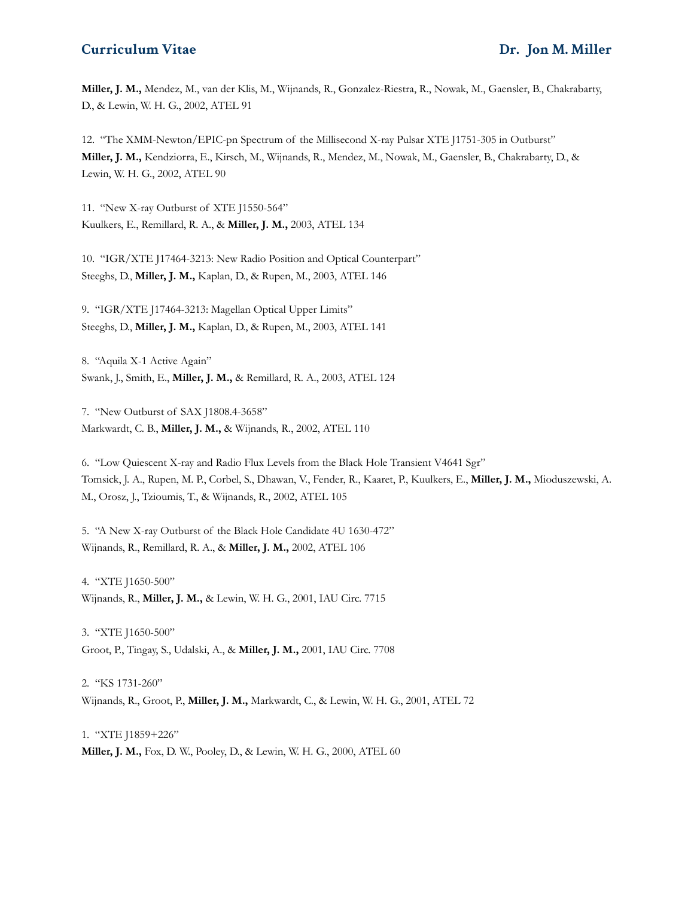**Miller, J. M.,** Mendez, M., van der Klis, M., Wijnands, R., Gonzalez-Riestra, R., Nowak, M., Gaensler, B., Chakrabarty, D., & Lewin, W. H. G., 2002, ATEL 91

12. "The XMM-Newton/EPIC-pn Spectrum of the Millisecond X-ray Pulsar XTE J1751-305 in Outburst"
**Miller, J. M.,** Kendziorra, E., Kirsch, M., Wijnands, R., Mendez, M., Nowak, M., Gaensler, B., Chakrabarty, D., & Lewin, W. H. G., 2002, ATEL 90

11. "New X-ray Outburst of XTE J1550-564"
Kuulkers, E., Remillard, R. A., & **Miller, J. M.,** 2003, ATEL 134

10. "IGR/XTE J17464-3213: New Radio Position and Optical Counterpart"
Steeghs, D., **Miller, J. M.,** Kaplan, D., & Rupen, M., 2003, ATEL 146

9. "IGR/XTE J17464-3213: Magellan Optical Upper Limits"
Steeghs, D., **Miller, J. M.,** Kaplan, D., & Rupen, M., 2003, ATEL 141

8. "Aquila X-1 Active Again"
Swank, J., Smith, E., **Miller, J. M.,** & Remillard, R. A., 2003, ATEL 124

7. "New Outburst of SAX J1808.4-3658"
Markwardt, C. B., **Miller, J. M.,** & Wijnands, R., 2002, ATEL 110

6. "Low Quiescent X-ray and Radio Flux Levels from the Black Hole Transient V4641 Sgr"
Tomsick, J. A., Rupen, M. P., Corbel, S., Dhawan, V., Fender, R., Kaaret, P., Kuulkers, E., **Miller, J. M.,** Mioduszewski, A. M., Orosz, J., Tzioumis, T., & Wijnands, R., 2002, ATEL 105

5. "A New X-ray Outburst of the Black Hole Candidate 4U 1630-472"
Wijnands, R., Remillard, R. A., & **Miller, J. M.,** 2002, ATEL 106

4. "XTE J1650-500"
Wijnands, R., **Miller, J. M.,** & Lewin, W. H. G., 2001, IAU Circ. 7715

3. "XTE J1650-500"
Groot, P., Tingay, S., Udalski, A., & **Miller, J. M.,** 2001, IAU Circ. 7708

2. "KS 1731-260"
Wijnands, R., Groot, P., **Miller, J. M.,** Markwardt, C., & Lewin, W. H. G., 2001, ATEL 72

1. "XTE J1859+226"
**Miller, J. M.,** Fox, D. W., Pooley, D., & Lewin, W. H. G., 2000, ATEL 60